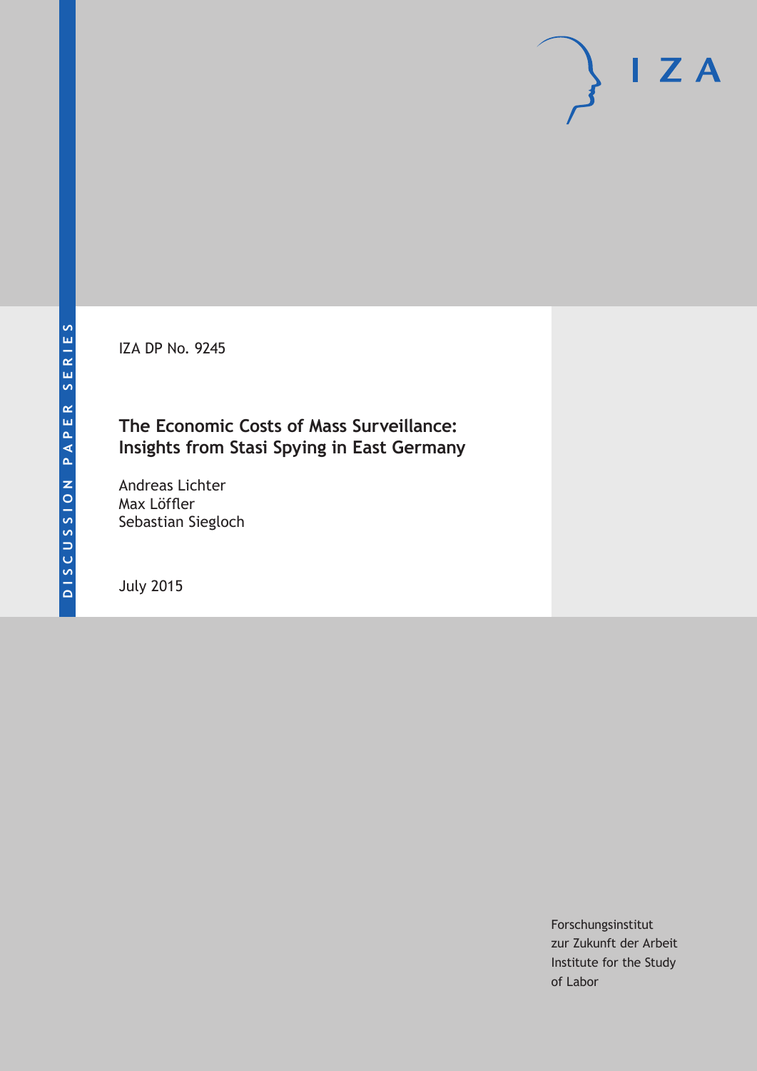DISCUSSION PAPER SERIES

IZA DP No. 9245

# The Economic Costs of Mass Surveillance: Insights from Stasi Spying in East Germany

Andreas Lichter
Max Löffler
Sebastian Siegloch

July 2015

Forschungsinstitut
zur Zukunft der Arbeit
Institute for the Study
of Labor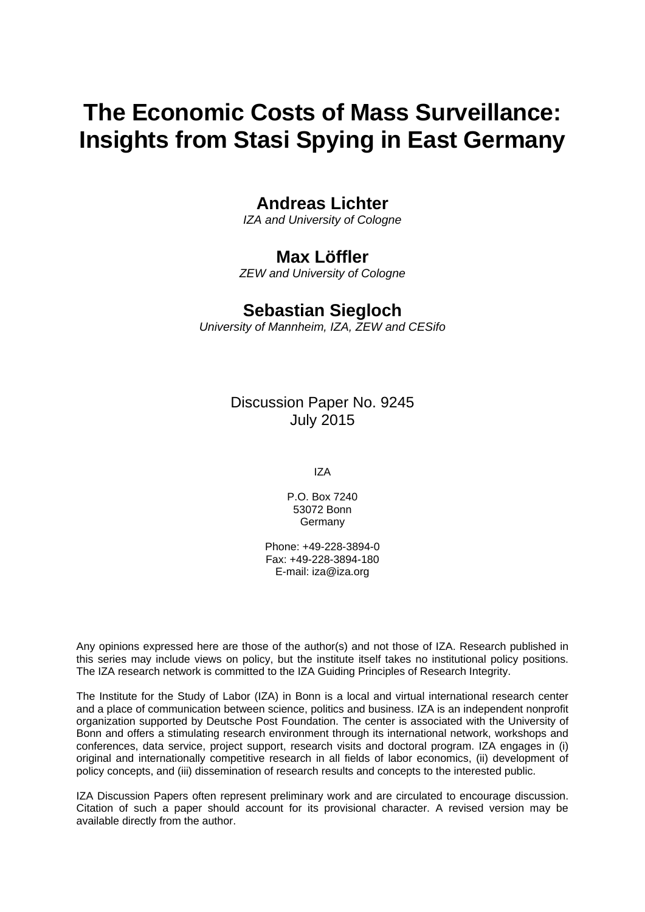# The Economic Costs of Mass Surveillance: Insights from Stasi Spying in East Germany

**Andreas Lichter**
*IZA and University of Cologne*

**Max Löffler**
*ZEW and University of Cologne*

**Sebastian Siegloch**
*University of Mannheim, IZA, ZEW and CESifo*

Discussion Paper No. 9245
July 2015

IZA

P.O. Box 7240
53072 Bonn
Germany

Phone: +49-228-3894-0
Fax: +49-228-3894-180
E-mail: iza@iza.org

Any opinions expressed here are those of the author(s) and not those of IZA. Research published in this series may include views on policy, but the institute itself takes no institutional policy positions. The IZA research network is committed to the IZA Guiding Principles of Research Integrity.

The Institute for the Study of Labor (IZA) in Bonn is a local and virtual international research center and a place of communication between science, politics and business. IZA is an independent nonprofit organization supported by Deutsche Post Foundation. The center is associated with the University of Bonn and offers a stimulating research environment through its international network, workshops and conferences, data service, project support, research visits and doctoral program. IZA engages in (i) original and internationally competitive research in all fields of labor economics, (ii) development of policy concepts, and (iii) dissemination of research results and concepts to the interested public.

IZA Discussion Papers often represent preliminary work and are circulated to encourage discussion. Citation of such a paper should account for its provisional character. A revised version may be available directly from the author.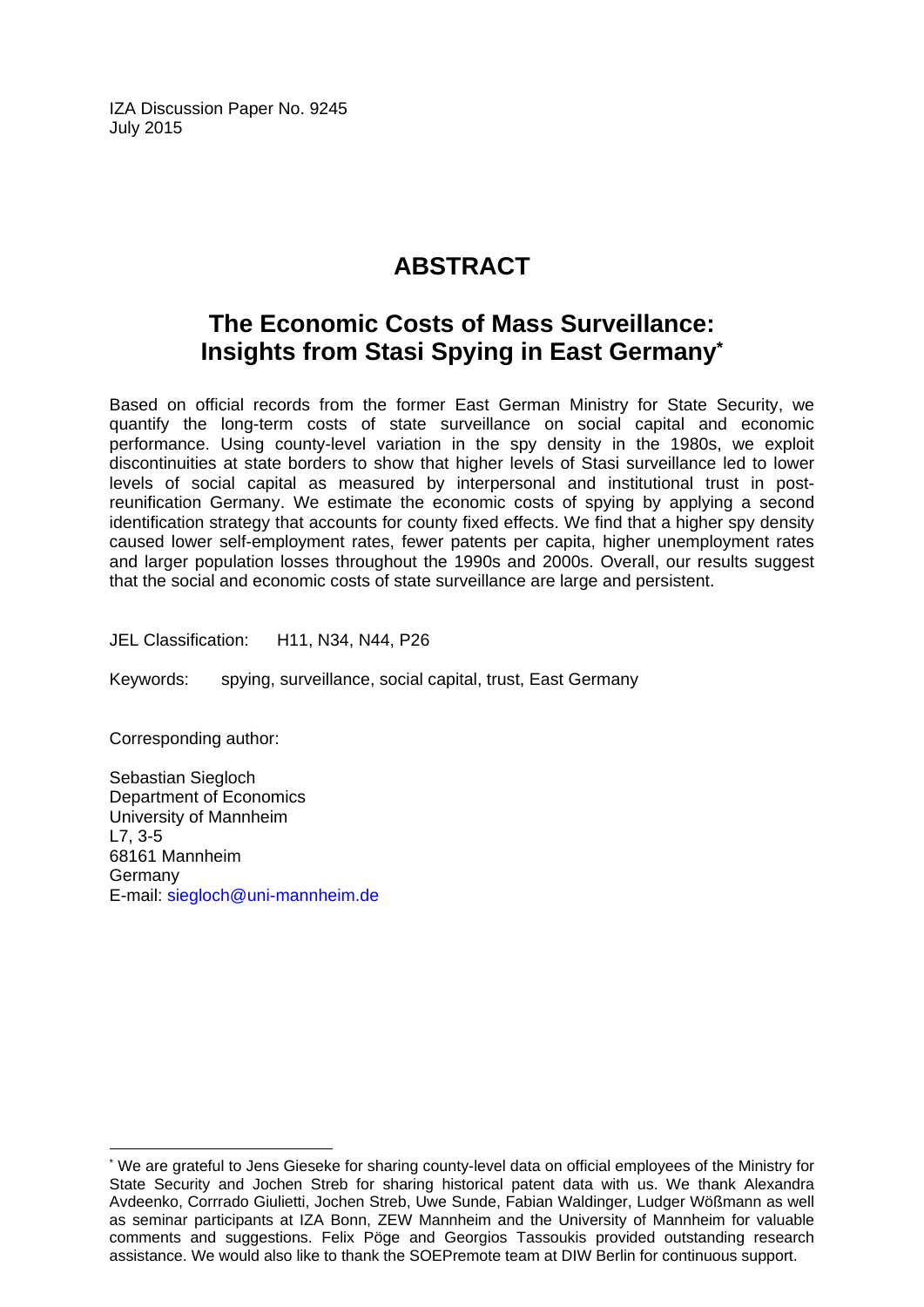IZA Discussion Paper No. 9245
July 2015

# ABSTRACT

## The Economic Costs of Mass Surveillance: Insights from Stasi Spying in East Germany*

Based on official records from the former East German Ministry for State Security, we quantify the long-term costs of state surveillance on social capital and economic performance. Using county-level variation in the spy density in the 1980s, we exploit discontinuities at state borders to show that higher levels of Stasi surveillance led to lower levels of social capital as measured by interpersonal and institutional trust in post-reunification Germany. We estimate the economic costs of spying by applying a second identification strategy that accounts for county fixed effects. We find that a higher spy density caused lower self-employment rates, fewer patents per capita, higher unemployment rates and larger population losses throughout the 1990s and 2000s. Overall, our results suggest that the social and economic costs of state surveillance are large and persistent.

JEL Classification: H11, N34, N44, P26

Keywords: spying, surveillance, social capital, trust, East Germany

Corresponding author:

Sebastian Siegloch
Department of Economics
University of Mannheim
L7, 3-5
68161 Mannheim
Germany
E-mail: siegloch@uni-mannheim.de

---

* We are grateful to Jens Gieseke for sharing county-level data on official employees of the Ministry for State Security and Jochen Streb for sharing historical patent data with us. We thank Alexandra Avdeenko, Corrrado Giulietti, Jochen Streb, Uwe Sunde, Fabian Waldinger, Ludger Wößmann as well as seminar participants at IZA Bonn, ZEW Mannheim and the University of Mannheim for valuable comments and suggestions. Felix Pöge and Georgios Tassoukis provided outstanding research assistance. We would also like to thank the SOEPremote team at DIW Berlin for continuous support.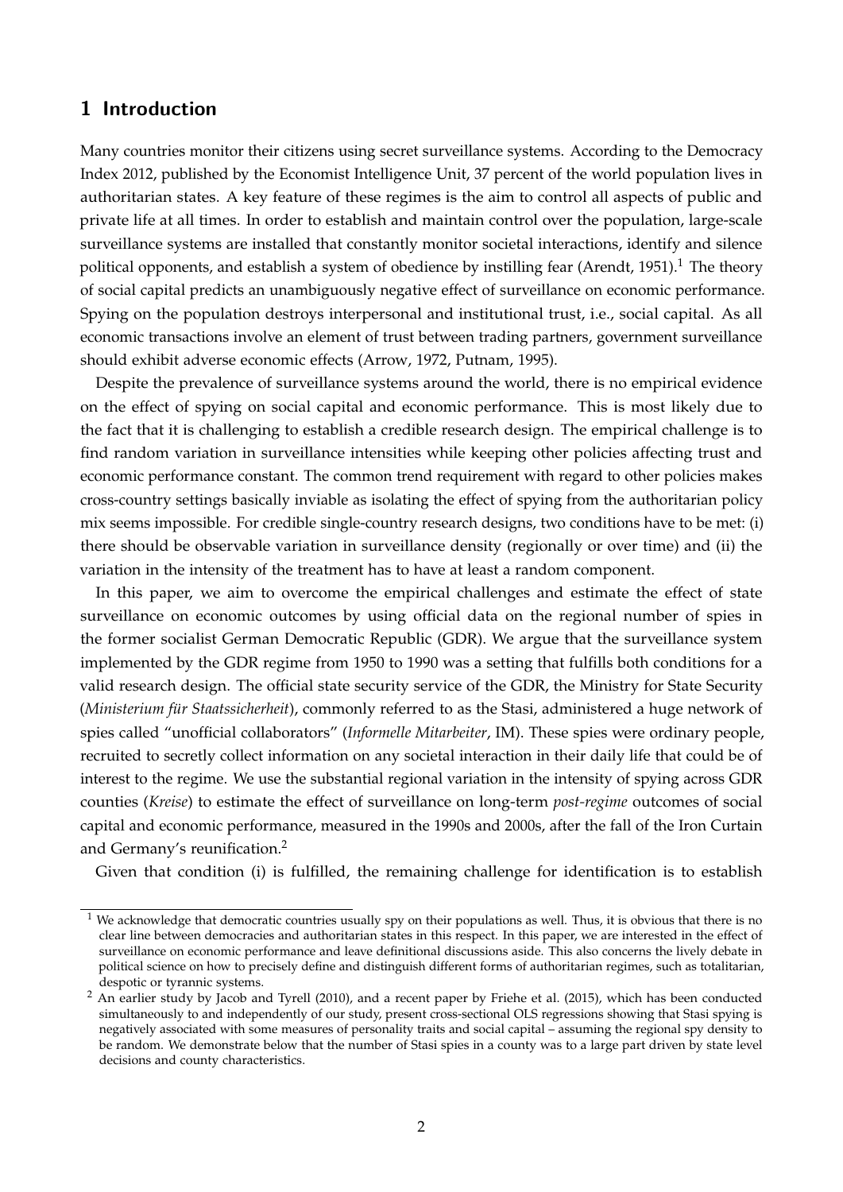# 1 Introduction

Many countries monitor their citizens using secret surveillance systems. According to the Democracy Index 2012, published by the Economist Intelligence Unit, 37 percent of the world population lives in authoritarian states. A key feature of these regimes is the aim to control all aspects of public and private life at all times. In order to establish and maintain control over the population, large-scale surveillance systems are installed that constantly monitor societal interactions, identify and silence political opponents, and establish a system of obedience by instilling fear (Arendt, 1951).[1] The theory of social capital predicts an unambiguously negative effect of surveillance on economic performance. Spying on the population destroys interpersonal and institutional trust, i.e., social capital. As all economic transactions involve an element of trust between trading partners, government surveillance should exhibit adverse economic effects (Arrow, 1972, Putnam, 1995).

Despite the prevalence of surveillance systems around the world, there is no empirical evidence on the effect of spying on social capital and economic performance. This is most likely due to the fact that it is challenging to establish a credible research design. The empirical challenge is to find random variation in surveillance intensities while keeping other policies affecting trust and economic performance constant. The common trend requirement with regard to other policies makes cross-country settings basically inviable as isolating the effect of spying from the authoritarian policy mix seems impossible. For credible single-country research designs, two conditions have to be met: (i) there should be observable variation in surveillance density (regionally or over time) and (ii) the variation in the intensity of the treatment has to have at least a random component.

In this paper, we aim to overcome the empirical challenges and estimate the effect of state surveillance on economic outcomes by using official data on the regional number of spies in the former socialist German Democratic Republic (GDR). We argue that the surveillance system implemented by the GDR regime from 1950 to 1990 was a setting that fulfills both conditions for a valid research design. The official state security service of the GDR, the Ministry for State Security (*Ministerium für Staatssicherheit*), commonly referred to as the Stasi, administered a huge network of spies called "unofficial collaborators" (*Informelle Mitarbeiter*, IM). These spies were ordinary people, recruited to secretly collect information on any societal interaction in their daily life that could be of interest to the regime. We use the substantial regional variation in the intensity of spying across GDR counties (*Kreise*) to estimate the effect of surveillance on long-term *post-regime* outcomes of social capital and economic performance, measured in the 1990s and 2000s, after the fall of the Iron Curtain and Germany's reunification.[2]

Given that condition (i) is fulfilled, the remaining challenge for identification is to establish

---

[1] We acknowledge that democratic countries usually spy on their populations as well. Thus, it is obvious that there is no clear line between democracies and authoritarian states in this respect. In this paper, we are interested in the effect of surveillance on economic performance and leave definitional discussions aside. This also concerns the lively debate in political science on how to precisely define and distinguish different forms of authoritarian regimes, such as totalitarian, despotic or tyrannic systems.

[2] An earlier study by Jacob and Tyrell (2010), and a recent paper by Friehe et al. (2015), which has been conducted simultaneously to and independently of our study, present cross-sectional OLS regressions showing that Stasi spying is negatively associated with some measures of personality traits and social capital – assuming the regional spy density to be random. We demonstrate below that the number of Stasi spies in a county was to a large part driven by state level decisions and county characteristics.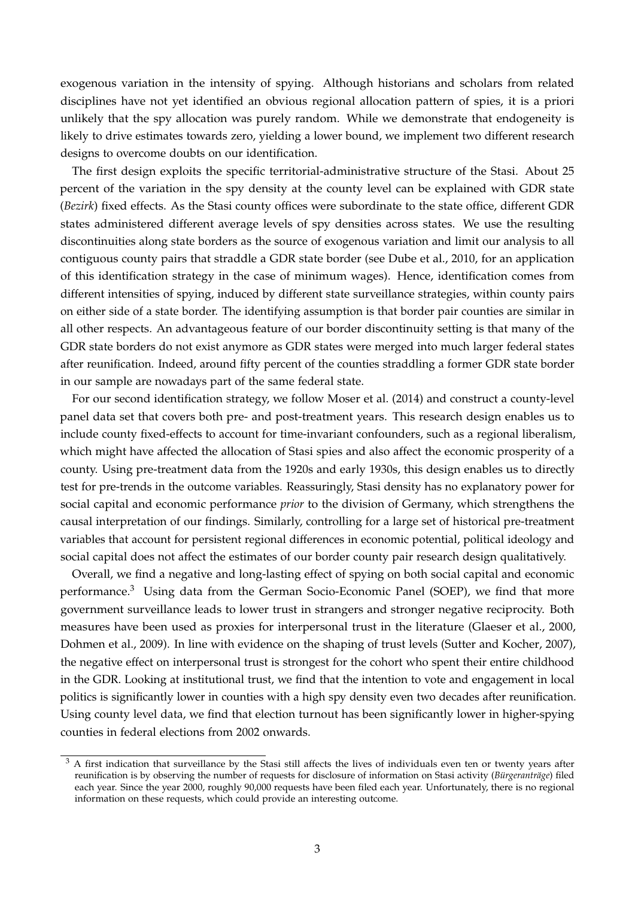exogenous variation in the intensity of spying. Although historians and scholars from related disciplines have not yet identified an obvious regional allocation pattern of spies, it is a priori unlikely that the spy allocation was purely random. While we demonstrate that endogeneity is likely to drive estimates towards zero, yielding a lower bound, we implement two different research designs to overcome doubts on our identification.

The first design exploits the specific territorial-administrative structure of the Stasi. About 25 percent of the variation in the spy density at the county level can be explained with GDR state (*Bezirk*) fixed effects. As the Stasi county offices were subordinate to the state office, different GDR states administered different average levels of spy densities across states. We use the resulting discontinuities along state borders as the source of exogenous variation and limit our analysis to all contiguous county pairs that straddle a GDR state border (see Dube et al., 2010, for an application of this identification strategy in the case of minimum wages). Hence, identification comes from different intensities of spying, induced by different state surveillance strategies, within county pairs on either side of a state border. The identifying assumption is that border pair counties are similar in all other respects. An advantageous feature of our border discontinuity setting is that many of the GDR state borders do not exist anymore as GDR states were merged into much larger federal states after reunification. Indeed, around fifty percent of the counties straddling a former GDR state border in our sample are nowadays part of the same federal state.

For our second identification strategy, we follow Moser et al. (2014) and construct a county-level panel data set that covers both pre- and post-treatment years. This research design enables us to include county fixed-effects to account for time-invariant confounders, such as a regional liberalism, which might have affected the allocation of Stasi spies and also affect the economic prosperity of a county. Using pre-treatment data from the 1920s and early 1930s, this design enables us to directly test for pre-trends in the outcome variables. Reassuringly, Stasi density has no explanatory power for social capital and economic performance *prior* to the division of Germany, which strengthens the causal interpretation of our findings. Similarly, controlling for a large set of historical pre-treatment variables that account for persistent regional differences in economic potential, political ideology and social capital does not affect the estimates of our border county pair research design qualitatively.

Overall, we find a negative and long-lasting effect of spying on both social capital and economic performance.[3] Using data from the German Socio-Economic Panel (SOEP), we find that more government surveillance leads to lower trust in strangers and stronger negative reciprocity. Both measures have been used as proxies for interpersonal trust in the literature (Glaeser et al., 2000, Dohmen et al., 2009). In line with evidence on the shaping of trust levels (Sutter and Kocher, 2007), the negative effect on interpersonal trust is strongest for the cohort who spent their entire childhood in the GDR. Looking at institutional trust, we find that the intention to vote and engagement in local politics is significantly lower in counties with a high spy density even two decades after reunification. Using county level data, we find that election turnout has been significantly lower in higher-spying counties in federal elections from 2002 onwards.

[3] A first indication that surveillance by the Stasi still affects the lives of individuals even ten or twenty years after reunification is by observing the number of requests for disclosure of information on Stasi activity (*Bürgeranträge*) filed each year. Since the year 2000, roughly 90,000 requests have been filed each year. Unfortunately, there is no regional information on these requests, which could provide an interesting outcome.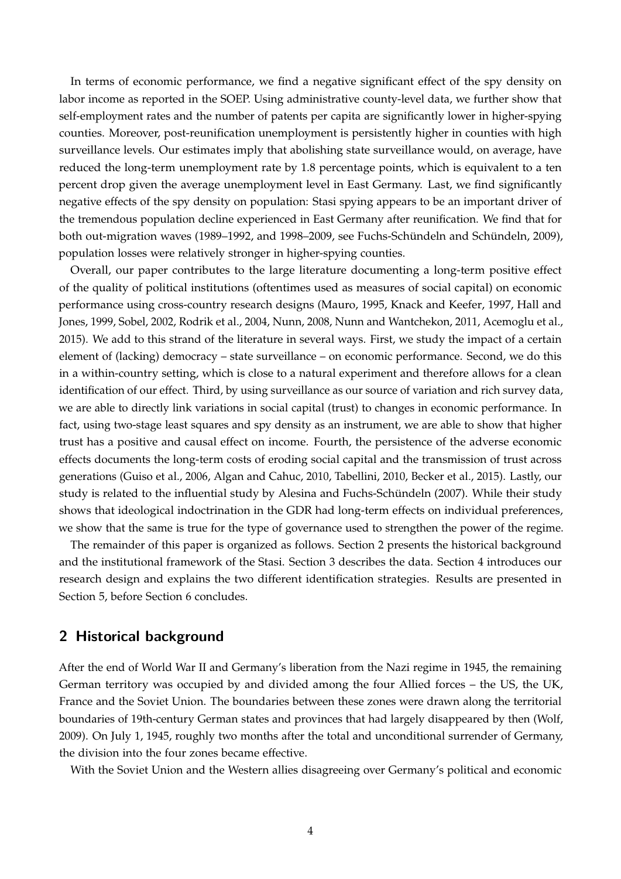In terms of economic performance, we find a negative significant effect of the spy density on labor income as reported in the SOEP. Using administrative county-level data, we further show that self-employment rates and the number of patents per capita are significantly lower in higher-spying counties. Moreover, post-reunification unemployment is persistently higher in counties with high surveillance levels. Our estimates imply that abolishing state surveillance would, on average, have reduced the long-term unemployment rate by 1.8 percentage points, which is equivalent to a ten percent drop given the average unemployment level in East Germany. Last, we find significantly negative effects of the spy density on population: Stasi spying appears to be an important driver of the tremendous population decline experienced in East Germany after reunification. We find that for both out-migration waves (1989–1992, and 1998–2009, see Fuchs-Schündeln and Schündeln, 2009), population losses were relatively stronger in higher-spying counties.

Overall, our paper contributes to the large literature documenting a long-term positive effect of the quality of political institutions (oftentimes used as measures of social capital) on economic performance using cross-country research designs (Mauro, 1995, Knack and Keefer, 1997, Hall and Jones, 1999, Sobel, 2002, Rodrik et al., 2004, Nunn, 2008, Nunn and Wantchekon, 2011, Acemoglu et al., 2015). We add to this strand of the literature in several ways. First, we study the impact of a certain element of (lacking) democracy – state surveillance – on economic performance. Second, we do this in a within-country setting, which is close to a natural experiment and therefore allows for a clean identification of our effect. Third, by using surveillance as our source of variation and rich survey data, we are able to directly link variations in social capital (trust) to changes in economic performance. In fact, using two-stage least squares and spy density as an instrument, we are able to show that higher trust has a positive and causal effect on income. Fourth, the persistence of the adverse economic effects documents the long-term costs of eroding social capital and the transmission of trust across generations (Guiso et al., 2006, Algan and Cahuc, 2010, Tabellini, 2010, Becker et al., 2015). Lastly, our study is related to the influential study by Alesina and Fuchs-Schündeln (2007). While their study shows that ideological indoctrination in the GDR had long-term effects on individual preferences, we show that the same is true for the type of governance used to strengthen the power of the regime.

The remainder of this paper is organized as follows. Section 2 presents the historical background and the institutional framework of the Stasi. Section 3 describes the data. Section 4 introduces our research design and explains the two different identification strategies. Results are presented in Section 5, before Section 6 concludes.

## 2 Historical background

After the end of World War II and Germany's liberation from the Nazi regime in 1945, the remaining German territory was occupied by and divided among the four Allied forces – the US, the UK, France and the Soviet Union. The boundaries between these zones were drawn along the territorial boundaries of 19th-century German states and provinces that had largely disappeared by then (Wolf, 2009). On July 1, 1945, roughly two months after the total and unconditional surrender of Germany, the division into the four zones became effective.

With the Soviet Union and the Western allies disagreeing over Germany's political and economic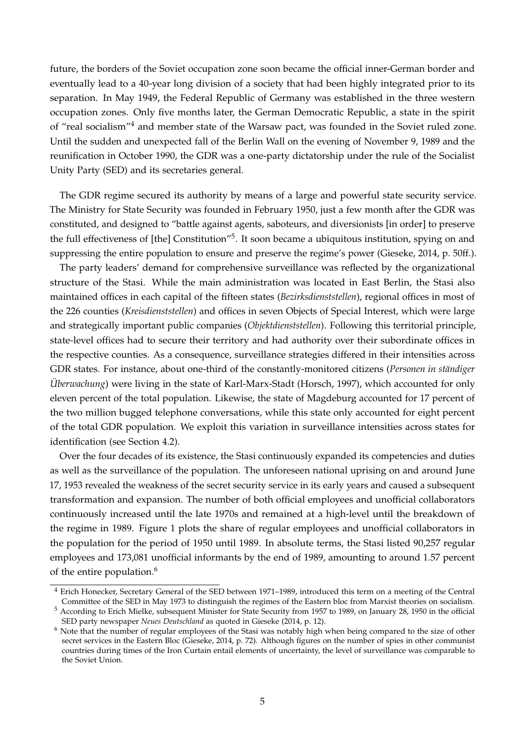future, the borders of the Soviet occupation zone soon became the official inner-German border and eventually lead to a 40-year long division of a society that had been highly integrated prior to its separation. In May 1949, the Federal Republic of Germany was established in the three western occupation zones. Only five months later, the German Democratic Republic, a state in the spirit of "real socialism"[4] and member state of the Warsaw pact, was founded in the Soviet ruled zone. Until the sudden and unexpected fall of the Berlin Wall on the evening of November 9, 1989 and the reunification in October 1990, the GDR was a one-party dictatorship under the rule of the Socialist Unity Party (SED) and its secretaries general.

The GDR regime secured its authority by means of a large and powerful state security service. The Ministry for State Security was founded in February 1950, just a few month after the GDR was constituted, and designed to "battle against agents, saboteurs, and diversionists [in order] to preserve the full effectiveness of [the] Constitution"[5]. It soon became a ubiquitous institution, spying on and suppressing the entire population to ensure and preserve the regime's power (Gieseke, 2014, p. 50ff.).

The party leaders' demand for comprehensive surveillance was reflected by the organizational structure of the Stasi. While the main administration was located in East Berlin, the Stasi also maintained offices in each capital of the fifteen states (*Bezirksdienststellen*), regional offices in most of the 226 counties (*Kreisdienststellen*) and offices in seven Objects of Special Interest, which were large and strategically important public companies (*Objektdienststellen*). Following this territorial principle, state-level offices had to secure their territory and had authority over their subordinate offices in the respective counties. As a consequence, surveillance strategies differed in their intensities across GDR states. For instance, about one-third of the constantly-monitored citizens (*Personen in ständiger Überwachung*) were living in the state of Karl-Marx-Stadt (Horsch, 1997), which accounted for only eleven percent of the total population. Likewise, the state of Magdeburg accounted for 17 percent of the two million bugged telephone conversations, while this state only accounted for eight percent of the total GDR population. We exploit this variation in surveillance intensities across states for identification (see Section 4.2).

Over the four decades of its existence, the Stasi continuously expanded its competencies and duties as well as the surveillance of the population. The unforeseen national uprising on and around June 17, 1953 revealed the weakness of the secret security service in its early years and caused a subsequent transformation and expansion. The number of both official employees and unofficial collaborators continuously increased until the late 1970s and remained at a high-level until the breakdown of the regime in 1989. Figure 1 plots the share of regular employees and unofficial collaborators in the population for the period of 1950 until 1989. In absolute terms, the Stasi listed 90,257 regular employees and 173,081 unofficial informants by the end of 1989, amounting to around 1.57 percent of the entire population.[6]

---

[4] Erich Honecker, Secretary General of the SED between 1971–1989, introduced this term on a meeting of the Central Committee of the SED in May 1973 to distinguish the regimes of the Eastern bloc from Marxist theories on socialism.

[5] According to Erich Mielke, subsequent Minister for State Security from 1957 to 1989, on January 28, 1950 in the official SED party newspaper *Neues Deutschland* as quoted in Gieseke (2014, p. 12).

[6] Note that the number of regular employees of the Stasi was notably high when being compared to the size of other secret services in the Eastern Bloc (Gieseke, 2014, p. 72). Although figures on the number of spies in other communist countries during times of the Iron Curtain entail elements of uncertainty, the level of surveillance was comparable to the Soviet Union.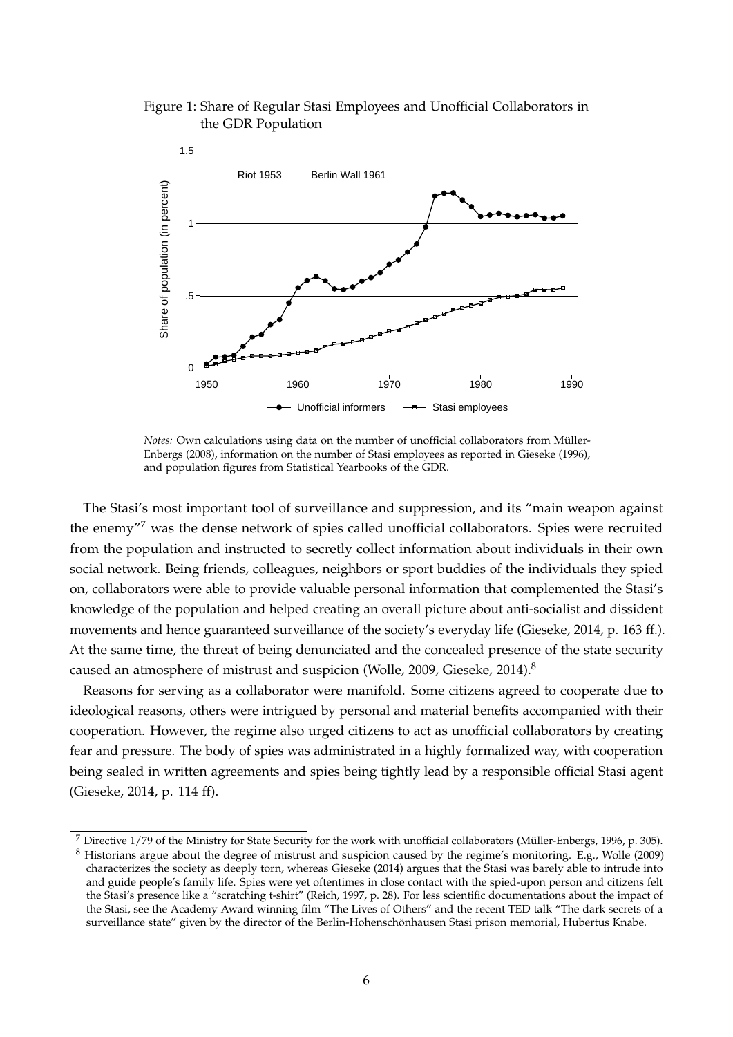Figure 1: Share of Regular Stasi Employees and Unofficial Collaborators in the GDR Population

*Notes:* Own calculations using data on the number of unofficial collaborators from Müller-Enbergs (2008), information on the number of Stasi employees as reported in Gieseke (1996), and population figures from Statistical Yearbooks of the GDR.

The Stasi's most important tool of surveillance and suppression, and its "main weapon against the enemy"[7] was the dense network of spies called unofficial collaborators. Spies were recruited from the population and instructed to secretly collect information about individuals in their own social network. Being friends, colleagues, neighbors or sport buddies of the individuals they spied on, collaborators were able to provide valuable personal information that complemented the Stasi's knowledge of the population and helped creating an overall picture about anti-socialist and dissident movements and hence guaranteed surveillance of the society's everyday life (Gieseke, 2014, p. 163 ff.). At the same time, the threat of being denunciated and the concealed presence of the state security caused an atmosphere of mistrust and suspicion (Wolle, 2009, Gieseke, 2014).[8]

Reasons for serving as a collaborator were manifold. Some citizens agreed to cooperate due to ideological reasons, others were intrigued by personal and material benefits accompanied with their cooperation. However, the regime also urged citizens to act as unofficial collaborators by creating fear and pressure. The body of spies was administrated in a highly formalized way, with cooperation being sealed in written agreements and spies being tightly lead by a responsible official Stasi agent (Gieseke, 2014, p. 114 ff).

[7] Directive 1/79 of the Ministry for State Security for the work with unofficial collaborators (Müller-Enbergs, 1996, p. 305).

[8] Historians argue about the degree of mistrust and suspicion caused by the regime's monitoring. E.g., Wolle (2009) characterizes the society as deeply torn, whereas Gieseke (2014) argues that the Stasi was barely able to intrude into and guide people's family life. Spies were yet oftentimes in close contact with the spied-upon person and citizens felt the Stasi's presence like a "scratching t-shirt" (Reich, 1997, p. 28). For less scientific documentations about the impact of the Stasi, see the Academy Award winning film "The Lives of Others" and the recent TED talk "The dark secrets of a surveillance state" given by the director of the Berlin-Hohenschönhausen Stasi prison memorial, Hubertus Knabe.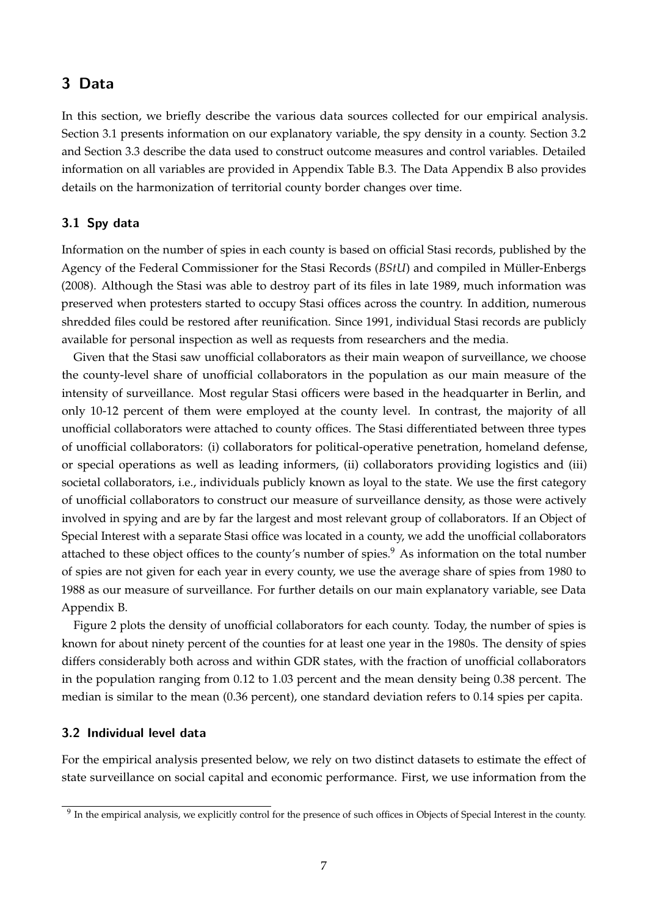## 3 Data

In this section, we briefly describe the various data sources collected for our empirical analysis. Section 3.1 presents information on our explanatory variable, the spy density in a county. Section 3.2 and Section 3.3 describe the data used to construct outcome measures and control variables. Detailed information on all variables are provided in Appendix Table B.3. The Data Appendix B also provides details on the harmonization of territorial county border changes over time.

### 3.1 Spy data

Information on the number of spies in each county is based on official Stasi records, published by the Agency of the Federal Commissioner for the Stasi Records (*BStU*) and compiled in Müller-Enbergs (2008). Although the Stasi was able to destroy part of its files in late 1989, much information was preserved when protesters started to occupy Stasi offices across the country. In addition, numerous shredded files could be restored after reunification. Since 1991, individual Stasi records are publicly available for personal inspection as well as requests from researchers and the media.

Given that the Stasi saw unofficial collaborators as their main weapon of surveillance, we choose the county-level share of unofficial collaborators in the population as our main measure of the intensity of surveillance. Most regular Stasi officers were based in the headquarter in Berlin, and only 10-12 percent of them were employed at the county level. In contrast, the majority of all unofficial collaborators were attached to county offices. The Stasi differentiated between three types of unofficial collaborators: (i) collaborators for political-operative penetration, homeland defense, or special operations as well as leading informers, (ii) collaborators providing logistics and (iii) societal collaborators, i.e., individuals publicly known as loyal to the state. We use the first category of unofficial collaborators to construct our measure of surveillance density, as those were actively involved in spying and are by far the largest and most relevant group of collaborators. If an Object of Special Interest with a separate Stasi office was located in a county, we add the unofficial collaborators attached to these object offices to the county's number of spies.[9] As information on the total number of spies are not given for each year in every county, we use the average share of spies from 1980 to 1988 as our measure of surveillance. For further details on our main explanatory variable, see Data Appendix B.

Figure 2 plots the density of unofficial collaborators for each county. Today, the number of spies is known for about ninety percent of the counties for at least one year in the 1980s. The density of spies differs considerably both across and within GDR states, with the fraction of unofficial collaborators in the population ranging from 0.12 to 1.03 percent and the mean density being 0.38 percent. The median is similar to the mean (0.36 percent), one standard deviation refers to 0.14 spies per capita.

### 3.2 Individual level data

For the empirical analysis presented below, we rely on two distinct datasets to estimate the effect of state surveillance on social capital and economic performance. First, we use information from the

[9] In the empirical analysis, we explicitly control for the presence of such offices in Objects of Special Interest in the county.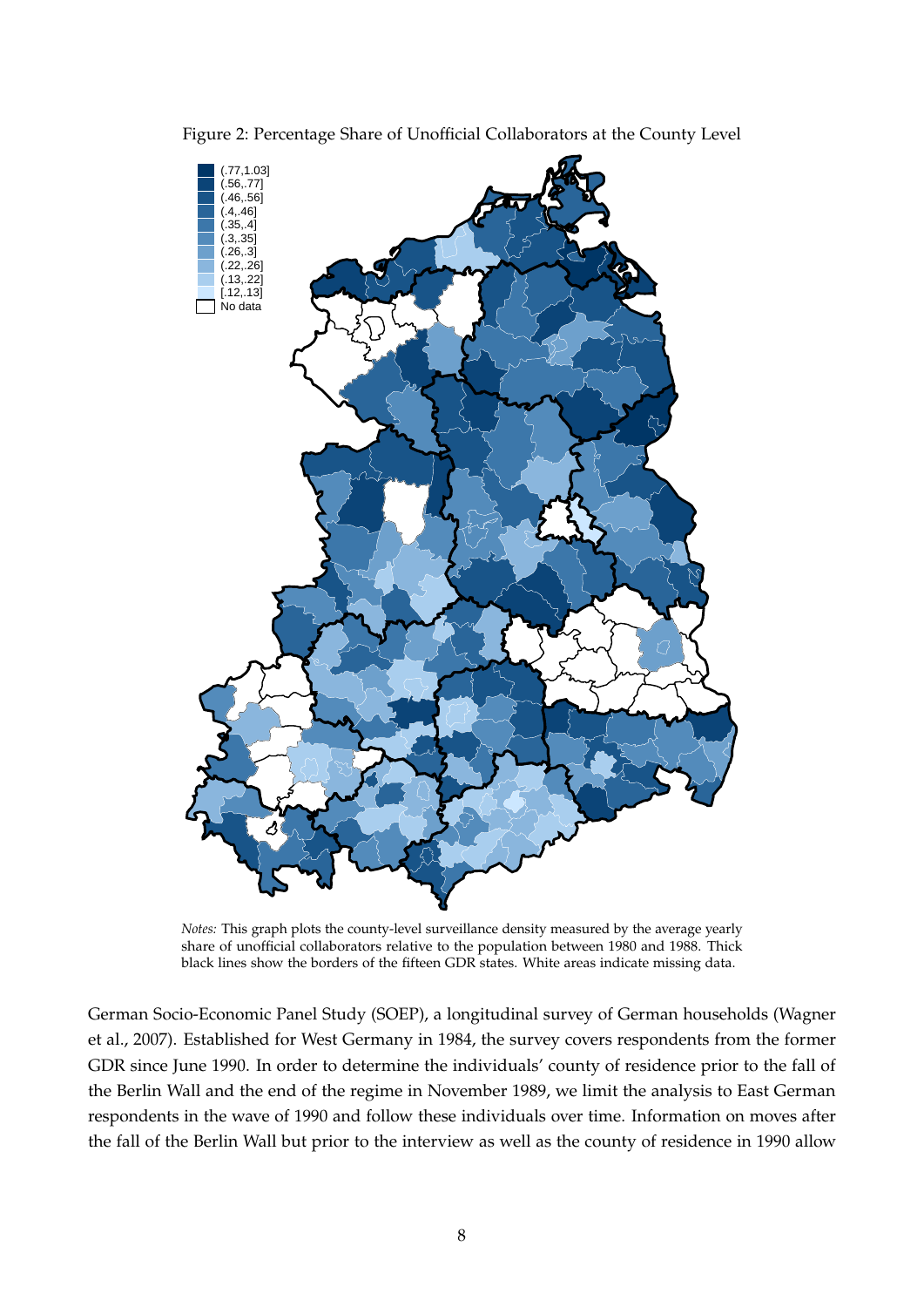Figure 2: Percentage Share of Unofficial Collaborators at the County Level

*Notes:* This graph plots the county-level surveillance density measured by the average yearly share of unofficial collaborators relative to the population between 1980 and 1988. Thick black lines show the borders of the fifteen GDR states. White areas indicate missing data.

German Socio-Economic Panel Study (SOEP), a longitudinal survey of German households (Wagner et al., 2007). Established for West Germany in 1984, the survey covers respondents from the former GDR since June 1990. In order to determine the individuals' county of residence prior to the fall of the Berlin Wall and the end of the regime in November 1989, we limit the analysis to East German respondents in the wave of 1990 and follow these individuals over time. Information on moves after the fall of the Berlin Wall but prior to the interview as well as the county of residence in 1990 allow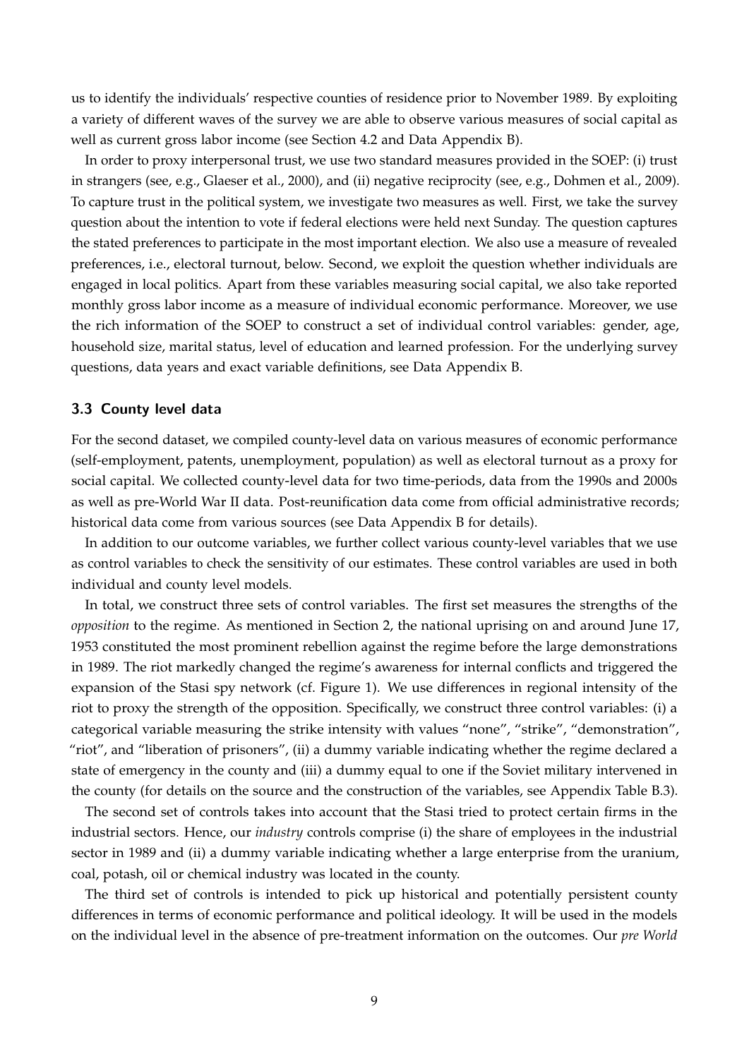us to identify the individuals' respective counties of residence prior to November 1989. By exploiting a variety of different waves of the survey we are able to observe various measures of social capital as well as current gross labor income (see Section 4.2 and Data Appendix B).

In order to proxy interpersonal trust, we use two standard measures provided in the SOEP: (i) trust in strangers (see, e.g., Glaeser et al., 2000), and (ii) negative reciprocity (see, e.g., Dohmen et al., 2009). To capture trust in the political system, we investigate two measures as well. First, we take the survey question about the intention to vote if federal elections were held next Sunday. The question captures the stated preferences to participate in the most important election. We also use a measure of revealed preferences, i.e., electoral turnout, below. Second, we exploit the question whether individuals are engaged in local politics. Apart from these variables measuring social capital, we also take reported monthly gross labor income as a measure of individual economic performance. Moreover, we use the rich information of the SOEP to construct a set of individual control variables: gender, age, household size, marital status, level of education and learned profession. For the underlying survey questions, data years and exact variable definitions, see Data Appendix B.

### 3.3 County level data

For the second dataset, we compiled county-level data on various measures of economic performance (self-employment, patents, unemployment, population) as well as electoral turnout as a proxy for social capital. We collected county-level data for two time-periods, data from the 1990s and 2000s as well as pre-World War II data. Post-reunification data come from official administrative records; historical data come from various sources (see Data Appendix B for details).

In addition to our outcome variables, we further collect various county-level variables that we use as control variables to check the sensitivity of our estimates. These control variables are used in both individual and county level models.

In total, we construct three sets of control variables. The first set measures the strengths of the *opposition* to the regime. As mentioned in Section 2, the national uprising on and around June 17, 1953 constituted the most prominent rebellion against the regime before the large demonstrations in 1989. The riot markedly changed the regime's awareness for internal conflicts and triggered the expansion of the Stasi spy network (cf. Figure 1). We use differences in regional intensity of the riot to proxy the strength of the opposition. Specifically, we construct three control variables: (i) a categorical variable measuring the strike intensity with values "none", "strike", "demonstration", "riot", and "liberation of prisoners", (ii) a dummy variable indicating whether the regime declared a state of emergency in the county and (iii) a dummy equal to one if the Soviet military intervened in the county (for details on the source and the construction of the variables, see Appendix Table B.3).

The second set of controls takes into account that the Stasi tried to protect certain firms in the industrial sectors. Hence, our *industry* controls comprise (i) the share of employees in the industrial sector in 1989 and (ii) a dummy variable indicating whether a large enterprise from the uranium, coal, potash, oil or chemical industry was located in the county.

The third set of controls is intended to pick up historical and potentially persistent county differences in terms of economic performance and political ideology. It will be used in the models on the individual level in the absence of pre-treatment information on the outcomes. Our *pre World*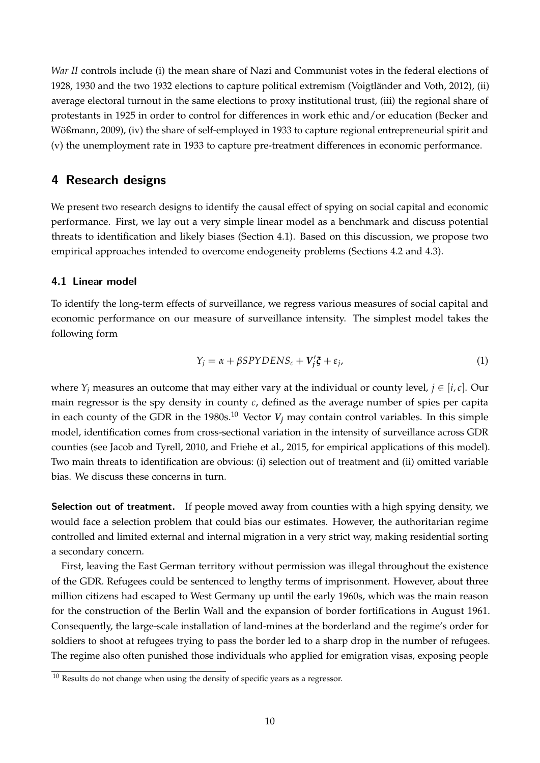*War II* controls include (i) the mean share of Nazi and Communist votes in the federal elections of 1928, 1930 and the two 1932 elections to capture political extremism (Voigtländer and Voth, 2012), (ii) average electoral turnout in the same elections to proxy institutional trust, (iii) the regional share of protestants in 1925 in order to control for differences in work ethic and/or education (Becker and Wößmann, 2009), (iv) the share of self-employed in 1933 to capture regional entrepreneurial spirit and (v) the unemployment rate in 1933 to capture pre-treatment differences in economic performance.

## 4 Research designs

We present two research designs to identify the causal effect of spying on social capital and economic performance. First, we lay out a very simple linear model as a benchmark and discuss potential threats to identification and likely biases (Section 4.1). Based on this discussion, we propose two empirical approaches intended to overcome endogeneity problems (Sections 4.2 and 4.3).

### 4.1 Linear model

To identify the long-term effects of surveillance, we regress various measures of social capital and economic performance on our measure of surveillance intensity. The simplest model takes the following form

$$Y_j = \alpha + \beta SPYDENS_c + \boldsymbol{V}_j' \boldsymbol{\xi} + \varepsilon_j, \tag{1}$$

where $Y_j$ measures an outcome that may either vary at the individual or county level, $j \in [i, c]$. Our main regressor is the spy density in county $c$, defined as the average number of spies per capita in each county of the GDR in the 1980s.[10] Vector $\boldsymbol{V}_j$ may contain control variables. In this simple model, identification comes from cross-sectional variation in the intensity of surveillance across GDR counties (see Jacob and Tyrell, 2010, and Friehe et al., 2015, for empirical applications of this model). Two main threats to identification are obvious: (i) selection out of treatment and (ii) omitted variable bias. We discuss these concerns in turn.

**Selection out of treatment.** If people moved away from counties with a high spying density, we would face a selection problem that could bias our estimates. However, the authoritarian regime controlled and limited external and internal migration in a very strict way, making residential sorting a secondary concern.

First, leaving the East German territory without permission was illegal throughout the existence of the GDR. Refugees could be sentenced to lengthy terms of imprisonment. However, about three million citizens had escaped to West Germany up until the early 1960s, which was the main reason for the construction of the Berlin Wall and the expansion of border fortifications in August 1961. Consequently, the large-scale installation of land-mines at the borderland and the regime's order for soldiers to shoot at refugees trying to pass the border led to a sharp drop in the number of refugees. The regime also often punished those individuals who applied for emigration visas, exposing people

[10] Results do not change when using the density of specific years as a regressor.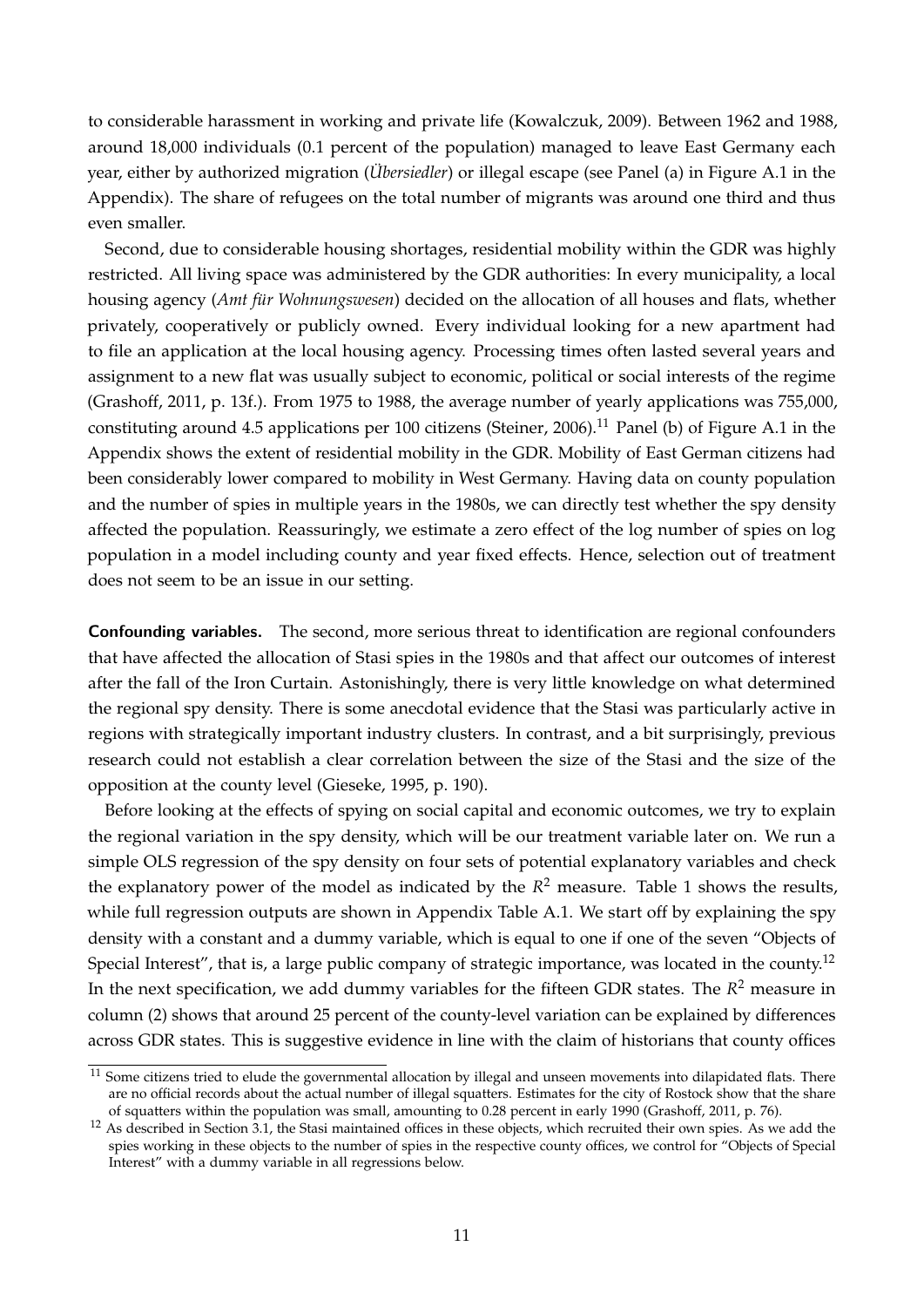to considerable harassment in working and private life (Kowalczuk, 2009). Between 1962 and 1988, around 18,000 individuals (0.1 percent of the population) managed to leave East Germany each year, either by authorized migration (*Übersiedler*) or illegal escape (see Panel (a) in Figure A.1 in the Appendix). The share of refugees on the total number of migrants was around one third and thus even smaller.

Second, due to considerable housing shortages, residential mobility within the GDR was highly restricted. All living space was administered by the GDR authorities: In every municipality, a local housing agency (*Amt für Wohnungswesen*) decided on the allocation of all houses and flats, whether privately, cooperatively or publicly owned. Every individual looking for a new apartment had to file an application at the local housing agency. Processing times often lasted several years and assignment to a new flat was usually subject to economic, political or social interests of the regime (Grashoff, 2011, p. 13f.). From 1975 to 1988, the average number of yearly applications was 755,000, constituting around 4.5 applications per 100 citizens (Steiner, 2006).[11] Panel (b) of Figure A.1 in the Appendix shows the extent of residential mobility in the GDR. Mobility of East German citizens had been considerably lower compared to mobility in West Germany. Having data on county population and the number of spies in multiple years in the 1980s, we can directly test whether the spy density affected the population. Reassuringly, we estimate a zero effect of the log number of spies on log population in a model including county and year fixed effects. Hence, selection out of treatment does not seem to be an issue in our setting.

**Confounding variables.** The second, more serious threat to identification are regional confounders that have affected the allocation of Stasi spies in the 1980s and that affect our outcomes of interest after the fall of the Iron Curtain. Astonishingly, there is very little knowledge on what determined the regional spy density. There is some anecdotal evidence that the Stasi was particularly active in regions with strategically important industry clusters. In contrast, and a bit surprisingly, previous research could not establish a clear correlation between the size of the Stasi and the size of the opposition at the county level (Gieseke, 1995, p. 190).

Before looking at the effects of spying on social capital and economic outcomes, we try to explain the regional variation in the spy density, which will be our treatment variable later on. We run a simple OLS regression of the spy density on four sets of potential explanatory variables and check the explanatory power of the model as indicated by the $R^2$ measure. Table 1 shows the results, while full regression outputs are shown in Appendix Table A.1. We start off by explaining the spy density with a constant and a dummy variable, which is equal to one if one of the seven "Objects of Special Interest", that is, a large public company of strategic importance, was located in the county.[12] In the next specification, we add dummy variables for the fifteen GDR states. The $R^2$ measure in column (2) shows that around 25 percent of the county-level variation can be explained by differences across GDR states. This is suggestive evidence in line with the claim of historians that county offices

[11] Some citizens tried to elude the governmental allocation by illegal and unseen movements into dilapidated flats. There are no official records about the actual number of illegal squatters. Estimates for the city of Rostock show that the share of squatters within the population was small, amounting to 0.28 percent in early 1990 (Grashoff, 2011, p. 76).

[12] As described in Section 3.1, the Stasi maintained offices in these objects, which recruited their own spies. As we add the spies working in these objects to the number of spies in the respective county offices, we control for "Objects of Special Interest" with a dummy variable in all regressions below.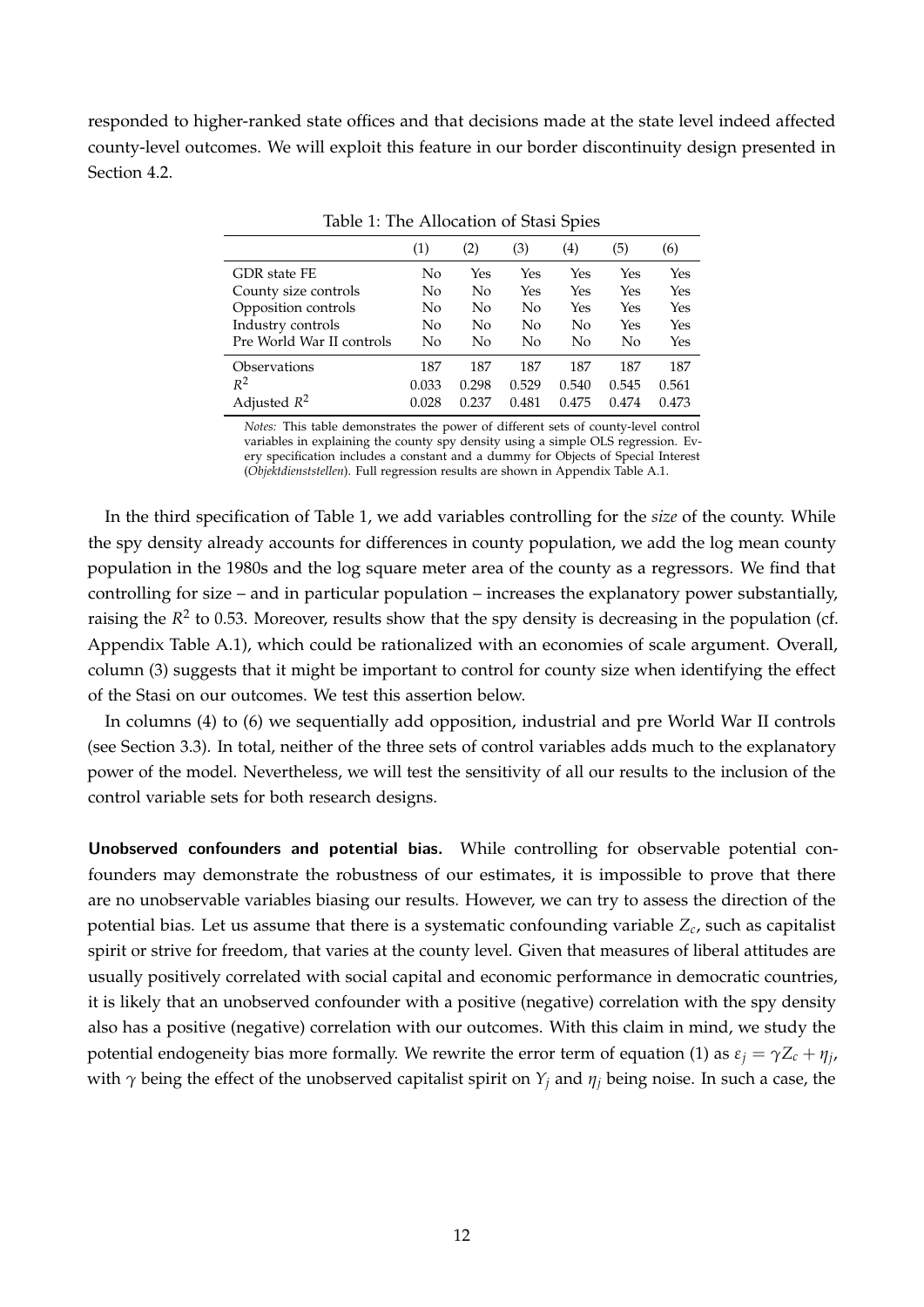responded to higher-ranked state offices and that decisions made at the state level indeed affected county-level outcomes. We will exploit this feature in our border discontinuity design presented in Section 4.2.

Table 1: The Allocation of Stasi Spies

| | (1) | (2) | (3) | (4) | (5) | (6) |
|---|---|---|---|---|---|---|
| GDR state FE | No | Yes | Yes | Yes | Yes | Yes |
| County size controls | No | No | Yes | Yes | Yes | Yes |
| Opposition controls | No | No | No | Yes | Yes | Yes |
| Industry controls | No | No | No | No | Yes | Yes |
| Pre World War II controls | No | No | No | No | No | Yes |
| Observations | 187 | 187 | 187 | 187 | 187 | 187 |
| $R^2$ | 0.033 | 0.298 | 0.529 | 0.540 | 0.545 | 0.561 |
| Adjusted $R^2$ | 0.028 | 0.237 | 0.481 | 0.475 | 0.474 | 0.473 |

*Notes:* This table demonstrates the power of different sets of county-level control variables in explaining the county spy density using a simple OLS regression. Every specification includes a constant and a dummy for Objects of Special Interest (*Objektdienststellen*). Full regression results are shown in Appendix Table A.1.

In the third specification of Table 1, we add variables controlling for the *size* of the county. While the spy density already accounts for differences in county population, we add the log mean county population in the 1980s and the log square meter area of the county as a regressors. We find that controlling for size – and in particular population – increases the explanatory power substantially, raising the $R^2$ to 0.53. Moreover, results show that the spy density is decreasing in the population (cf. Appendix Table A.1), which could be rationalized with an economies of scale argument. Overall, column (3) suggests that it might be important to control for county size when identifying the effect of the Stasi on our outcomes. We test this assertion below.

In columns (4) to (6) we sequentially add opposition, industrial and pre World War II controls (see Section 3.3). In total, neither of the three sets of control variables adds much to the explanatory power of the model. Nevertheless, we will test the sensitivity of all our results to the inclusion of the control variable sets for both research designs.

**Unobserved confounders and potential bias.** While controlling for observable potential confounders may demonstrate the robustness of our estimates, it is impossible to prove that there are no unobservable variables biasing our results. However, we can try to assess the direction of the potential bias. Let us assume that there is a systematic confounding variable $Z_c$, such as capitalist spirit or strive for freedom, that varies at the county level. Given that measures of liberal attitudes are usually positively correlated with social capital and economic performance in democratic countries, it is likely that an unobserved confounder with a positive (negative) correlation with the spy density also has a positive (negative) correlation with our outcomes. With this claim in mind, we study the potential endogeneity bias more formally. We rewrite the error term of equation (1) as $\varepsilon_j = \gamma Z_c + \eta_j$, with $\gamma$ being the effect of the unobserved capitalist spirit on $Y_j$ and $\eta_j$ being noise. In such a case, the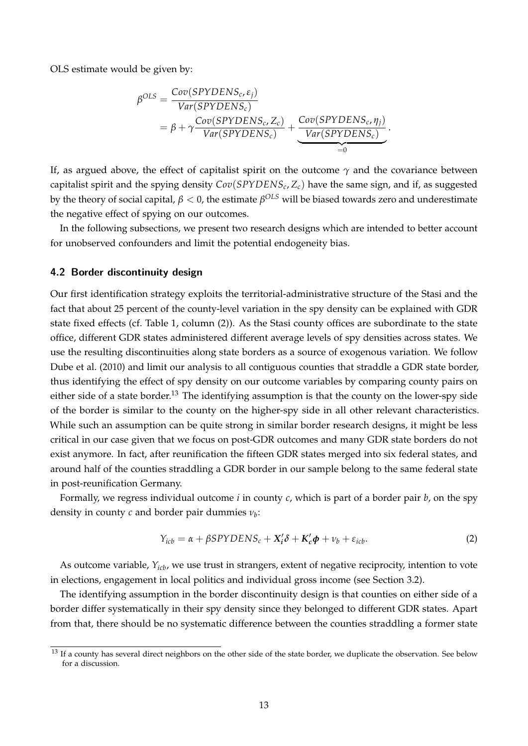OLS estimate would be given by:

$$
\begin{aligned}
\beta^{OLS} &= \frac{Cov(SPYDENS_c, \varepsilon_j)}{Var(SPYDENS_c)} \\
&= \beta + \gamma \frac{Cov(SPYDENS_c, Z_c)}{Var(SPYDENS_c)} + \underbrace{\frac{Cov(SPYDENS_c, \eta_j)}{Var(SPYDENS_c)}}_{=0}.
\end{aligned}
$$

If, as argued above, the effect of capitalist spirit on the outcome $\gamma$ and the covariance between capitalist spirit and the spying density $Cov(SPYDENS_c, Z_c)$ have the same sign, and if, as suggested by the theory of social capital, $\beta < 0$, the estimate $\beta^{OLS}$ will be biased towards zero and underestimate the negative effect of spying on our outcomes.

In the following subsections, we present two research designs which are intended to better account for unobserved confounders and limit the potential endogeneity bias.

### 4.2 Border discontinuity design

Our first identification strategy exploits the territorial-administrative structure of the Stasi and the fact that about 25 percent of the county-level variation in the spy density can be explained with GDR state fixed effects (cf. Table 1, column (2)). As the Stasi county offices are subordinate to the state office, different GDR states administered different average levels of spy densities across states. We use the resulting discontinuities along state borders as a source of exogenous variation. We follow Dube et al. (2010) and limit our analysis to all contiguous counties that straddle a GDR state border, thus identifying the effect of spy density on our outcome variables by comparing county pairs on either side of a state border.[13] The identifying assumption is that the county on the lower-spy side of the border is similar to the county on the higher-spy side in all other relevant characteristics. While such an assumption can be quite strong in similar border research designs, it might be less critical in our case given that we focus on post-GDR outcomes and many GDR state borders do not exist anymore. In fact, after reunification the fifteen GDR states merged into six federal states, and around half of the counties straddling a GDR border in our sample belong to the same federal state in post-reunification Germany.

Formally, we regress individual outcome $i$ in county $c$, which is part of a border pair $b$, on the spy density in county $c$ and border pair dummies $\nu_b$:

$$
Y_{icb} = \alpha + \beta SPYDENS_c + \boldsymbol{X}_i'\delta + \boldsymbol{K}_c'\boldsymbol{\phi} + \nu_b + \varepsilon_{icb}. \tag{2}
$$

As outcome variable, $Y_{icb}$, we use trust in strangers, extent of negative reciprocity, intention to vote in elections, engagement in local politics and individual gross income (see Section 3.2).

The identifying assumption in the border discontinuity design is that counties on either side of a border differ systematically in their spy density since they belonged to different GDR states. Apart from that, there should be no systematic difference between the counties straddling a former state

[13] If a county has several direct neighbors on the other side of the state border, we duplicate the observation. See below for a discussion.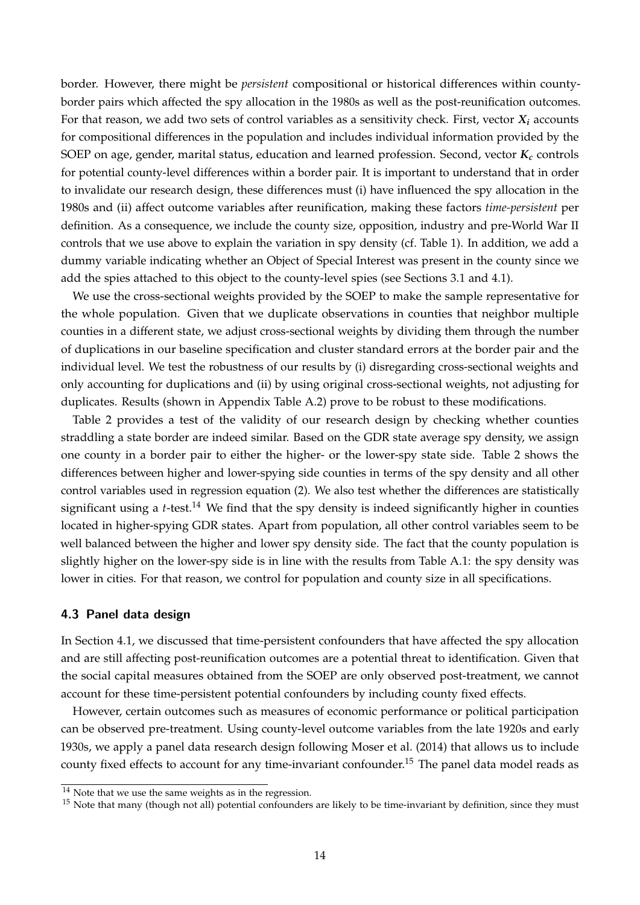border. However, there might be *persistent* compositional or historical differences within county-border pairs which affected the spy allocation in the 1980s as well as the post-reunification outcomes. For that reason, we add two sets of control variables as a sensitivity check. First, vector $\boldsymbol{X_i}$ accounts for compositional differences in the population and includes individual information provided by the SOEP on age, gender, marital status, education and learned profession. Second, vector $\boldsymbol{K_c}$ controls for potential county-level differences within a border pair. It is important to understand that in order to invalidate our research design, these differences must (i) have influenced the spy allocation in the 1980s and (ii) affect outcome variables after reunification, making these factors *time-persistent* per definition. As a consequence, we include the county size, opposition, industry and pre-World War II controls that we use above to explain the variation in spy density (cf. Table 1). In addition, we add a dummy variable indicating whether an Object of Special Interest was present in the county since we add the spies attached to this object to the county-level spies (see Sections 3.1 and 4.1).

We use the cross-sectional weights provided by the SOEP to make the sample representative for the whole population. Given that we duplicate observations in counties that neighbor multiple counties in a different state, we adjust cross-sectional weights by dividing them through the number of duplications in our baseline specification and cluster standard errors at the border pair and the individual level. We test the robustness of our results by (i) disregarding cross-sectional weights and only accounting for duplications and (ii) by using original cross-sectional weights, not adjusting for duplicates. Results (shown in Appendix Table A.2) prove to be robust to these modifications.

Table 2 provides a test of the validity of our research design by checking whether counties straddling a state border are indeed similar. Based on the GDR state average spy density, we assign one county in a border pair to either the higher- or the lower-spy state side. Table 2 shows the differences between higher and lower-spying side counties in terms of the spy density and all other control variables used in regression equation (2). We also test whether the differences are statistically significant using a *t*-test.[14] We find that the spy density is indeed significantly higher in counties located in higher-spying GDR states. Apart from population, all other control variables seem to be well balanced between the higher and lower spy density side. The fact that the county population is slightly higher on the lower-spy side is in line with the results from Table A.1: the spy density was lower in cities. For that reason, we control for population and county size in all specifications.

### 4.3 Panel data design

In Section 4.1, we discussed that time-persistent confounders that have affected the spy allocation and are still affecting post-reunification outcomes are a potential threat to identification. Given that the social capital measures obtained from the SOEP are only observed post-treatment, we cannot account for these time-persistent potential confounders by including county fixed effects.

However, certain outcomes such as measures of economic performance or political participation can be observed pre-treatment. Using county-level outcome variables from the late 1920s and early 1930s, we apply a panel data research design following Moser et al. (2014) that allows us to include county fixed effects to account for any time-invariant confounder.[15] The panel data model reads as

[14] Note that we use the same weights as in the regression.

[15] Note that many (though not all) potential confounders are likely to be time-invariant by definition, since they must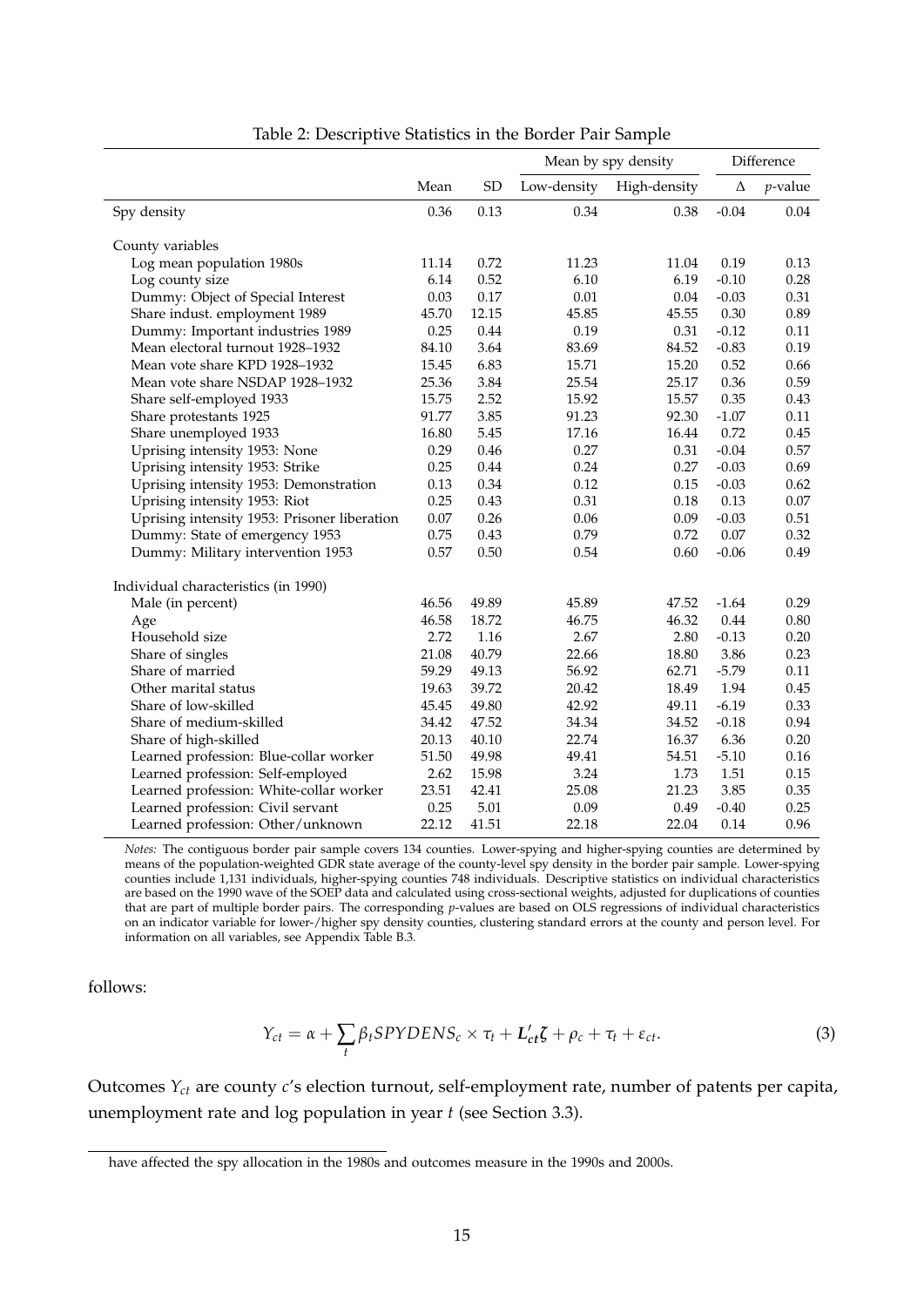Table 2: Descriptive Statistics in the Border Pair Sample

| | Mean | SD | Mean by spy density | | Difference | |
|---|---|---|---|---|---|---|
| | | | Low-density | High-density | Δ | *p*-value |
| Spy density | 0.36 | 0.13 | 0.34 | 0.38 | -0.04 | 0.04 |
| County variables | | | | | | |
| Log mean population 1980s | 11.14 | 0.72 | 11.23 | 11.04 | 0.19 | 0.13 |
| Log county size | 6.14 | 0.52 | 6.10 | 6.19 | -0.10 | 0.28 |
| Dummy: Object of Special Interest | 0.03 | 0.17 | 0.01 | 0.04 | -0.03 | 0.31 |
| Share indust. employment 1989 | 45.70 | 12.15 | 45.85 | 45.55 | 0.30 | 0.89 |
| Dummy: Important industries 1989 | 0.25 | 0.44 | 0.19 | 0.31 | -0.12 | 0.11 |
| Mean electoral turnout 1928–1932 | 84.10 | 3.64 | 83.69 | 84.52 | -0.83 | 0.19 |
| Mean vote share KPD 1928–1932 | 15.45 | 6.83 | 15.71 | 15.20 | 0.52 | 0.66 |
| Mean vote share NSDAP 1928–1932 | 25.36 | 3.84 | 25.54 | 25.17 | 0.36 | 0.59 |
| Share self-employed 1933 | 15.75 | 2.52 | 15.92 | 15.57 | 0.35 | 0.43 |
| Share protestants 1925 | 91.77 | 3.85 | 91.23 | 92.30 | -1.07 | 0.11 |
| Share unemployed 1933 | 16.80 | 5.45 | 17.16 | 16.44 | 0.72 | 0.45 |
| Uprising intensity 1953: None | 0.29 | 0.46 | 0.27 | 0.31 | -0.04 | 0.57 |
| Uprising intensity 1953: Strike | 0.25 | 0.44 | 0.24 | 0.27 | -0.03 | 0.69 |
| Uprising intensity 1953: Demonstration | 0.13 | 0.34 | 0.12 | 0.15 | -0.03 | 0.62 |
| Uprising intensity 1953: Riot | 0.25 | 0.43 | 0.31 | 0.18 | 0.13 | 0.07 |
| Uprising intensity 1953: Prisoner liberation | 0.07 | 0.26 | 0.06 | 0.09 | -0.03 | 0.51 |
| Dummy: State of emergency 1953 | 0.75 | 0.43 | 0.79 | 0.72 | 0.07 | 0.32 |
| Dummy: Military intervention 1953 | 0.57 | 0.50 | 0.54 | 0.60 | -0.06 | 0.49 |
| Individual characteristics (in 1990) | | | | | | |
| Male (in percent) | 46.56 | 49.89 | 45.89 | 47.52 | -1.64 | 0.29 |
| Age | 46.58 | 18.72 | 46.75 | 46.32 | 0.44 | 0.80 |
| Household size | 2.72 | 1.16 | 2.67 | 2.80 | -0.13 | 0.20 |
| Share of singles | 21.08 | 40.79 | 22.66 | 18.80 | 3.86 | 0.23 |
| Share of married | 59.29 | 49.13 | 56.92 | 62.71 | -5.79 | 0.11 |
| Other marital status | 19.63 | 39.72 | 20.42 | 18.49 | 1.94 | 0.45 |
| Share of low-skilled | 45.45 | 49.80 | 42.92 | 49.11 | -6.19 | 0.33 |
| Share of medium-skilled | 34.42 | 47.52 | 34.34 | 34.52 | -0.18 | 0.94 |
| Share of high-skilled | 20.13 | 40.10 | 22.74 | 16.37 | 6.36 | 0.20 |
| Learned profession: Blue-collar worker | 51.50 | 49.98 | 49.41 | 54.51 | -5.10 | 0.16 |
| Learned profession: Self-employed | 2.62 | 15.98 | 3.24 | 1.73 | 1.51 | 0.15 |
| Learned profession: White-collar worker | 23.51 | 42.41 | 25.08 | 21.23 | 3.85 | 0.35 |
| Learned profession: Civil servant | 0.25 | 5.01 | 0.09 | 0.49 | -0.40 | 0.25 |
| Learned profession: Other/unknown | 22.12 | 41.51 | 22.18 | 22.04 | 0.14 | 0.96 |

*Notes:* The contiguous border pair sample covers 134 counties. Lower-spying and higher-spying counties are determined by means of the population-weighted GDR state average of the county-level spy density in the border pair sample. Lower-spying counties include 1,131 individuals, higher-spying counties 748 individuals. Descriptive statistics on individual characteristics are based on the 1990 wave of the SOEP data and calculated using cross-sectional weights, adjusted for duplications of counties that are part of multiple border pairs. The corresponding *p*-values are based on OLS regressions of individual characteristics on an indicator variable for lower-/higher spy density counties, clustering standard errors at the county and person level. For information on all variables, see Appendix Table B.3.

follows:

$$Y_{ct} = \alpha + \sum_t \beta_t SPYDENS_c \times \tau_t + \boldsymbol{L}_{ct}'\boldsymbol{\zeta} + \rho_c + \tau_t + \varepsilon_{ct}. \tag{3}$$

Outcomes $Y_{ct}$ are county $c$'s election turnout, self-employment rate, number of patents per capita, unemployment rate and log population in year $t$ (see Section 3.3).

have affected the spy allocation in the 1980s and outcomes measure in the 1990s and 2000s.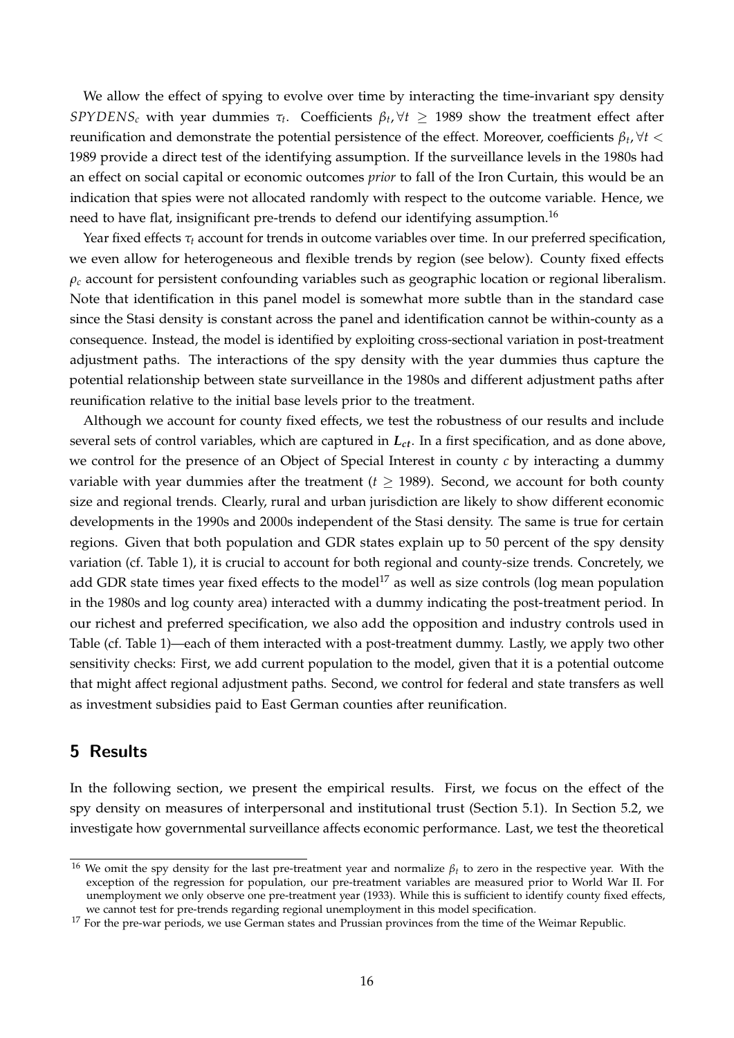We allow the effect of spying to evolve over time by interacting the time-invariant spy density $SPYDENS_c$ with year dummies $\tau_t$. Coefficients $\beta_t, \forall t \geq 1989$ show the treatment effect after reunification and demonstrate the potential persistence of the effect. Moreover, coefficients $\beta_t, \forall t < 1989$ provide a direct test of the identifying assumption. If the surveillance levels in the 1980s had an effect on social capital or economic outcomes *prior* to fall of the Iron Curtain, this would be an indication that spies were not allocated randomly with respect to the outcome variable. Hence, we need to have flat, insignificant pre-trends to defend our identifying assumption.[16]

Year fixed effects $\tau_t$ account for trends in outcome variables over time. In our preferred specification, we even allow for heterogeneous and flexible trends by region (see below). County fixed effects $\rho_c$ account for persistent confounding variables such as geographic location or regional liberalism. Note that identification in this panel model is somewhat more subtle than in the standard case since the Stasi density is constant across the panel and identification cannot be within-county as a consequence. Instead, the model is identified by exploiting cross-sectional variation in post-treatment adjustment paths. The interactions of the spy density with the year dummies thus capture the potential relationship between state surveillance in the 1980s and different adjustment paths after reunification relative to the initial base levels prior to the treatment.

Although we account for county fixed effects, we test the robustness of our results and include several sets of control variables, which are captured in $\boldsymbol{L_{ct}}$. In a first specification, and as done above, we control for the presence of an Object of Special Interest in county $c$ by interacting a dummy variable with year dummies after the treatment ($t \geq 1989$). Second, we account for both county size and regional trends. Clearly, rural and urban jurisdiction are likely to show different economic developments in the 1990s and 2000s independent of the Stasi density. The same is true for certain regions. Given that both population and GDR states explain up to 50 percent of the spy density variation (cf. Table 1), it is crucial to account for both regional and county-size trends. Concretely, we add GDR state times year fixed effects to the model[17] as well as size controls (log mean population in the 1980s and log county area) interacted with a dummy indicating the post-treatment period. In our richest and preferred specification, we also add the opposition and industry controls used in Table (cf. Table 1)—each of them interacted with a post-treatment dummy. Lastly, we apply two other sensitivity checks: First, we add current population to the model, given that it is a potential outcome that might affect regional adjustment paths. Second, we control for federal and state transfers as well as investment subsidies paid to East German counties after reunification.

## 5 Results

In the following section, we present the empirical results. First, we focus on the effect of the spy density on measures of interpersonal and institutional trust (Section 5.1). In Section 5.2, we investigate how governmental surveillance affects economic performance. Last, we test the theoretical

---

[16] We omit the spy density for the last pre-treatment year and normalize $\beta_t$ to zero in the respective year. With the exception of the regression for population, our pre-treatment variables are measured prior to World War II. For unemployment we only observe one pre-treatment year (1933). While this is sufficient to identify county fixed effects, we cannot test for pre-trends regarding regional unemployment in this model specification.

[17] For the pre-war periods, we use German states and Prussian provinces from the time of the Weimar Republic.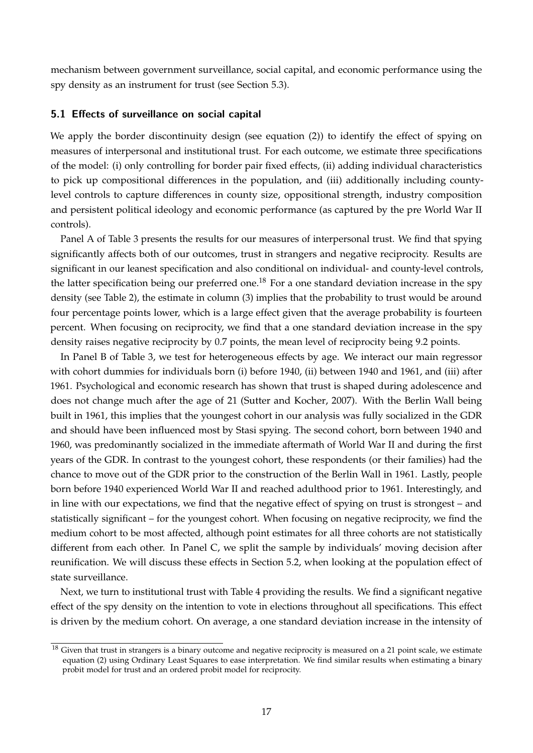mechanism between government surveillance, social capital, and economic performance using the spy density as an instrument for trust (see Section 5.3).

### 5.1 Effects of surveillance on social capital

We apply the border discontinuity design (see equation (2)) to identify the effect of spying on measures of interpersonal and institutional trust. For each outcome, we estimate three specifications of the model: (i) only controlling for border pair fixed effects, (ii) adding individual characteristics to pick up compositional differences in the population, and (iii) additionally including county-level controls to capture differences in county size, oppositional strength, industry composition and persistent political ideology and economic performance (as captured by the pre World War II controls).

Panel A of Table 3 presents the results for our measures of interpersonal trust. We find that spying significantly affects both of our outcomes, trust in strangers and negative reciprocity. Results are significant in our leanest specification and also conditional on individual- and county-level controls, the latter specification being our preferred one.[18] For a one standard deviation increase in the spy density (see Table 2), the estimate in column (3) implies that the probability to trust would be around four percentage points lower, which is a large effect given that the average probability is fourteen percent. When focusing on reciprocity, we find that a one standard deviation increase in the spy density raises negative reciprocity by 0.7 points, the mean level of reciprocity being 9.2 points.

In Panel B of Table 3, we test for heterogeneous effects by age. We interact our main regressor with cohort dummies for individuals born (i) before 1940, (ii) between 1940 and 1961, and (iii) after 1961. Psychological and economic research has shown that trust is shaped during adolescence and does not change much after the age of 21 (Sutter and Kocher, 2007). With the Berlin Wall being built in 1961, this implies that the youngest cohort in our analysis was fully socialized in the GDR and should have been influenced most by Stasi spying. The second cohort, born between 1940 and 1960, was predominantly socialized in the immediate aftermath of World War II and during the first years of the GDR. In contrast to the youngest cohort, these respondents (or their families) had the chance to move out of the GDR prior to the construction of the Berlin Wall in 1961. Lastly, people born before 1940 experienced World War II and reached adulthood prior to 1961. Interestingly, and in line with our expectations, we find that the negative effect of spying on trust is strongest – and statistically significant – for the youngest cohort. When focusing on negative reciprocity, we find the medium cohort to be most affected, although point estimates for all three cohorts are not statistically different from each other. In Panel C, we split the sample by individuals' moving decision after reunification. We will discuss these effects in Section 5.2, when looking at the population effect of state surveillance.

Next, we turn to institutional trust with Table 4 providing the results. We find a significant negative effect of the spy density on the intention to vote in elections throughout all specifications. This effect is driven by the medium cohort. On average, a one standard deviation increase in the intensity of

[18] Given that trust in strangers is a binary outcome and negative reciprocity is measured on a 21 point scale, we estimate equation (2) using Ordinary Least Squares to ease interpretation. We find similar results when estimating a binary probit model for trust and an ordered probit model for reciprocity.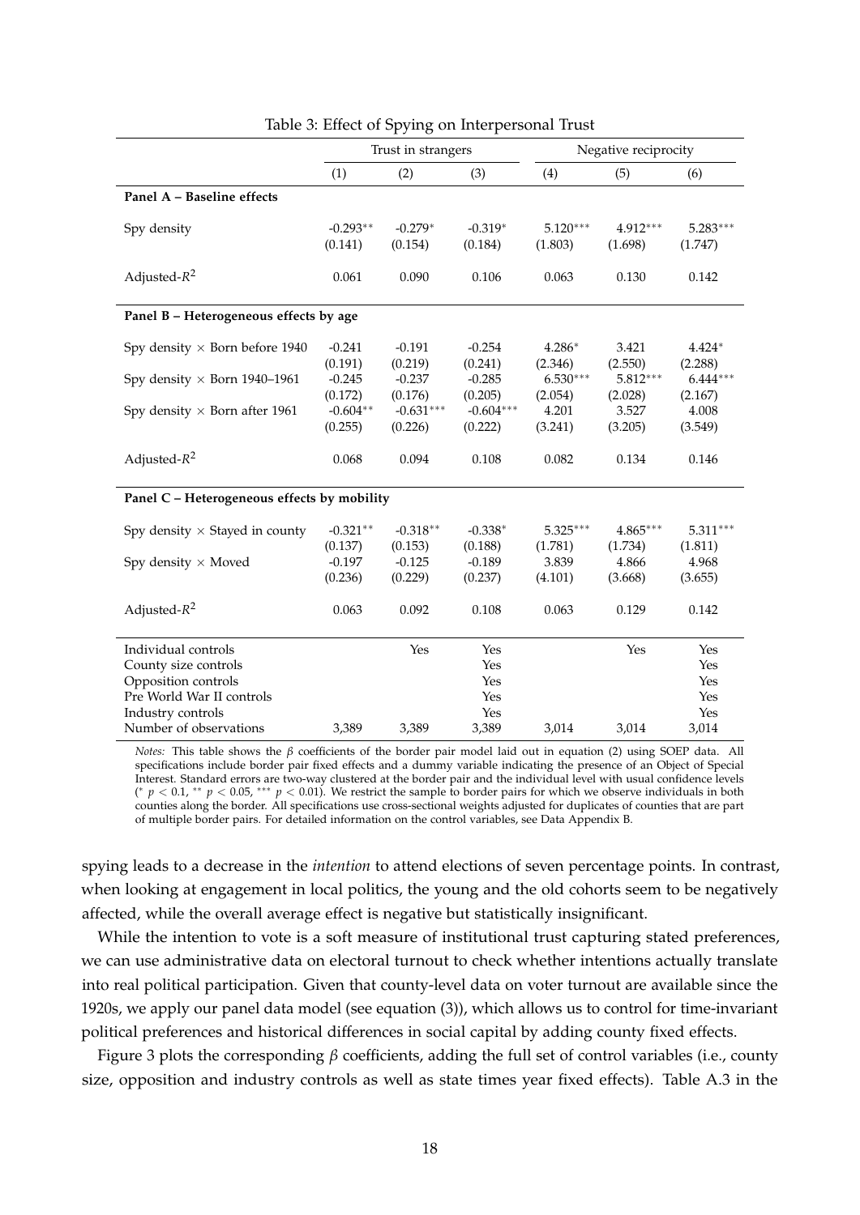Table 3: Effect of Spying on Interpersonal Trust

| | Trust in strangers | | | Negative reciprocity | | |
|---|---|---|---|---|---|---|
| | (1) | (2) | (3) | (4) | (5) | (6) |
| **Panel A – Baseline effects** | | | | | | |
| Spy density | -0.293** | -0.279* | -0.319* | 5.120*** | 4.912*** | 5.283*** |
| | (0.141) | (0.154) | (0.184) | (1.803) | (1.698) | (1.747) |
| Adjusted-$R^2$ | 0.061 | 0.090 | 0.106 | 0.063 | 0.130 | 0.142 |
| **Panel B – Heterogeneous effects by age** | | | | | | |
| Spy density × Born before 1940 | -0.241 | -0.191 | -0.254 | 4.286* | 3.421 | 4.424* |
| | (0.191) | (0.219) | (0.241) | (2.346) | (2.550) | (2.288) |
| Spy density × Born 1940–1961 | -0.245 | -0.237 | -0.285 | 6.530*** | 5.812*** | 6.444*** |
| | (0.172) | (0.176) | (0.205) | (2.054) | (2.028) | (2.167) |
| Spy density × Born after 1961 | -0.604** | -0.631*** | -0.604*** | 4.201 | 3.527 | 4.008 |
| | (0.255) | (0.226) | (0.222) | (3.241) | (3.205) | (3.549) |
| Adjusted-$R^2$ | 0.068 | 0.094 | 0.108 | 0.082 | 0.134 | 0.146 |
| **Panel C – Heterogeneous effects by mobility** | | | | | | |
| Spy density × Stayed in county | -0.321** | -0.318** | -0.338* | 5.325*** | 4.865*** | 5.311*** |
| | (0.137) | (0.153) | (0.188) | (1.781) | (1.734) | (1.811) |
| Spy density × Moved | -0.197 | -0.125 | -0.189 | 3.839 | 4.866 | 4.968 |
| | (0.236) | (0.229) | (0.237) | (4.101) | (3.668) | (3.655) |
| Adjusted-$R^2$ | 0.063 | 0.092 | 0.108 | 0.063 | 0.129 | 0.142 |
| Individual controls | | Yes | Yes | | Yes | Yes |
| County size controls | | | Yes | | | Yes |
| Opposition controls | | | Yes | | | Yes |
| Pre World War II controls | | | Yes | | | Yes |
| Industry controls | | | Yes | | | Yes |
| Number of observations | 3,389 | 3,389 | 3,389 | 3,014 | 3,014 | 3,014 |

*Notes:* This table shows the $\beta$ coefficients of the border pair model laid out in equation (2) using SOEP data. All specifications include border pair fixed effects and a dummy variable indicating the presence of an Object of Special Interest. Standard errors are two-way clustered at the border pair and the individual level with usual confidence levels (* $p < 0.1$, ** $p < 0.05$, *** $p < 0.01$). We restrict the sample to border pairs for which we observe individuals in both counties along the border. All specifications use cross-sectional weights adjusted for duplicates of counties that are part of multiple border pairs. For detailed information on the control variables, see Data Appendix B.

spying leads to a decrease in the *intention* to attend elections of seven percentage points. In contrast, when looking at engagement in local politics, the young and the old cohorts seem to be negatively affected, while the overall average effect is negative but statistically insignificant.

While the intention to vote is a soft measure of institutional trust capturing stated preferences, we can use administrative data on electoral turnout to check whether intentions actually translate into real political participation. Given that county-level data on voter turnout are available since the 1920s, we apply our panel data model (see equation (3)), which allows us to control for time-invariant political preferences and historical differences in social capital by adding county fixed effects.

Figure 3 plots the corresponding $\beta$ coefficients, adding the full set of control variables (i.e., county size, opposition and industry controls as well as state times year fixed effects). Table A.3 in the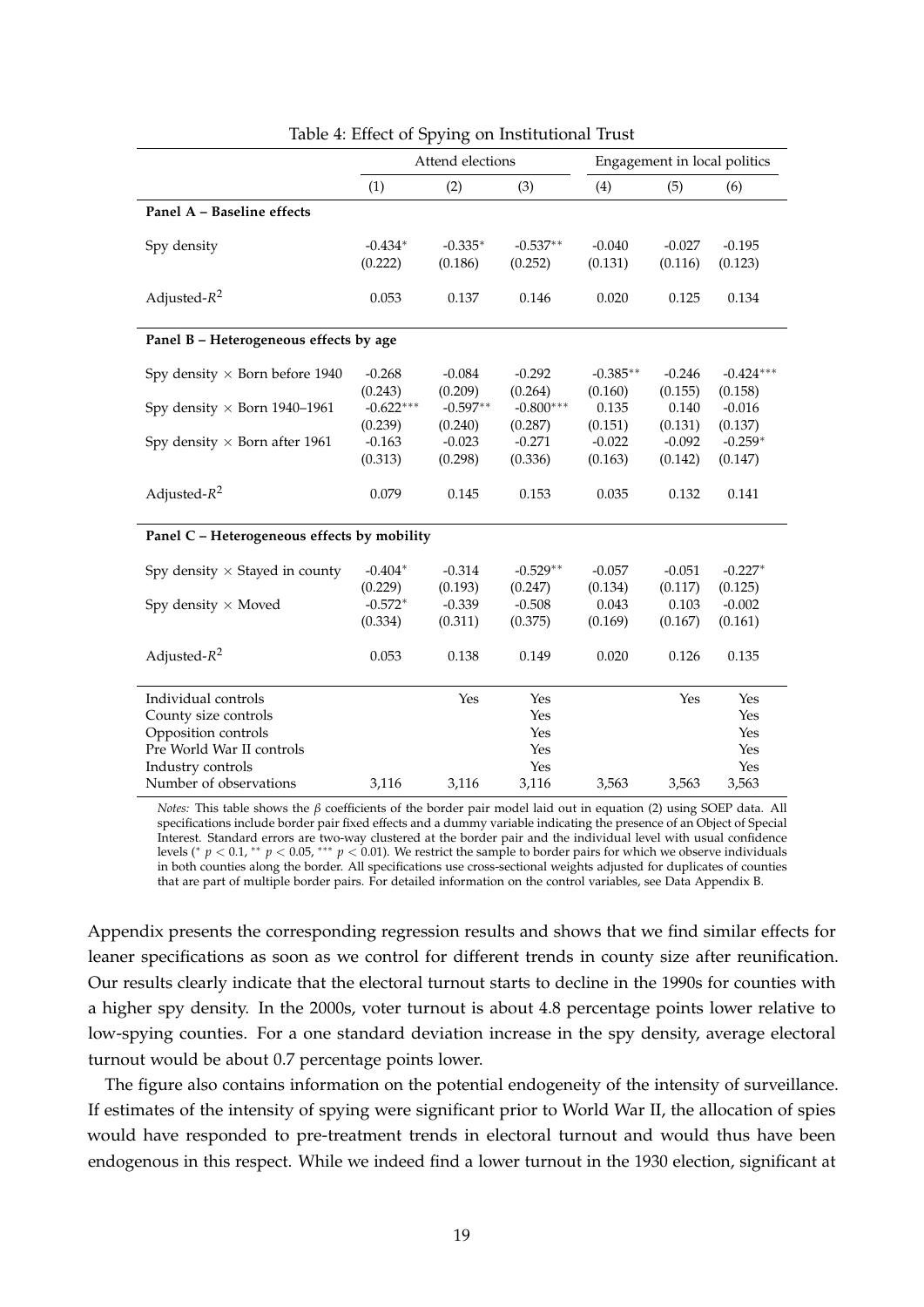Table 4: Effect of Spying on Institutional Trust

| | Attend elections | | | Engagement in local politics | | |
|---|---|---|---|---|---|---|
| | (1) | (2) | (3) | (4) | (5) | (6) |
| **Panel A – Baseline effects** | | | | | | |
| Spy density | -0.434* | -0.335* | -0.537** | -0.040 | -0.027 | -0.195 |
| | (0.222) | (0.186) | (0.252) | (0.131) | (0.116) | (0.123) |
| Adjusted-$R^2$ | 0.053 | 0.137 | 0.146 | 0.020 | 0.125 | 0.134 |
| **Panel B – Heterogeneous effects by age** | | | | | | |
| Spy density × Born before 1940 | -0.268 | -0.084 | -0.292 | -0.385** | -0.246 | -0.424*** |
| | (0.243) | (0.209) | (0.264) | (0.160) | (0.155) | (0.158) |
| Spy density × Born 1940–1961 | -0.622*** | -0.597** | -0.800*** | 0.135 | 0.140 | -0.016 |
| | (0.239) | (0.240) | (0.287) | (0.151) | (0.131) | (0.137) |
| Spy density × Born after 1961 | -0.163 | -0.023 | -0.271 | -0.022 | -0.092 | -0.259* |
| | (0.313) | (0.298) | (0.336) | (0.163) | (0.142) | (0.147) |
| Adjusted-$R^2$ | 0.079 | 0.145 | 0.153 | 0.035 | 0.132 | 0.141 |
| **Panel C – Heterogeneous effects by mobility** | | | | | | |
| Spy density × Stayed in county | -0.404* | -0.314 | -0.529** | -0.057 | -0.051 | -0.227* |
| | (0.229) | (0.193) | (0.247) | (0.134) | (0.117) | (0.125) |
| Spy density × Moved | -0.572* | -0.339 | -0.508 | 0.043 | 0.103 | -0.002 |
| | (0.334) | (0.311) | (0.375) | (0.169) | (0.167) | (0.161) |
| Adjusted-$R^2$ | 0.053 | 0.138 | 0.149 | 0.020 | 0.126 | 0.135 |
| Individual controls | | Yes | Yes | | Yes | Yes |
| County size controls | | | Yes | | | Yes |
| Opposition controls | | | Yes | | | Yes |
| Pre World War II controls | | | Yes | | | Yes |
| Industry controls | | | Yes | | | Yes |
| Number of observations | 3,116 | 3,116 | 3,116 | 3,563 | 3,563 | 3,563 |

*Notes:* This table shows the $\beta$ coefficients of the border pair model laid out in equation (2) using SOEP data. All specifications include border pair fixed effects and a dummy variable indicating the presence of an Object of Special Interest. Standard errors are two-way clustered at the border pair and the individual level with usual confidence levels (* $p < 0.1$, ** $p < 0.05$, *** $p < 0.01$). We restrict the sample to border pairs for which we observe individuals in both counties along the border. All specifications use cross-sectional weights adjusted for duplicates of counties that are part of multiple border pairs. For detailed information on the control variables, see Data Appendix B.

Appendix presents the corresponding regression results and shows that we find similar effects for leaner specifications as soon as we control for different trends in county size after reunification. Our results clearly indicate that the electoral turnout starts to decline in the 1990s for counties with a higher spy density. In the 2000s, voter turnout is about 4.8 percentage points lower relative to low-spying counties. For a one standard deviation increase in the spy density, average electoral turnout would be about 0.7 percentage points lower.

The figure also contains information on the potential endogeneity of the intensity of surveillance. If estimates of the intensity of spying were significant prior to World War II, the allocation of spies would have responded to pre-treatment trends in electoral turnout and would thus have been endogenous in this respect. While we indeed find a lower turnout in the 1930 election, significant at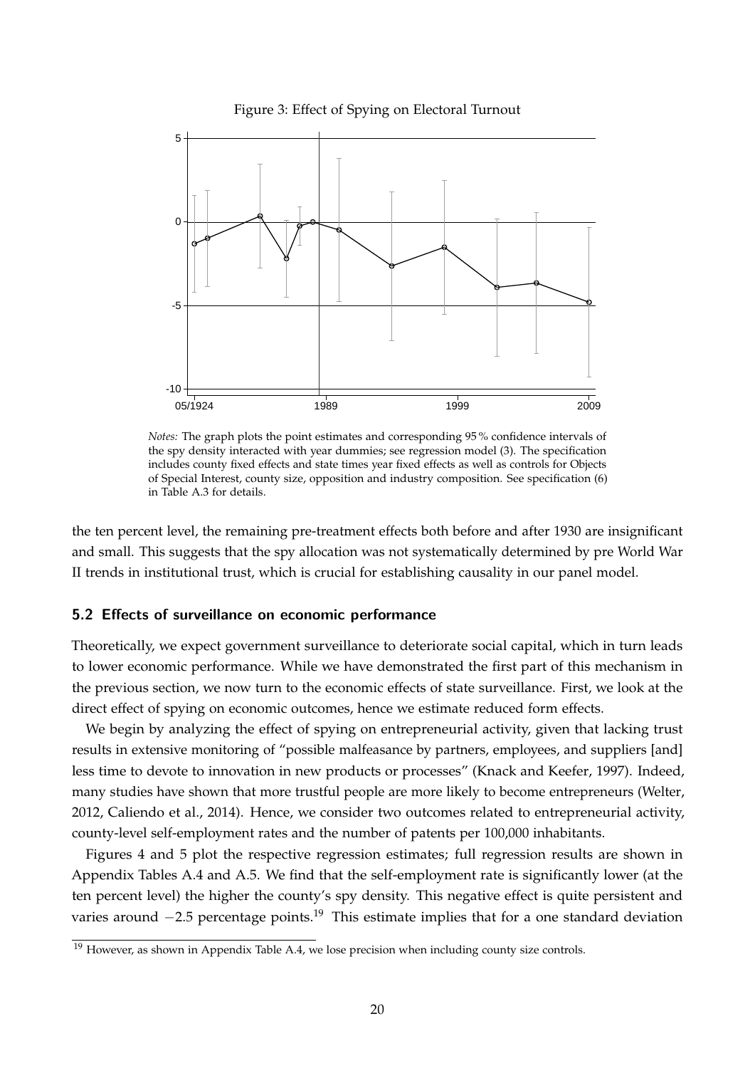Figure 3: Effect of Spying on Electoral Turnout

*Notes:* The graph plots the point estimates and corresponding 95 % confidence intervals of the spy density interacted with year dummies; see regression model (3). The specification includes county fixed effects and state times year fixed effects as well as controls for Objects of Special Interest, county size, opposition and industry composition. See specification (6) in Table A.3 for details.

the ten percent level, the remaining pre-treatment effects both before and after 1930 are insignificant and small. This suggests that the spy allocation was not systematically determined by pre World War II trends in institutional trust, which is crucial for establishing causality in our panel model.

### 5.2 Effects of surveillance on economic performance

Theoretically, we expect government surveillance to deteriorate social capital, which in turn leads to lower economic performance. While we have demonstrated the first part of this mechanism in the previous section, we now turn to the economic effects of state surveillance. First, we look at the direct effect of spying on economic outcomes, hence we estimate reduced form effects.

We begin by analyzing the effect of spying on entrepreneurial activity, given that lacking trust results in extensive monitoring of "possible malfeasance by partners, employees, and suppliers [and] less time to devote to innovation in new products or processes" (Knack and Keefer, 1997). Indeed, many studies have shown that more trustful people are more likely to become entrepreneurs (Welter, 2012, Caliendo et al., 2014). Hence, we consider two outcomes related to entrepreneurial activity, county-level self-employment rates and the number of patents per 100,000 inhabitants.

Figures 4 and 5 plot the respective regression estimates; full regression results are shown in Appendix Tables A.4 and A.5. We find that the self-employment rate is significantly lower (at the ten percent level) the higher the county's spy density. This negative effect is quite persistent and varies around $-2.5$ percentage points.[19] This estimate implies that for a one standard deviation

[19] However, as shown in Appendix Table A.4, we lose precision when including county size controls.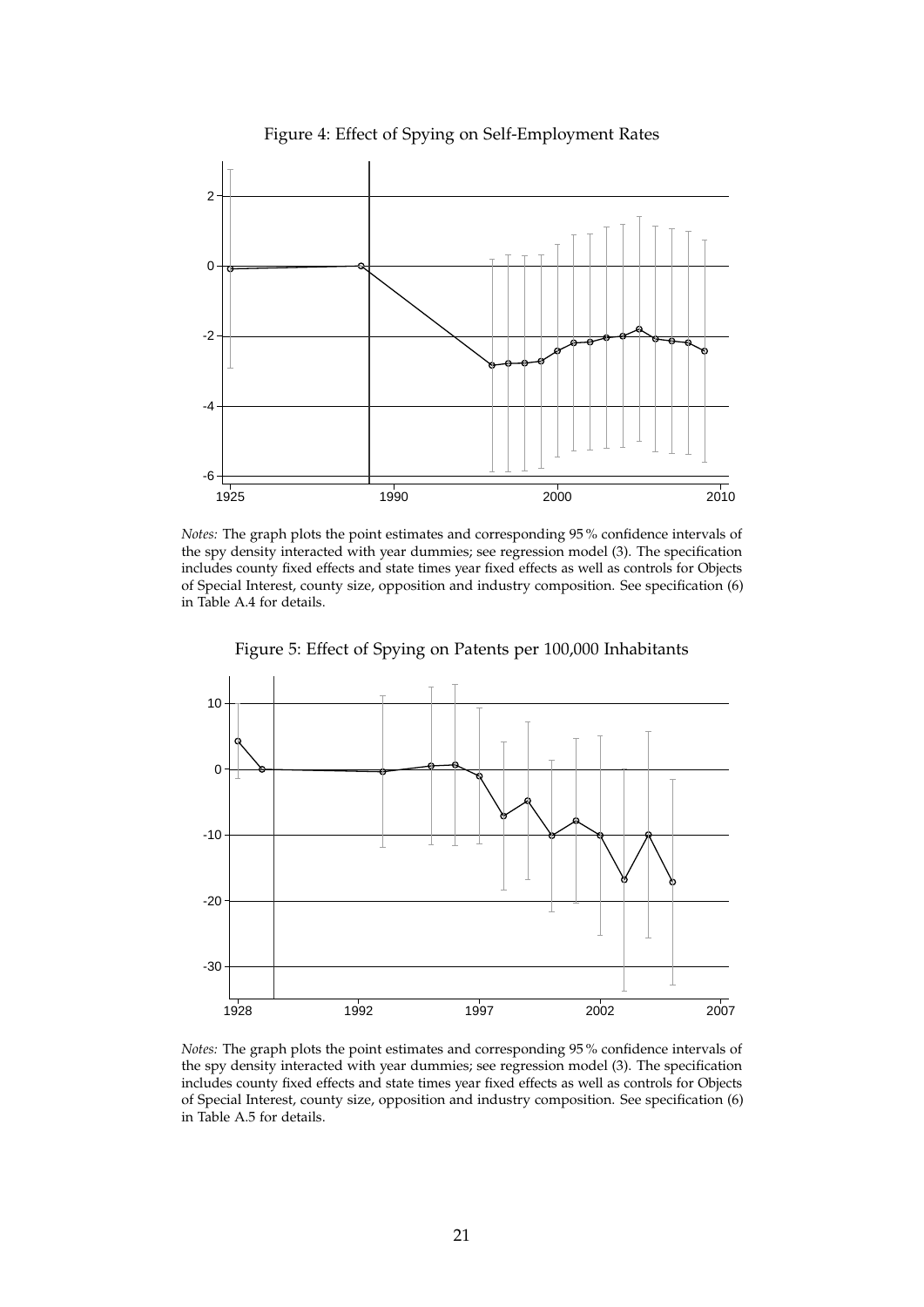Figure 4: Effect of Spying on Self-Employment Rates

*Notes:* The graph plots the point estimates and corresponding 95 % confidence intervals of the spy density interacted with year dummies; see regression model (3). The specification includes county fixed effects and state times year fixed effects as well as controls for Objects of Special Interest, county size, opposition and industry composition. See specification (6) in Table A.4 for details.

Figure 5: Effect of Spying on Patents per 100,000 Inhabitants

*Notes:* The graph plots the point estimates and corresponding 95 % confidence intervals of the spy density interacted with year dummies; see regression model (3). The specification includes county fixed effects and state times year fixed effects as well as controls for Objects of Special Interest, county size, opposition and industry composition. See specification (6) in Table A.5 for details.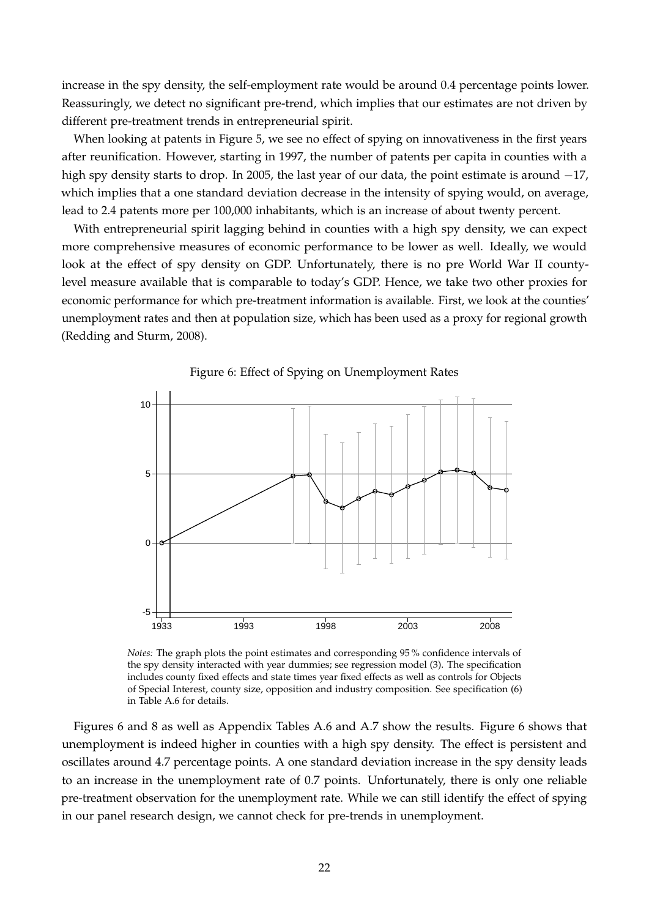increase in the spy density, the self-employment rate would be around 0.4 percentage points lower. Reassuringly, we detect no significant pre-trend, which implies that our estimates are not driven by different pre-treatment trends in entrepreneurial spirit.

When looking at patents in Figure 5, we see no effect of spying on innovativeness in the first years after reunification. However, starting in 1997, the number of patents per capita in counties with a high spy density starts to drop. In 2005, the last year of our data, the point estimate is around $-17$, which implies that a one standard deviation decrease in the intensity of spying would, on average, lead to 2.4 patents more per 100,000 inhabitants, which is an increase of about twenty percent.

With entrepreneurial spirit lagging behind in counties with a high spy density, we can expect more comprehensive measures of economic performance to be lower as well. Ideally, we would look at the effect of spy density on GDP. Unfortunately, there is no pre World War II county-level measure available that is comparable to today's GDP. Hence, we take two other proxies for economic performance for which pre-treatment information is available. First, we look at the counties' unemployment rates and then at population size, which has been used as a proxy for regional growth (Redding and Sturm, 2008).

Figure 6: Effect of Spying on Unemployment Rates

*Notes:* The graph plots the point estimates and corresponding 95 % confidence intervals of the spy density interacted with year dummies; see regression model (3). The specification includes county fixed effects and state times year fixed effects as well as controls for Objects of Special Interest, county size, opposition and industry composition. See specification (6) in Table A.6 for details.

Figures 6 and 8 as well as Appendix Tables A.6 and A.7 show the results. Figure 6 shows that unemployment is indeed higher in counties with a high spy density. The effect is persistent and oscillates around 4.7 percentage points. A one standard deviation increase in the spy density leads to an increase in the unemployment rate of 0.7 points. Unfortunately, there is only one reliable pre-treatment observation for the unemployment rate. While we can still identify the effect of spying in our panel research design, we cannot check for pre-trends in unemployment.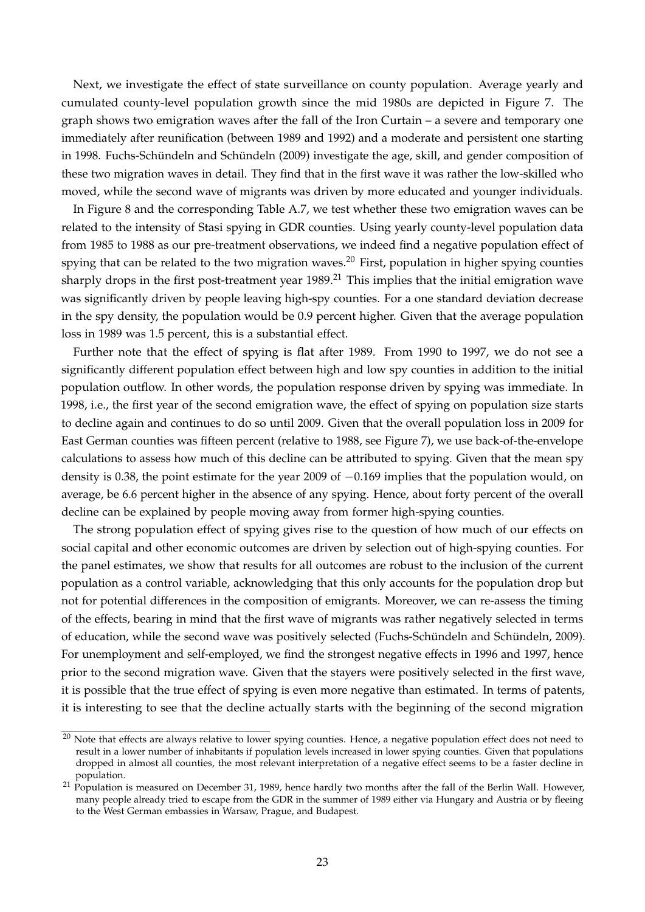Next, we investigate the effect of state surveillance on county population. Average yearly and cumulated county-level population growth since the mid 1980s are depicted in Figure 7. The graph shows two emigration waves after the fall of the Iron Curtain – a severe and temporary one immediately after reunification (between 1989 and 1992) and a moderate and persistent one starting in 1998. Fuchs-Schündeln and Schündeln (2009) investigate the age, skill, and gender composition of these two migration waves in detail. They find that in the first wave it was rather the low-skilled who moved, while the second wave of migrants was driven by more educated and younger individuals.

In Figure 8 and the corresponding Table A.7, we test whether these two emigration waves can be related to the intensity of Stasi spying in GDR counties. Using yearly county-level population data from 1985 to 1988 as our pre-treatment observations, we indeed find a negative population effect of spying that can be related to the two migration waves.[20] First, population in higher spying counties sharply drops in the first post-treatment year 1989.[21] This implies that the initial emigration wave was significantly driven by people leaving high-spy counties. For a one standard deviation decrease in the spy density, the population would be 0.9 percent higher. Given that the average population loss in 1989 was 1.5 percent, this is a substantial effect.

Further note that the effect of spying is flat after 1989. From 1990 to 1997, we do not see a significantly different population effect between high and low spy counties in addition to the initial population outflow. In other words, the population response driven by spying was immediate. In 1998, i.e., the first year of the second emigration wave, the effect of spying on population size starts to decline again and continues to do so until 2009. Given that the overall population loss in 2009 for East German counties was fifteen percent (relative to 1988, see Figure 7), we use back-of-the-envelope calculations to assess how much of this decline can be attributed to spying. Given that the mean spy density is 0.38, the point estimate for the year 2009 of $-0.169$ implies that the population would, on average, be 6.6 percent higher in the absence of any spying. Hence, about forty percent of the overall decline can be explained by people moving away from former high-spying counties.

The strong population effect of spying gives rise to the question of how much of our effects on social capital and other economic outcomes are driven by selection out of high-spying counties. For the panel estimates, we show that results for all outcomes are robust to the inclusion of the current population as a control variable, acknowledging that this only accounts for the population drop but not for potential differences in the composition of emigrants. Moreover, we can re-assess the timing of the effects, bearing in mind that the first wave of migrants was rather negatively selected in terms of education, while the second wave was positively selected (Fuchs-Schündeln and Schündeln, 2009). For unemployment and self-employed, we find the strongest negative effects in 1996 and 1997, hence prior to the second migration wave. Given that the stayers were positively selected in the first wave, it is possible that the true effect of spying is even more negative than estimated. In terms of patents, it is interesting to see that the decline actually starts with the beginning of the second migration

---

[20] Note that effects are always relative to lower spying counties. Hence, a negative population effect does not need to result in a lower number of inhabitants if population levels increased in lower spying counties. Given that populations dropped in almost all counties, the most relevant interpretation of a negative effect seems to be a faster decline in population.

[21] Population is measured on December 31, 1989, hence hardly two months after the fall of the Berlin Wall. However, many people already tried to escape from the GDR in the summer of 1989 either via Hungary and Austria or by fleeing to the West German embassies in Warsaw, Prague, and Budapest.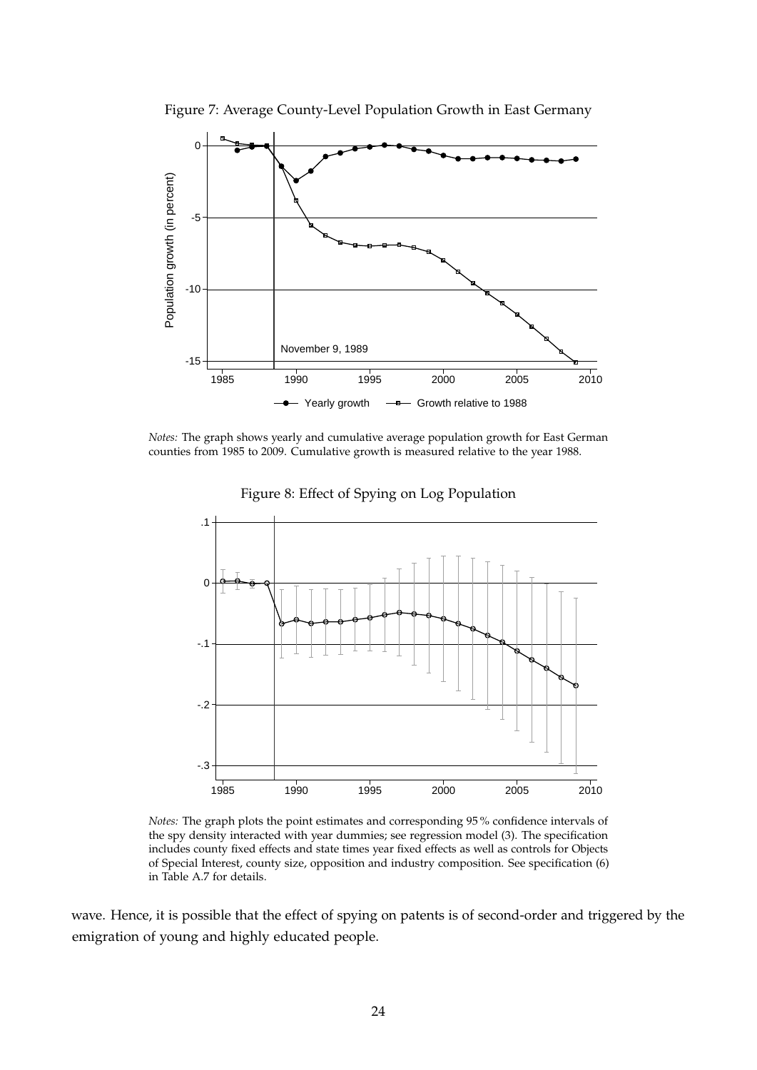Figure 7: Average County-Level Population Growth in East Germany

*Notes:* The graph shows yearly and cumulative average population growth for East German counties from 1985 to 2009. Cumulative growth is measured relative to the year 1988.

Figure 8: Effect of Spying on Log Population

*Notes:* The graph plots the point estimates and corresponding 95 % confidence intervals of the spy density interacted with year dummies; see regression model (3). The specification includes county fixed effects and state times year fixed effects as well as controls for Objects of Special Interest, county size, opposition and industry composition. See specification (6) in Table A.7 for details.

wave. Hence, it is possible that the effect of spying on patents is of second-order and triggered by the emigration of young and highly educated people.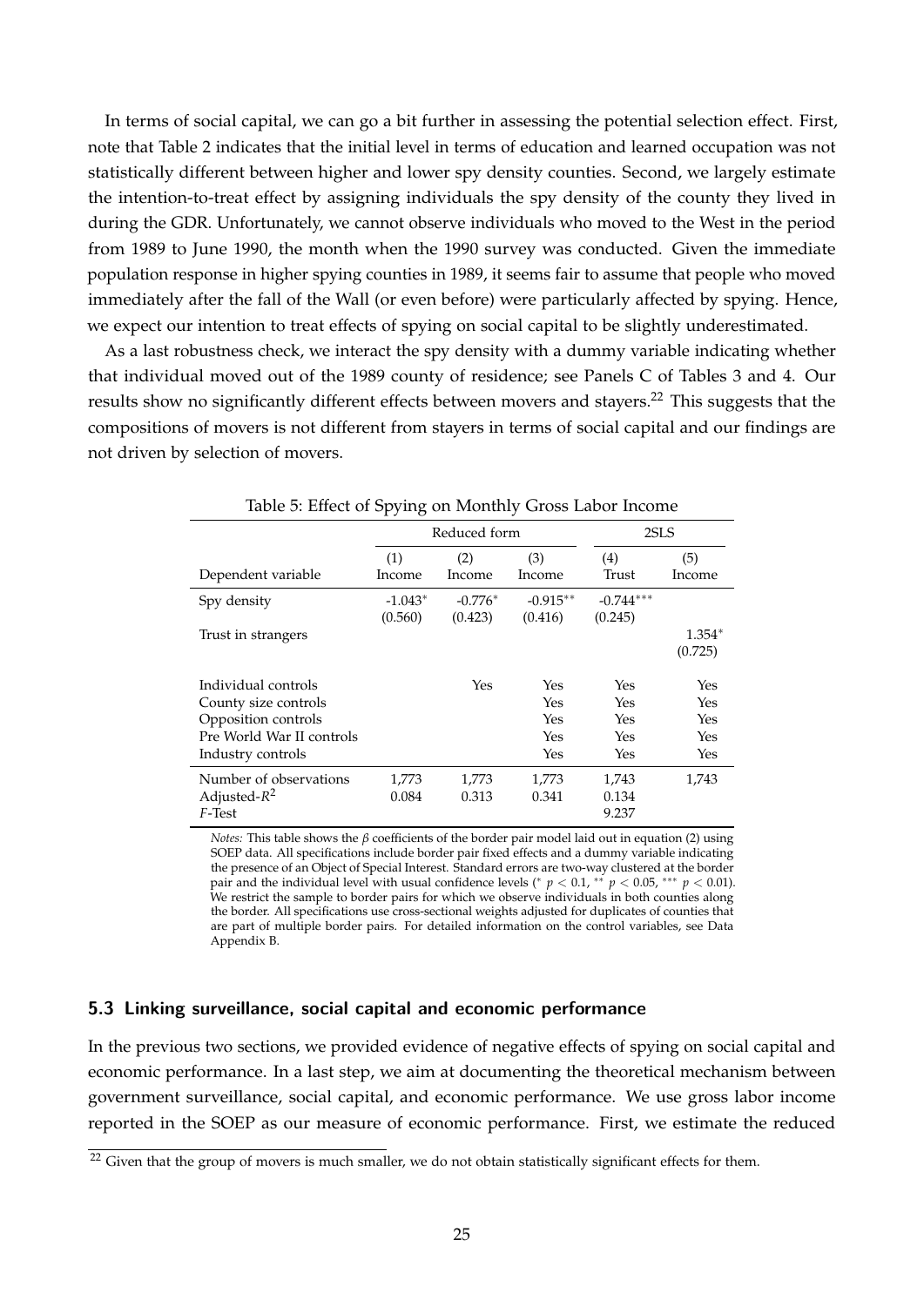In terms of social capital, we can go a bit further in assessing the potential selection effect. First, note that Table 2 indicates that the initial level in terms of education and learned occupation was not statistically different between higher and lower spy density counties. Second, we largely estimate the intention-to-treat effect by assigning individuals the spy density of the county they lived in during the GDR. Unfortunately, we cannot observe individuals who moved to the West in the period from 1989 to June 1990, the month when the 1990 survey was conducted. Given the immediate population response in higher spying counties in 1989, it seems fair to assume that people who moved immediately after the fall of the Wall (or even before) were particularly affected by spying. Hence, we expect our intention to treat effects of spying on social capital to be slightly underestimated.

As a last robustness check, we interact the spy density with a dummy variable indicating whether that individual moved out of the 1989 county of residence; see Panels C of Tables 3 and 4. Our results show no significantly different effects between movers and stayers.[22] This suggests that the compositions of movers is not different from stayers in terms of social capital and our findings are not driven by selection of movers.

Table 5: Effect of Spying on Monthly Gross Labor Income

| | Reduced form | | | 2SLS | |
|---|---|---|---|---|---|
| | (1) | (2) | (3) | (4) | (5) |
| Dependent variable | Income | Income | Income | Trust | Income |
| Spy density | -1.043* | -0.776* | -0.915** | -0.744*** | |
| | (0.560) | (0.423) | (0.416) | (0.245) | |
| Trust in strangers | | | | | 1.354* |
| | | | | | (0.725) |
| Individual controls | | Yes | Yes | Yes | Yes |
| County size controls | | | Yes | Yes | Yes |
| Opposition controls | | | Yes | Yes | Yes |
| Pre World War II controls | | | Yes | Yes | Yes |
| Industry controls | | | Yes | Yes | Yes |
| Number of observations | 1,773 | 1,773 | 1,773 | 1,743 | 1,743 |
| Adjusted-$R^2$ | 0.084 | 0.313 | 0.341 | 0.134 | |
| $F$-Test | | | | 9.237 | |

*Notes:* This table shows the $\beta$ coefficients of the border pair model laid out in equation (2) using SOEP data. All specifications include border pair fixed effects and a dummy variable indicating the presence of an Object of Special Interest. Standard errors are two-way clustered at the border pair and the individual level with usual confidence levels (* $p < 0.1$, ** $p < 0.05$, *** $p < 0.01$). We restrict the sample to border pairs for which we observe individuals in both counties along the border. All specifications use cross-sectional weights adjusted for duplicates of counties that are part of multiple border pairs. For detailed information on the control variables, see Data Appendix B.

### 5.3 Linking surveillance, social capital and economic performance

In the previous two sections, we provided evidence of negative effects of spying on social capital and economic performance. In a last step, we aim at documenting the theoretical mechanism between government surveillance, social capital, and economic performance. We use gross labor income reported in the SOEP as our measure of economic performance. First, we estimate the reduced

[22] Given that the group of movers is much smaller, we do not obtain statistically significant effects for them.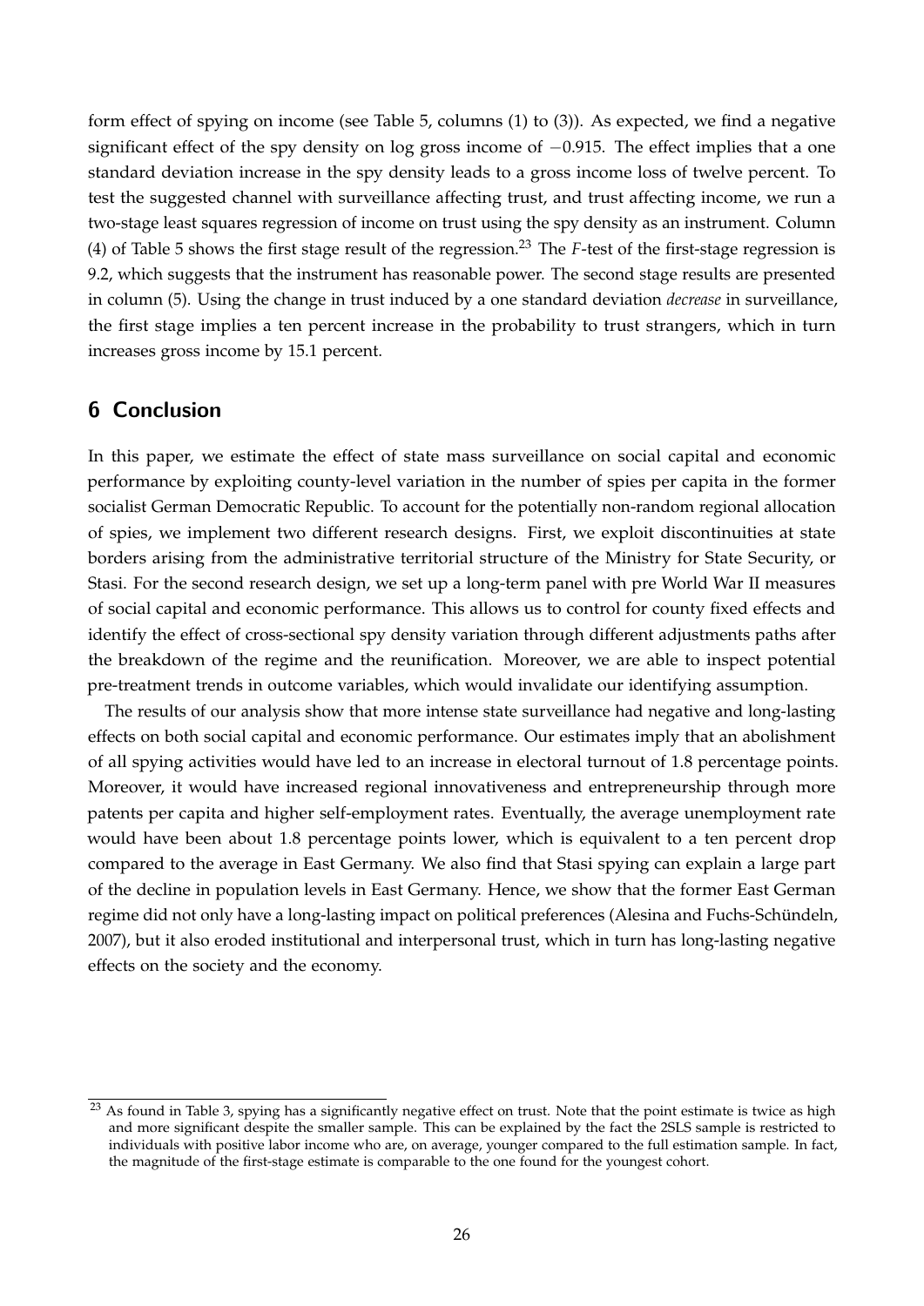form effect of spying on income (see Table 5, columns (1) to (3)). As expected, we find a negative significant effect of the spy density on log gross income of $-0.915$. The effect implies that a one standard deviation increase in the spy density leads to a gross income loss of twelve percent. To test the suggested channel with surveillance affecting trust, and trust affecting income, we run a two-stage least squares regression of income on trust using the spy density as an instrument. Column (4) of Table 5 shows the first stage result of the regression.[23] The $F$-test of the first-stage regression is 9.2, which suggests that the instrument has reasonable power. The second stage results are presented in column (5). Using the change in trust induced by a one standard deviation *decrease* in surveillance, the first stage implies a ten percent increase in the probability to trust strangers, which in turn increases gross income by 15.1 percent.

## 6 Conclusion

In this paper, we estimate the effect of state mass surveillance on social capital and economic performance by exploiting county-level variation in the number of spies per capita in the former socialist German Democratic Republic. To account for the potentially non-random regional allocation of spies, we implement two different research designs. First, we exploit discontinuities at state borders arising from the administrative territorial structure of the Ministry for State Security, or Stasi. For the second research design, we set up a long-term panel with pre World War II measures of social capital and economic performance. This allows us to control for county fixed effects and identify the effect of cross-sectional spy density variation through different adjustments paths after the breakdown of the regime and the reunification. Moreover, we are able to inspect potential pre-treatment trends in outcome variables, which would invalidate our identifying assumption.

The results of our analysis show that more intense state surveillance had negative and long-lasting effects on both social capital and economic performance. Our estimates imply that an abolishment of all spying activities would have led to an increase in electoral turnout of 1.8 percentage points. Moreover, it would have increased regional innovativeness and entrepreneurship through more patents per capita and higher self-employment rates. Eventually, the average unemployment rate would have been about 1.8 percentage points lower, which is equivalent to a ten percent drop compared to the average in East Germany. We also find that Stasi spying can explain a large part of the decline in population levels in East Germany. Hence, we show that the former East German regime did not only have a long-lasting impact on political preferences (Alesina and Fuchs-Schündeln, 2007), but it also eroded institutional and interpersonal trust, which in turn has long-lasting negative effects on the society and the economy.

[23] As found in Table 3, spying has a significantly negative effect on trust. Note that the point estimate is twice as high and more significant despite the smaller sample. This can be explained by the fact the 2SLS sample is restricted to individuals with positive labor income who are, on average, younger compared to the full estimation sample. In fact, the magnitude of the first-stage estimate is comparable to the one found for the youngest cohort.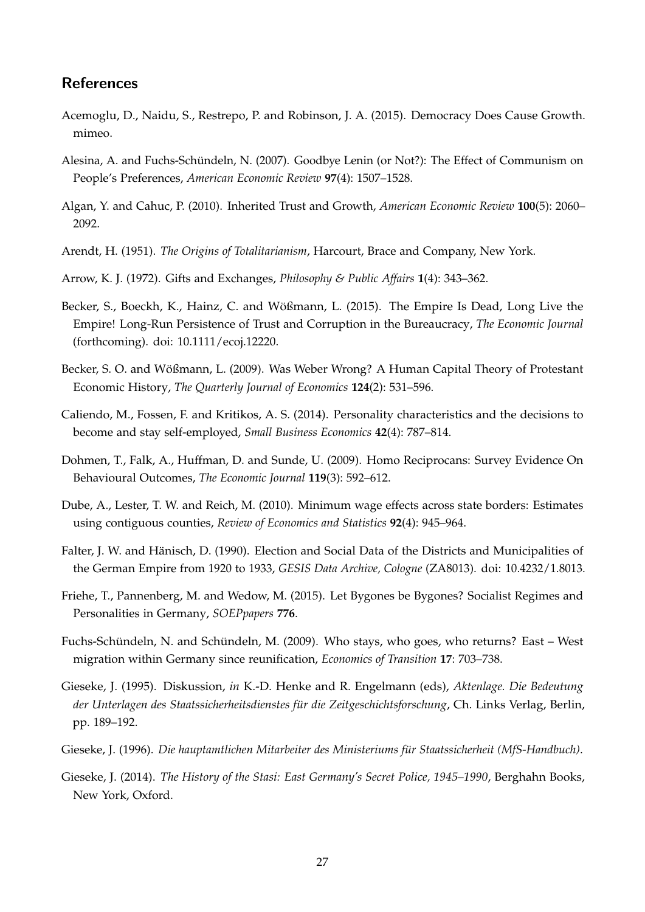## References

Acemoglu, D., Naidu, S., Restrepo, P. and Robinson, J. A. (2015). Democracy Does Cause Growth. mimeo.

Alesina, A. and Fuchs-Schündeln, N. (2007). Goodbye Lenin (or Not?): The Effect of Communism on People's Preferences, *American Economic Review* **97**(4): 1507–1528.

Algan, Y. and Cahuc, P. (2010). Inherited Trust and Growth, *American Economic Review* **100**(5): 2060–2092.

Arendt, H. (1951). *The Origins of Totalitarianism*, Harcourt, Brace and Company, New York.

Arrow, K. J. (1972). Gifts and Exchanges, *Philosophy & Public Affairs* **1**(4): 343–362.

Becker, S., Boeckh, K., Hainz, C. and Wößmann, L. (2015). The Empire Is Dead, Long Live the Empire! Long-Run Persistence of Trust and Corruption in the Bureaucracy, *The Economic Journal* (forthcoming). doi: 10.1111/ecoj.12220.

Becker, S. O. and Wößmann, L. (2009). Was Weber Wrong? A Human Capital Theory of Protestant Economic History, *The Quarterly Journal of Economics* **124**(2): 531–596.

Caliendo, M., Fossen, F. and Kritikos, A. S. (2014). Personality characteristics and the decisions to become and stay self-employed, *Small Business Economics* **42**(4): 787–814.

Dohmen, T., Falk, A., Huffman, D. and Sunde, U. (2009). Homo Reciprocans: Survey Evidence On Behavioural Outcomes, *The Economic Journal* **119**(3): 592–612.

Dube, A., Lester, T. W. and Reich, M. (2010). Minimum wage effects across state borders: Estimates using contiguous counties, *Review of Economics and Statistics* **92**(4): 945–964.

Falter, J. W. and Hänisch, D. (1990). Election and Social Data of the Districts and Municipalities of the German Empire from 1920 to 1933, *GESIS Data Archive, Cologne* (ZA8013). doi: 10.4232/1.8013.

Friehe, T., Pannenberg, M. and Wedow, M. (2015). Let Bygones be Bygones? Socialist Regimes and Personalities in Germany, *SOEPpapers* **776**.

Fuchs-Schündeln, N. and Schündeln, M. (2009). Who stays, who goes, who returns? East – West migration within Germany since reunification, *Economics of Transition* **17**: 703–738.

Gieseke, J. (1995). Diskussion, *in* K.-D. Henke and R. Engelmann (eds), *Aktenlage. Die Bedeutung der Unterlagen des Staatssicherheitsdienstes für die Zeitgeschichtsforschung*, Ch. Links Verlag, Berlin, pp. 189–192.

Gieseke, J. (1996). *Die hauptamtlichen Mitarbeiter des Ministeriums für Staatssicherheit (MfS-Handbuch)*.

Gieseke, J. (2014). *The History of the Stasi: East Germany's Secret Police, 1945–1990*, Berghahn Books, New York, Oxford.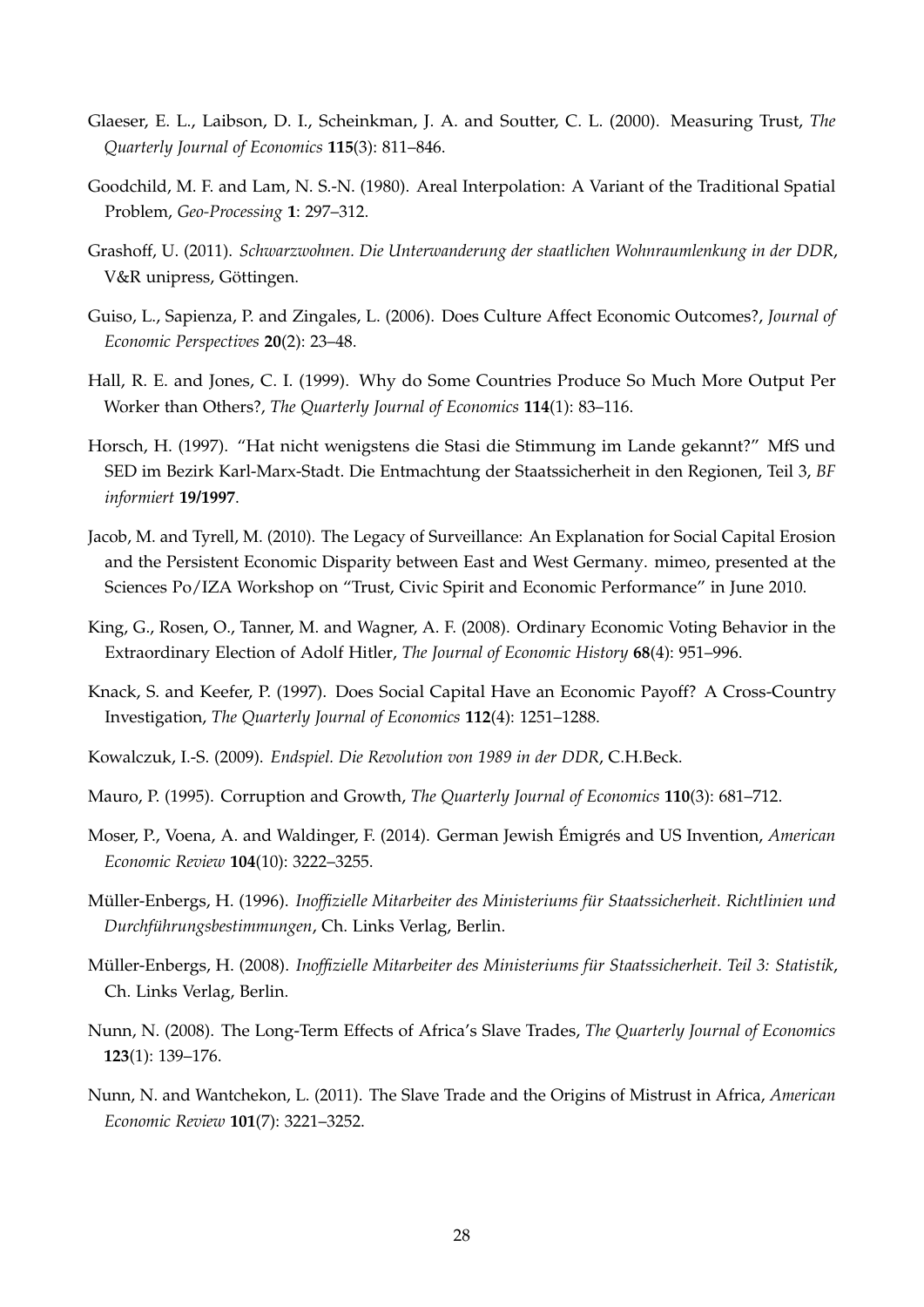Glaeser, E. L., Laibson, D. I., Scheinkman, J. A. and Soutter, C. L. (2000). Measuring Trust, *The Quarterly Journal of Economics* **115**(3): 811–846.

Goodchild, M. F. and Lam, N. S.-N. (1980). Areal Interpolation: A Variant of the Traditional Spatial Problem, *Geo-Processing* **1**: 297–312.

Grashoff, U. (2011). *Schwarzwohnen. Die Unterwanderung der staatlichen Wohnraumlenkung in der DDR*, V&R unipress, Göttingen.

Guiso, L., Sapienza, P. and Zingales, L. (2006). Does Culture Affect Economic Outcomes?, *Journal of Economic Perspectives* **20**(2): 23–48.

Hall, R. E. and Jones, C. I. (1999). Why do Some Countries Produce So Much More Output Per Worker than Others?, *The Quarterly Journal of Economics* **114**(1): 83–116.

Horsch, H. (1997). "Hat nicht wenigstens die Stasi die Stimmung im Lande gekannt?" MfS und SED im Bezirk Karl-Marx-Stadt. Die Entmachtung der Staatssicherheit in den Regionen, Teil 3, *BF informiert* **19/1997**.

Jacob, M. and Tyrell, M. (2010). The Legacy of Surveillance: An Explanation for Social Capital Erosion and the Persistent Economic Disparity between East and West Germany. mimeo, presented at the Sciences Po/IZA Workshop on "Trust, Civic Spirit and Economic Performance" in June 2010.

King, G., Rosen, O., Tanner, M. and Wagner, A. F. (2008). Ordinary Economic Voting Behavior in the Extraordinary Election of Adolf Hitler, *The Journal of Economic History* **68**(4): 951–996.

Knack, S. and Keefer, P. (1997). Does Social Capital Have an Economic Payoff? A Cross-Country Investigation, *The Quarterly Journal of Economics* **112**(4): 1251–1288.

Kowalczuk, I.-S. (2009). *Endspiel. Die Revolution von 1989 in der DDR*, C.H.Beck.

Mauro, P. (1995). Corruption and Growth, *The Quarterly Journal of Economics* **110**(3): 681–712.

Moser, P., Voena, A. and Waldinger, F. (2014). German Jewish Émigrés and US Invention, *American Economic Review* **104**(10): 3222–3255.

Müller-Enbergs, H. (1996). *Inoffizielle Mitarbeiter des Ministeriums für Staatssicherheit. Richtlinien und Durchführungsbestimmungen*, Ch. Links Verlag, Berlin.

Müller-Enbergs, H. (2008). *Inoffizielle Mitarbeiter des Ministeriums für Staatssicherheit. Teil 3: Statistik*, Ch. Links Verlag, Berlin.

Nunn, N. (2008). The Long-Term Effects of Africa's Slave Trades, *The Quarterly Journal of Economics* **123**(1): 139–176.

Nunn, N. and Wantchekon, L. (2011). The Slave Trade and the Origins of Mistrust in Africa, *American Economic Review* **101**(7): 3221–3252.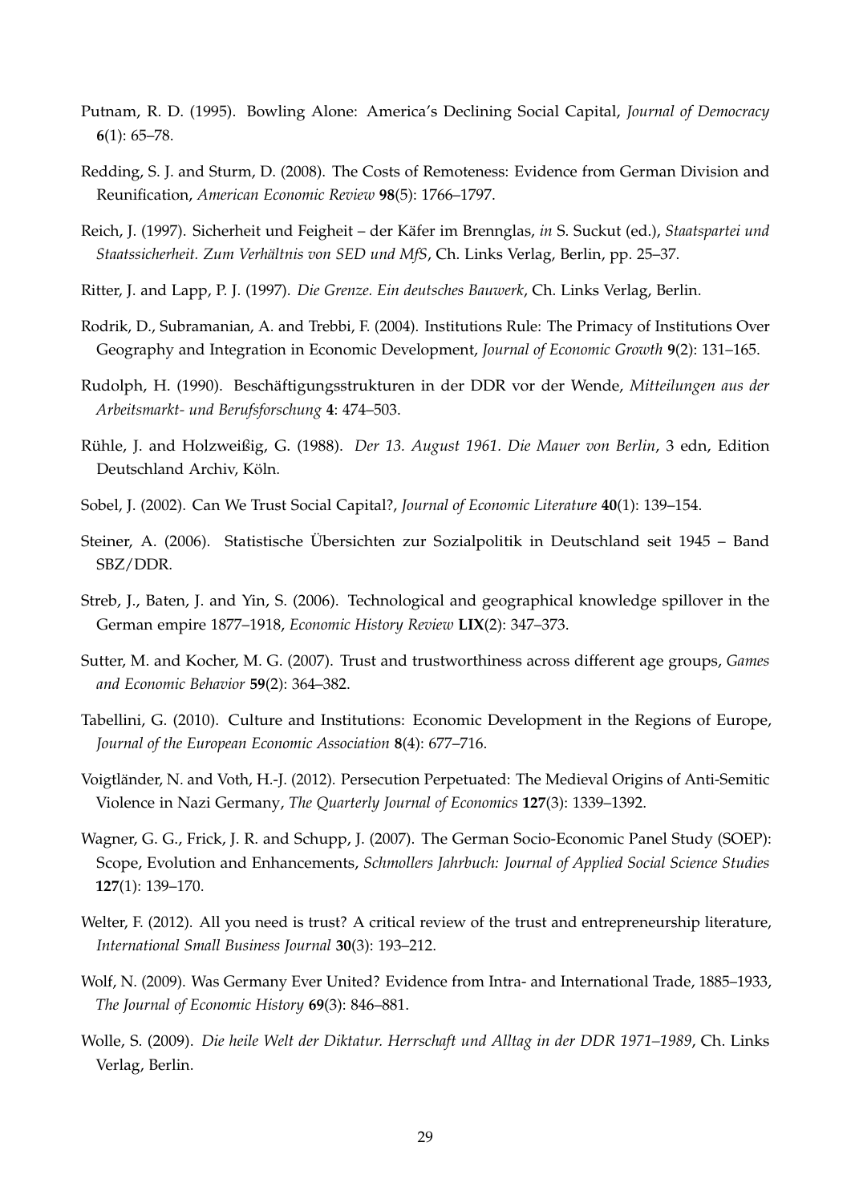Putnam, R. D. (1995). Bowling Alone: America's Declining Social Capital, *Journal of Democracy* **6**(1): 65–78.

Redding, S. J. and Sturm, D. (2008). The Costs of Remoteness: Evidence from German Division and Reunification, *American Economic Review* **98**(5): 1766–1797.

Reich, J. (1997). Sicherheit und Feigheit – der Käfer im Brennglas, *in* S. Suckut (ed.), *Staatspartei und Staatssicherheit. Zum Verhältnis von SED und MfS*, Ch. Links Verlag, Berlin, pp. 25–37.

Ritter, J. and Lapp, P. J. (1997). *Die Grenze. Ein deutsches Bauwerk*, Ch. Links Verlag, Berlin.

Rodrik, D., Subramanian, A. and Trebbi, F. (2004). Institutions Rule: The Primacy of Institutions Over Geography and Integration in Economic Development, *Journal of Economic Growth* **9**(2): 131–165.

Rudolph, H. (1990). Beschäftigungsstrukturen in der DDR vor der Wende, *Mitteilungen aus der Arbeitsmarkt- und Berufsforschung* **4**: 474–503.

Rühle, J. and Holzweißig, G. (1988). *Der 13. August 1961. Die Mauer von Berlin*, 3 edn, Edition Deutschland Archiv, Köln.

Sobel, J. (2002). Can We Trust Social Capital?, *Journal of Economic Literature* **40**(1): 139–154.

Steiner, A. (2006). Statistische Übersichten zur Sozialpolitik in Deutschland seit 1945 – Band SBZ/DDR.

Streb, J., Baten, J. and Yin, S. (2006). Technological and geographical knowledge spillover in the German empire 1877–1918, *Economic History Review* **LIX**(2): 347–373.

Sutter, M. and Kocher, M. G. (2007). Trust and trustworthiness across different age groups, *Games and Economic Behavior* **59**(2): 364–382.

Tabellini, G. (2010). Culture and Institutions: Economic Development in the Regions of Europe, *Journal of the European Economic Association* **8**(4): 677–716.

Voigtländer, N. and Voth, H.-J. (2012). Persecution Perpetuated: The Medieval Origins of Anti-Semitic Violence in Nazi Germany, *The Quarterly Journal of Economics* **127**(3): 1339–1392.

Wagner, G. G., Frick, J. R. and Schupp, J. (2007). The German Socio-Economic Panel Study (SOEP): Scope, Evolution and Enhancements, *Schmollers Jahrbuch: Journal of Applied Social Science Studies* **127**(1): 139–170.

Welter, F. (2012). All you need is trust? A critical review of the trust and entrepreneurship literature, *International Small Business Journal* **30**(3): 193–212.

Wolf, N. (2009). Was Germany Ever United? Evidence from Intra- and International Trade, 1885–1933, *The Journal of Economic History* **69**(3): 846–881.

Wolle, S. (2009). *Die heile Welt der Diktatur. Herrschaft und Alltag in der DDR 1971–1989*, Ch. Links Verlag, Berlin.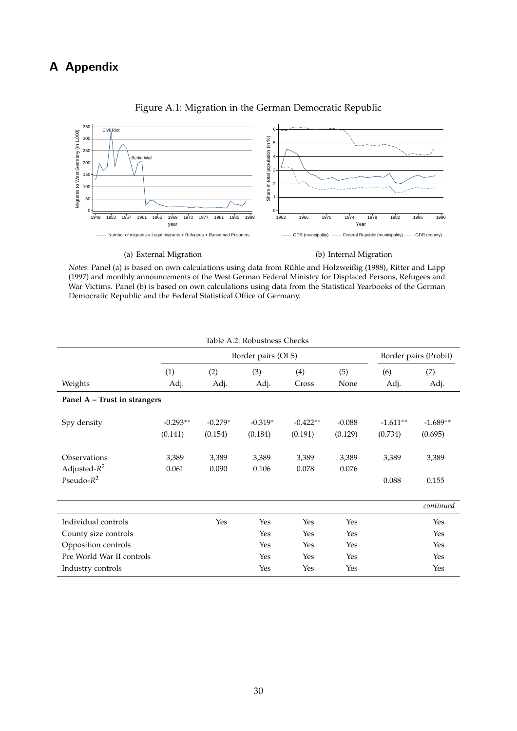# A Appendix

Figure A.1: Migration in the German Democratic Republic

(a) External Migration

(b) Internal Migration

*Notes*: Panel (a) is based on own calculations using data from Rühle and Holzweißig (1988), Ritter and Lapp (1997) and monthly announcements of the West German Federal Ministry for Displaced Persons, Refugees and War Victims. Panel (b) is based on own calculations using data from the Statistical Yearbooks of the German Democratic Republic and the Federal Statistical Office of Germany.

Table A.2: Robustness Checks

| | Border pairs (OLS) | | | | | Border pairs (Probit) | |
|---|---|---|---|---|---|---|---|
| | (1) | (2) | (3) | (4) | (5) | (6) | (7) |
| Weights | Adj. | Adj. | Adj. | Cross | None | Adj. | Adj. |
| **Panel A – Trust in strangers** | | | | | | | |
| Spy density | -0.293** | -0.279* | -0.319* | -0.422** | -0.088 | -1.611** | -1.689** |
| | (0.141) | (0.154) | (0.184) | (0.191) | (0.129) | (0.734) | (0.695) |
| Observations | 3,389 | 3,389 | 3,389 | 3,389 | 3,389 | 3,389 | 3,389 |
| Adjusted-$R^2$ | 0.061 | 0.090 | 0.106 | 0.078 | 0.076 | | |
| Pseudo-$R^2$ | | | | | | 0.088 | 0.155 |
| | | | | | | | *continued* |
| Individual controls | | Yes | Yes | Yes | Yes | | Yes |
| County size controls | | | Yes | Yes | Yes | | Yes |
| Opposition controls | | | Yes | Yes | Yes | | Yes |
| Pre World War II controls | | | Yes | Yes | Yes | | Yes |
| Industry controls | | | Yes | Yes | Yes | | Yes |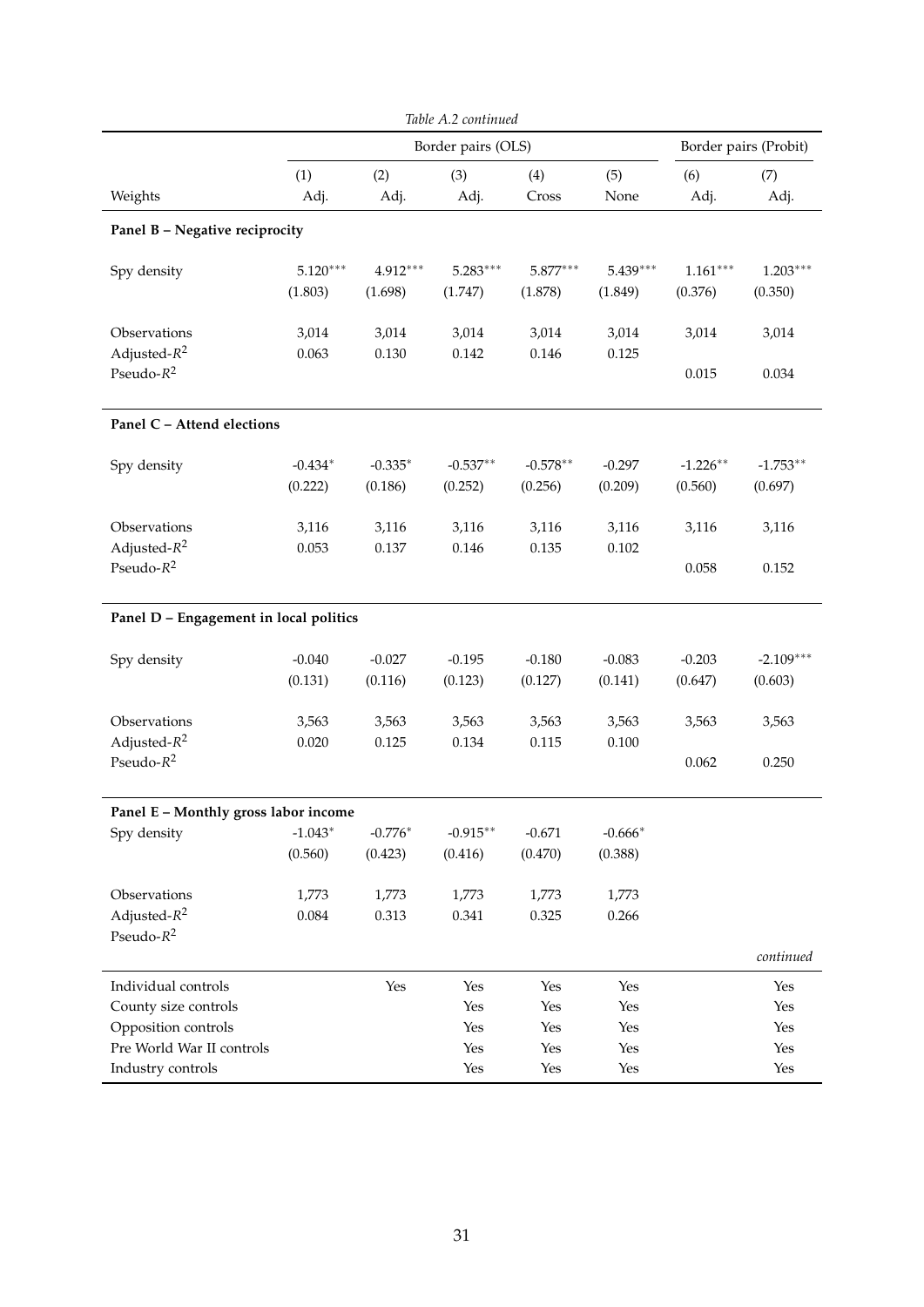*Table A.2 continued*

| | Border pairs (OLS) | | | | | Border pairs (Probit) | |
|---|---|---|---|---|---|---|---|
| | (1) | (2) | (3) | (4) | (5) | (6) | (7) |
| Weights | Adj. | Adj. | Adj. | Cross | None | Adj. | Adj. |
| **Panel B – Negative reciprocity** | | | | | | | |
| Spy density | 5.120*** | 4.912*** | 5.283*** | 5.877*** | 5.439*** | 1.161*** | 1.203*** |
| | (1.803) | (1.698) | (1.747) | (1.878) | (1.849) | (0.376) | (0.350) |
| Observations | 3,014 | 3,014 | 3,014 | 3,014 | 3,014 | 3,014 | 3,014 |
| Adjusted-$R^2$ | 0.063 | 0.130 | 0.142 | 0.146 | 0.125 | | |
| Pseudo-$R^2$ | | | | | | 0.015 | 0.034 |
| **Panel C – Attend elections** | | | | | | | |
| Spy density | -0.434* | -0.335* | -0.537** | -0.578** | -0.297 | -1.226** | -1.753** |
| | (0.222) | (0.186) | (0.252) | (0.256) | (0.209) | (0.560) | (0.697) |
| Observations | 3,116 | 3,116 | 3,116 | 3,116 | 3,116 | 3,116 | 3,116 |
| Adjusted-$R^2$ | 0.053 | 0.137 | 0.146 | 0.135 | 0.102 | | |
| Pseudo-$R^2$ | | | | | | 0.058 | 0.152 |
| **Panel D – Engagement in local politics** | | | | | | | |
| Spy density | -0.040 | -0.027 | -0.195 | -0.180 | -0.083 | -0.203 | -2.109*** |
| | (0.131) | (0.116) | (0.123) | (0.127) | (0.141) | (0.647) | (0.603) |
| Observations | 3,563 | 3,563 | 3,563 | 3,563 | 3,563 | 3,563 | 3,563 |
| Adjusted-$R^2$ | 0.020 | 0.125 | 0.134 | 0.115 | 0.100 | | |
| Pseudo-$R^2$ | | | | | | 0.062 | 0.250 |
| **Panel E – Monthly gross labor income** | | | | | | | |
| Spy density | -1.043* | -0.776* | -0.915** | -0.671 | -0.666* | | |
| | (0.560) | (0.423) | (0.416) | (0.470) | (0.388) | | |
| Observations | 1,773 | 1,773 | 1,773 | 1,773 | 1,773 | | |
| Adjusted-$R^2$ | 0.084 | 0.313 | 0.341 | 0.325 | 0.266 | | |
| Pseudo-$R^2$ | | | | | | | |
| Individual controls | | Yes | Yes | Yes | Yes | | Yes |
| County size controls | | | Yes | Yes | Yes | | Yes |
| Opposition controls | | | Yes | Yes | Yes | | Yes |
| Pre World War II controls | | | Yes | Yes | Yes | | Yes |
| Industry controls | | | Yes | Yes | Yes | | Yes |

*continued*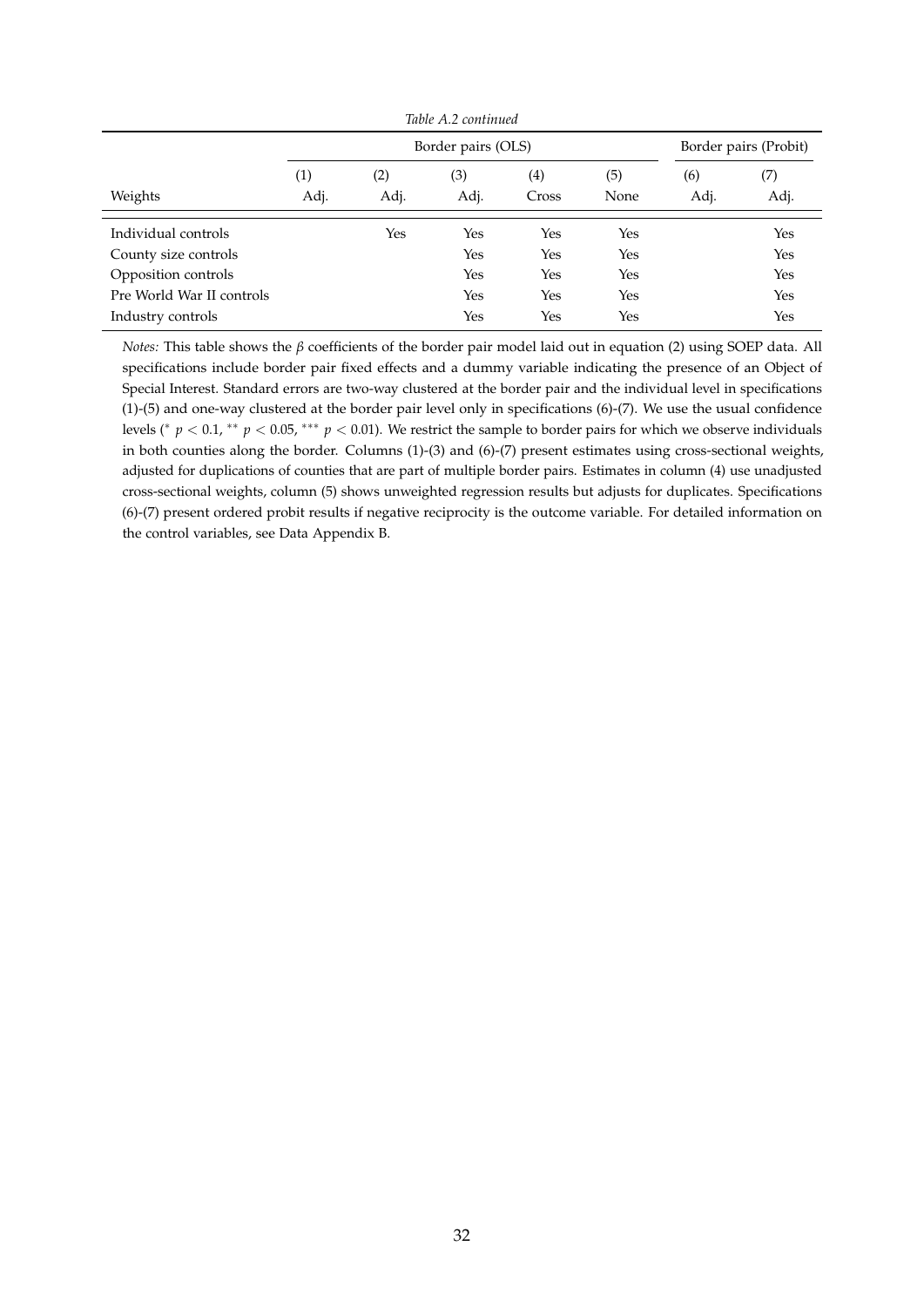*Table A.2 continued*

| | Border pairs (OLS) | | | | | Border pairs (Probit) | |
|---|---|---|---|---|---|---|---|
| | (1) | (2) | (3) | (4) | (5) | (6) | (7) |
| Weights | Adj. | Adj. | Adj. | Cross | None | Adj. | Adj. |
| Individual controls | | Yes | Yes | Yes | Yes | | Yes |
| County size controls | | | Yes | Yes | Yes | | Yes |
| Opposition controls | | | Yes | Yes | Yes | | Yes |
| Pre World War II controls | | | Yes | Yes | Yes | | Yes |
| Industry controls | | | Yes | Yes | Yes | | Yes |

*Notes:* This table shows the $\beta$ coefficients of the border pair model laid out in equation (2) using SOEP data. All specifications include border pair fixed effects and a dummy variable indicating the presence of an Object of Special Interest. Standard errors are two-way clustered at the border pair and the individual level in specifications (1)-(5) and one-way clustered at the border pair level only in specifications (6)-(7). We use the usual confidence levels ($^{*}$ $p < 0.1$, $^{**}$ $p < 0.05$, $^{***}$ $p < 0.01$). We restrict the sample to border pairs for which we observe individuals in both counties along the border. Columns (1)-(3) and (6)-(7) present estimates using cross-sectional weights, adjusted for duplications of counties that are part of multiple border pairs. Estimates in column (4) use unadjusted cross-sectional weights, column (5) shows unweighted regression results but adjusts for duplicates. Specifications (6)-(7) present ordered probit results if negative reciprocity is the outcome variable. For detailed information on the control variables, see Data Appendix B.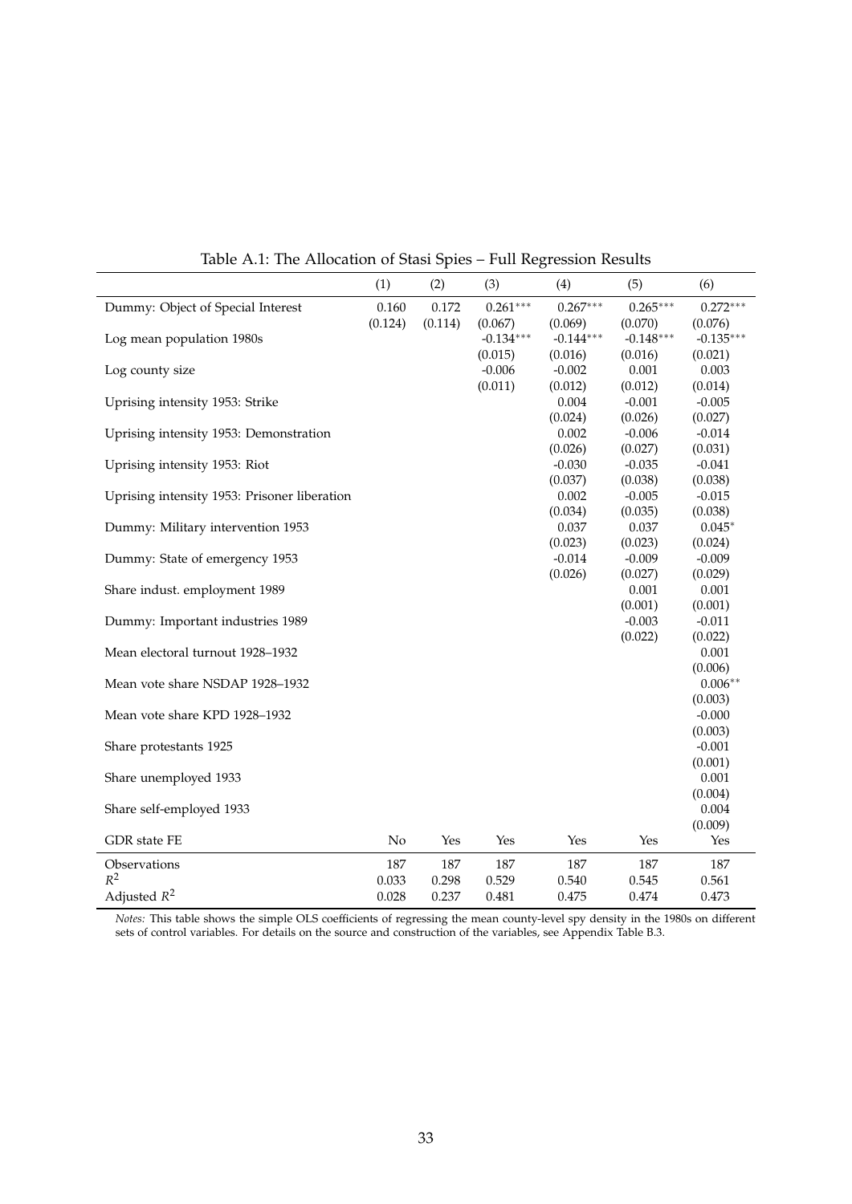Table A.1: The Allocation of Stasi Spies – Full Regression Results

| | (1) | (2) | (3) | (4) | (5) | (6) |
|---|---|---|---|---|---|---|
| Dummy: Object of Special Interest | 0.160 | 0.172 | 0.261*** | 0.267*** | 0.265*** | 0.272*** |
| | (0.124) | (0.114) | (0.067) | (0.069) | (0.070) | (0.076) |
| Log mean population 1980s | | | -0.134*** | -0.144*** | -0.148*** | -0.135*** |
| | | | (0.015) | (0.016) | (0.016) | (0.021) |
| Log county size | | | -0.006 | -0.002 | 0.001 | 0.003 |
| | | | (0.011) | (0.012) | (0.012) | (0.014) |
| Uprising intensity 1953: Strike | | | | 0.004 | -0.001 | -0.005 |
| | | | | (0.024) | (0.026) | (0.027) |
| Uprising intensity 1953: Demonstration | | | | 0.002 | -0.006 | -0.014 |
| | | | | (0.026) | (0.027) | (0.031) |
| Uprising intensity 1953: Riot | | | | -0.030 | -0.035 | -0.041 |
| | | | | (0.037) | (0.038) | (0.038) |
| Uprising intensity 1953: Prisoner liberation | | | | 0.002 | -0.005 | -0.015 |
| | | | | (0.034) | (0.035) | (0.038) |
| Dummy: Military intervention 1953 | | | | 0.037 | 0.037 | 0.045* |
| | | | | (0.023) | (0.023) | (0.024) |
| Dummy: State of emergency 1953 | | | | -0.014 | -0.009 | -0.009 |
| | | | | (0.026) | (0.027) | (0.029) |
| Share indust. employment 1989 | | | | | 0.001 | 0.001 |
| | | | | | (0.001) | (0.001) |
| Dummy: Important industries 1989 | | | | | -0.003 | -0.011 |
| | | | | | (0.022) | (0.022) |
| Mean electoral turnout 1928–1932 | | | | | | 0.001 |
| | | | | | | (0.006) |
| Mean vote share NSDAP 1928–1932 | | | | | | 0.006** |
| | | | | | | (0.003) |
| Mean vote share KPD 1928–1932 | | | | | | -0.000 |
| | | | | | | (0.003) |
| Share protestants 1925 | | | | | | -0.001 |
| | | | | | | (0.001) |
| Share unemployed 1933 | | | | | | 0.001 |
| | | | | | | (0.004) |
| Share self-employed 1933 | | | | | | 0.004 |
| | | | | | | (0.009) |
| GDR state FE | No | Yes | Yes | Yes | Yes | Yes |
| Observations | 187 | 187 | 187 | 187 | 187 | 187 |
| $R^2$ | 0.033 | 0.298 | 0.529 | 0.540 | 0.545 | 0.561 |
| Adjusted $R^2$ | 0.028 | 0.237 | 0.481 | 0.475 | 0.474 | 0.473 |

*Notes:* This table shows the simple OLS coefficients of regressing the mean county-level spy density in the 1980s on different sets of control variables. For details on the source and construction of the variables, see Appendix Table B.3.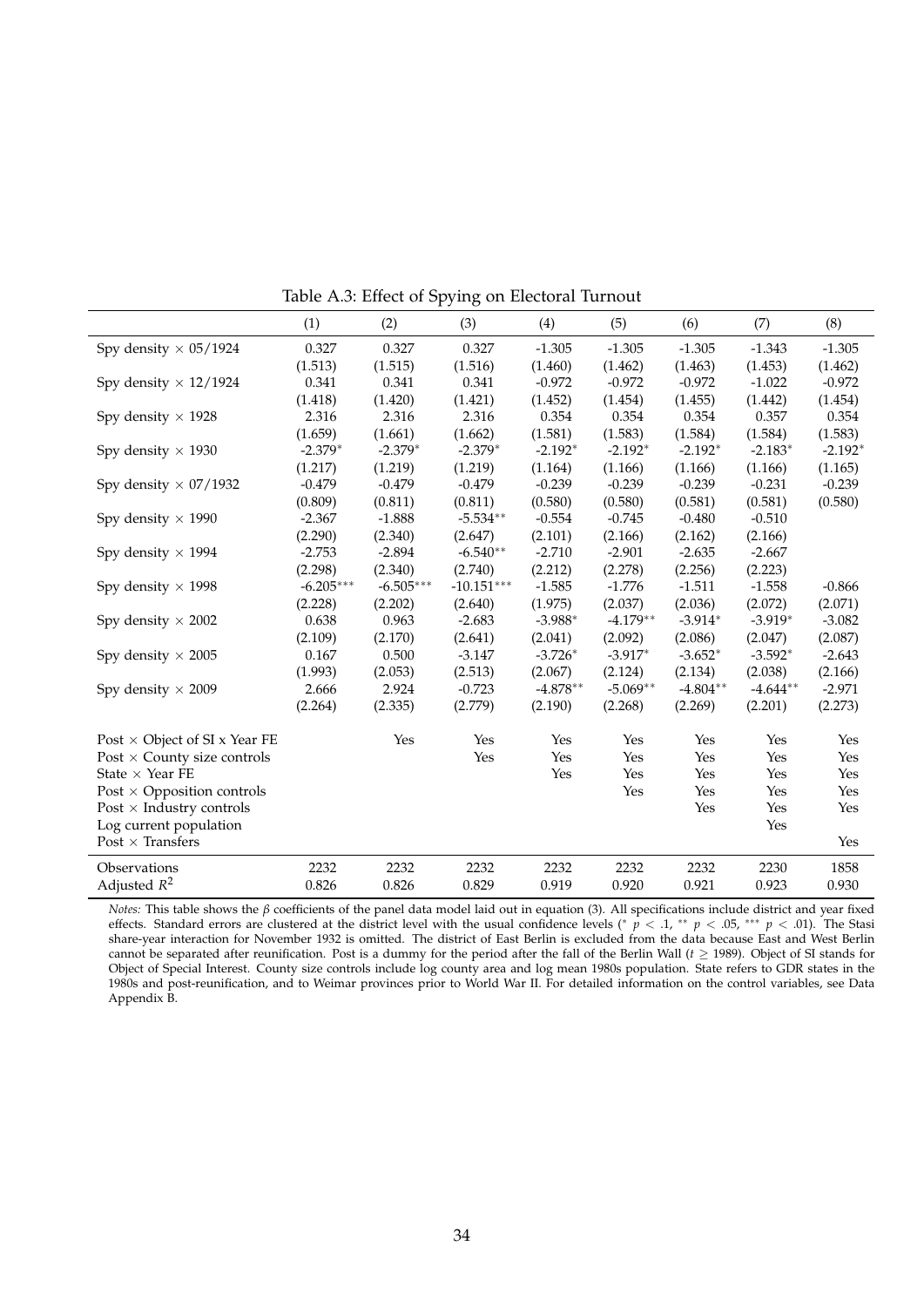Table A.3: Effect of Spying on Electoral Turnout

| | (1) | (2) | (3) | (4) | (5) | (6) | (7) | (8) |
|---|---|---|---|---|---|---|---|---|
| Spy density × 05/1924 | 0.327 | 0.327 | 0.327 | -1.305 | -1.305 | -1.305 | -1.343 | -1.305 |
| | (1.513) | (1.515) | (1.516) | (1.460) | (1.462) | (1.463) | (1.453) | (1.462) |
| Spy density × 12/1924 | 0.341 | 0.341 | 0.341 | -0.972 | -0.972 | -0.972 | -1.022 | -0.972 |
| | (1.418) | (1.420) | (1.421) | (1.452) | (1.454) | (1.455) | (1.442) | (1.454) |
| Spy density × 1928 | 2.316 | 2.316 | 2.316 | 0.354 | 0.354 | 0.354 | 0.357 | 0.354 |
| | (1.659) | (1.661) | (1.662) | (1.581) | (1.583) | (1.584) | (1.584) | (1.583) |
| Spy density × 1930 | -2.379* | -2.379* | -2.379* | -2.192* | -2.192* | -2.192* | -2.183* | -2.192* |
| | (1.217) | (1.219) | (1.219) | (1.164) | (1.166) | (1.166) | (1.166) | (1.165) |
| Spy density × 07/1932 | -0.479 | -0.479 | -0.479 | -0.239 | -0.239 | -0.239 | -0.231 | -0.239 |
| | (0.809) | (0.811) | (0.811) | (0.580) | (0.580) | (0.581) | (0.581) | (0.580) |
| Spy density × 1990 | -2.367 | -1.888 | -5.534** | -0.554 | -0.745 | -0.480 | -0.510 | |
| | (2.290) | (2.340) | (2.647) | (2.101) | (2.166) | (2.162) | (2.166) | |
| Spy density × 1994 | -2.753 | -2.894 | -6.540** | -2.710 | -2.901 | -2.635 | -2.667 | |
| | (2.298) | (2.340) | (2.740) | (2.212) | (2.278) | (2.256) | (2.223) | |
| Spy density × 1998 | -6.205*** | -6.505*** | -10.151*** | -1.585 | -1.776 | -1.511 | -1.558 | -0.866 |
| | (2.228) | (2.202) | (2.640) | (1.975) | (2.037) | (2.036) | (2.072) | (2.071) |
| Spy density × 2002 | 0.638 | 0.963 | -2.683 | -3.988* | -4.179** | -3.914* | -3.919* | -3.082 |
| | (2.109) | (2.170) | (2.641) | (2.041) | (2.092) | (2.086) | (2.047) | (2.087) |
| Spy density × 2005 | 0.167 | 0.500 | -3.147 | -3.726* | -3.917* | -3.652* | -3.592* | -2.643 |
| | (1.993) | (2.053) | (2.513) | (2.067) | (2.124) | (2.134) | (2.038) | (2.166) |
| Spy density × 2009 | 2.666 | 2.924 | -0.723 | -4.878** | -5.069** | -4.804** | -4.644** | -2.971 |
| | (2.264) | (2.335) | (2.779) | (2.190) | (2.268) | (2.269) | (2.201) | (2.273) |
| Post × Object of SI x Year FE | | Yes | Yes | Yes | Yes | Yes | Yes | Yes |
| Post × County size controls | | | Yes | Yes | Yes | Yes | Yes | Yes |
| State × Year FE | | | | Yes | Yes | Yes | Yes | Yes |
| Post × Opposition controls | | | | | Yes | Yes | Yes | Yes |
| Post × Industry controls | | | | | | Yes | Yes | Yes |
| Log current population | | | | | | | Yes | |
| Post × Transfers | | | | | | | | Yes |
| Observations | 2232 | 2232 | 2232 | 2232 | 2232 | 2232 | 2230 | 1858 |
| Adjusted $R^2$ | 0.826 | 0.826 | 0.829 | 0.919 | 0.920 | 0.921 | 0.923 | 0.930 |

*Notes:* This table shows the $\beta$ coefficients of the panel data model laid out in equation (3). All specifications include district and year fixed effects. Standard errors are clustered at the district level with the usual confidence levels (* $p < .1$, ** $p < .05$, *** $p < .01$). The Stasi share-year interaction for November 1932 is omitted. The district of East Berlin is excluded from the data because East and West Berlin cannot be separated after reunification. Post is a dummy for the period after the fall of the Berlin Wall ($t \geq 1989$). Object of SI stands for Object of Special Interest. County size controls include log county area and log mean 1980s population. State refers to GDR states in the 1980s and post-reunification, and to Weimar provinces prior to World War II. For detailed information on the control variables, see Data Appendix B.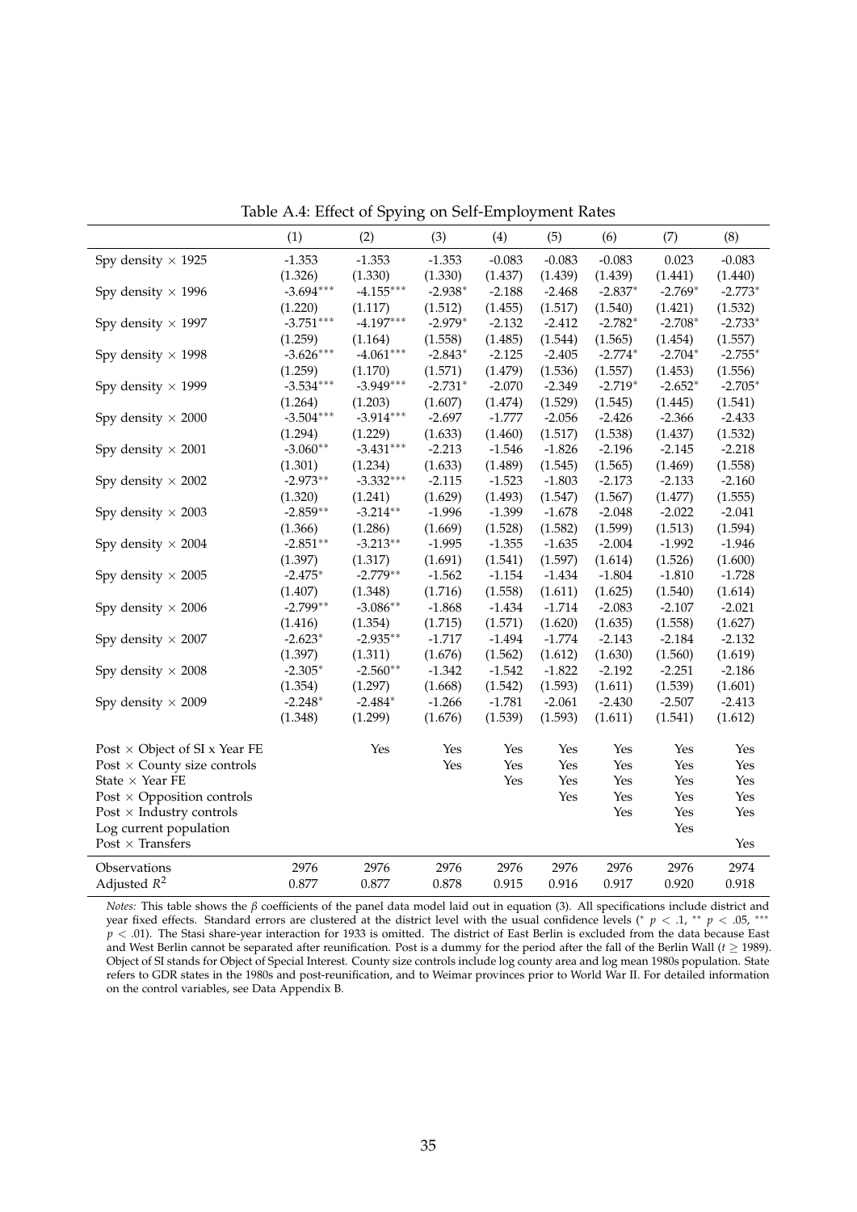Table A.4: Effect of Spying on Self-Employment Rates

| | (1) | (2) | (3) | (4) | (5) | (6) | (7) | (8) |
|---|---|---|---|---|---|---|---|---|
| Spy density × 1925 | -1.353 | -1.353 | -1.353 | -0.083 | -0.083 | -0.083 | 0.023 | -0.083 |
| | (1.326) | (1.330) | (1.330) | (1.437) | (1.439) | (1.439) | (1.441) | (1.440) |
| Spy density × 1996 | -3.694*** | -4.155*** | -2.938* | -2.188 | -2.468 | -2.837* | -2.769* | -2.773* |
| | (1.220) | (1.117) | (1.512) | (1.455) | (1.517) | (1.540) | (1.421) | (1.532) |
| Spy density × 1997 | -3.751*** | -4.197*** | -2.979* | -2.132 | -2.412 | -2.782* | -2.708* | -2.733* |
| | (1.259) | (1.164) | (1.558) | (1.485) | (1.544) | (1.565) | (1.454) | (1.557) |
| Spy density × 1998 | -3.626*** | -4.061*** | -2.843* | -2.125 | -2.405 | -2.774* | -2.704* | -2.755* |
| | (1.259) | (1.170) | (1.571) | (1.479) | (1.536) | (1.557) | (1.453) | (1.556) |
| Spy density × 1999 | -3.534*** | -3.949*** | -2.731* | -2.070 | -2.349 | -2.719* | -2.652* | -2.705* |
| | (1.264) | (1.203) | (1.607) | (1.474) | (1.529) | (1.545) | (1.445) | (1.541) |
| Spy density × 2000 | -3.504*** | -3.914*** | -2.697 | -1.777 | -2.056 | -2.426 | -2.366 | -2.433 |
| | (1.294) | (1.229) | (1.633) | (1.460) | (1.517) | (1.538) | (1.437) | (1.532) |
| Spy density × 2001 | -3.060** | -3.431*** | -2.213 | -1.546 | -1.826 | -2.196 | -2.145 | -2.218 |
| | (1.301) | (1.234) | (1.633) | (1.489) | (1.545) | (1.565) | (1.469) | (1.558) |
| Spy density × 2002 | -2.973** | -3.332*** | -2.115 | -1.523 | -1.803 | -2.173 | -2.133 | -2.160 |
| | (1.320) | (1.241) | (1.629) | (1.493) | (1.547) | (1.567) | (1.477) | (1.555) |
| Spy density × 2003 | -2.859** | -3.214** | -1.996 | -1.399 | -1.678 | -2.048 | -2.022 | -2.041 |
| | (1.366) | (1.286) | (1.669) | (1.528) | (1.582) | (1.599) | (1.513) | (1.594) |
| Spy density × 2004 | -2.851** | -3.213** | -1.995 | -1.355 | -1.635 | -2.004 | -1.992 | -1.946 |
| | (1.397) | (1.317) | (1.691) | (1.541) | (1.597) | (1.614) | (1.526) | (1.600) |
| Spy density × 2005 | -2.475* | -2.779** | -1.562 | -1.154 | -1.434 | -1.804 | -1.810 | -1.728 |
| | (1.407) | (1.348) | (1.716) | (1.558) | (1.611) | (1.625) | (1.540) | (1.614) |
| Spy density × 2006 | -2.799** | -3.086** | -1.868 | -1.434 | -1.714 | -2.083 | -2.107 | -2.021 |
| | (1.416) | (1.354) | (1.715) | (1.571) | (1.620) | (1.635) | (1.558) | (1.627) |
| Spy density × 2007 | -2.623* | -2.935** | -1.717 | -1.494 | -1.774 | -2.143 | -2.184 | -2.132 |
| | (1.397) | (1.311) | (1.676) | (1.562) | (1.612) | (1.630) | (1.560) | (1.619) |
| Spy density × 2008 | -2.305* | -2.560** | -1.342 | -1.542 | -1.822 | -2.192 | -2.251 | -2.186 |
| | (1.354) | (1.297) | (1.668) | (1.542) | (1.593) | (1.611) | (1.539) | (1.601) |
| Spy density × 2009 | -2.248* | -2.484* | -1.266 | -1.781 | -2.061 | -2.430 | -2.507 | -2.413 |
| | (1.348) | (1.299) | (1.676) | (1.539) | (1.593) | (1.611) | (1.541) | (1.612) |
| Post × Object of SI x Year FE | | Yes | Yes | Yes | Yes | Yes | Yes | Yes |
| Post × County size controls | | | Yes | Yes | Yes | Yes | Yes | Yes |
| State × Year FE | | | | Yes | Yes | Yes | Yes | Yes |
| Post × Opposition controls | | | | | Yes | Yes | Yes | Yes |
| Post × Industry controls | | | | | | Yes | Yes | Yes |
| Log current population | | | | | | | Yes | |
| Post × Transfers | | | | | | | | Yes |
| Observations | 2976 | 2976 | 2976 | 2976 | 2976 | 2976 | 2976 | 2974 |
| Adjusted $R^2$ | 0.877 | 0.877 | 0.878 | 0.915 | 0.916 | 0.917 | 0.920 | 0.918 |

*Notes:* This table shows the $\beta$ coefficients of the panel data model laid out in equation (3). All specifications include district and year fixed effects. Standard errors are clustered at the district level with the usual confidence levels (* $p < .1$, ** $p < .05$, *** $p < .01$). The Stasi share-year interaction for 1933 is omitted. The district of East Berlin is excluded from the data because East and West Berlin cannot be separated after reunification. Post is a dummy for the period after the fall of the Berlin Wall ($t \geq 1989$). Object of SI stands for Object of Special Interest. County size controls include log county area and log mean 1980s population. State refers to GDR states in the 1980s and post-reunification, and to Weimar provinces prior to World War II. For detailed information on the control variables, see Data Appendix B.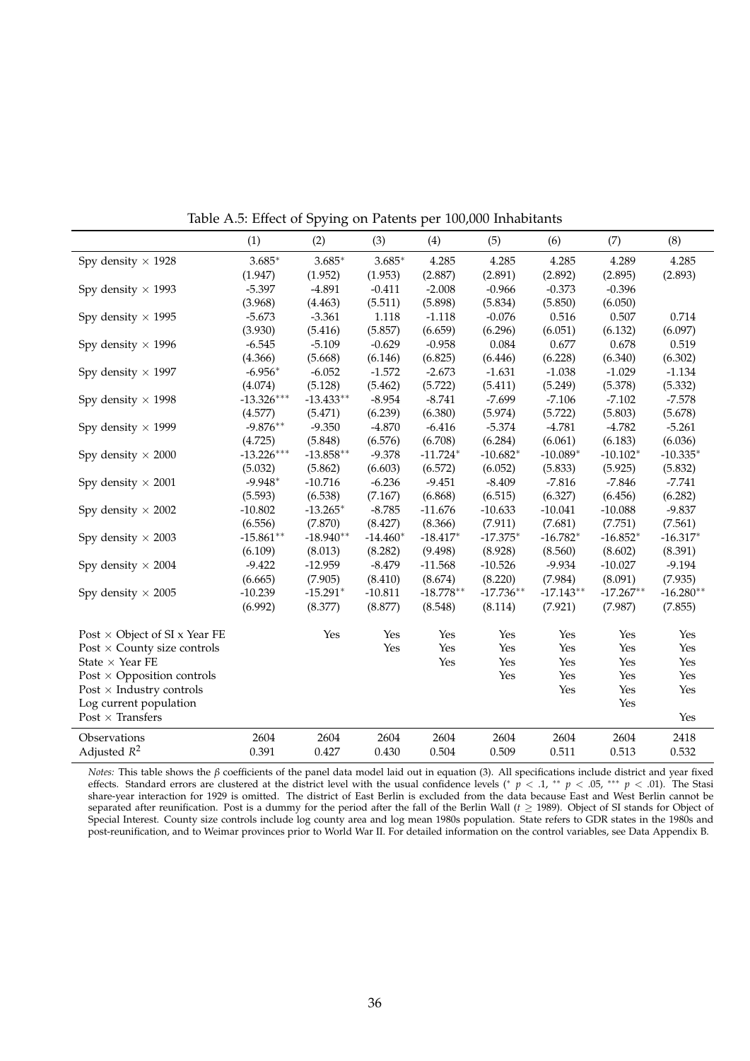Table A.5: Effect of Spying on Patents per 100,000 Inhabitants

| | (1) | (2) | (3) | (4) | (5) | (6) | (7) | (8) |
|---|---|---|---|---|---|---|---|---|
| Spy density × 1928 | 3.685* | 3.685* | 3.685* | 4.285 | 4.285 | 4.285 | 4.289 | 4.285 |
| | (1.947) | (1.952) | (1.953) | (2.887) | (2.891) | (2.892) | (2.895) | (2.893) |
| Spy density × 1993 | -5.397 | -4.891 | -0.411 | -2.008 | -0.966 | -0.373 | -0.396 | |
| | (3.968) | (4.463) | (5.511) | (5.898) | (5.834) | (5.850) | (6.050) | |
| Spy density × 1995 | -5.673 | -3.361 | 1.118 | -1.118 | -0.076 | 0.516 | 0.507 | 0.714 |
| | (3.930) | (5.416) | (5.857) | (6.659) | (6.296) | (6.051) | (6.132) | (6.097) |
| Spy density × 1996 | -6.545 | -5.109 | -0.629 | -0.958 | 0.084 | 0.677 | 0.678 | 0.519 |
| | (4.366) | (5.668) | (6.146) | (6.825) | (6.446) | (6.228) | (6.340) | (6.302) |
| Spy density × 1997 | -6.956* | -6.052 | -1.572 | -2.673 | -1.631 | -1.038 | -1.029 | -1.134 |
| | (4.074) | (5.128) | (5.462) | (5.722) | (5.411) | (5.249) | (5.378) | (5.332) |
| Spy density × 1998 | -13.326*** | -13.433** | -8.954 | -8.741 | -7.699 | -7.106 | -7.102 | -7.578 |
| | (4.577) | (5.471) | (6.239) | (6.380) | (5.974) | (5.722) | (5.803) | (5.678) |
| Spy density × 1999 | -9.876** | -9.350 | -4.870 | -6.416 | -5.374 | -4.781 | -4.782 | -5.261 |
| | (4.725) | (5.848) | (6.576) | (6.708) | (6.284) | (6.061) | (6.183) | (6.036) |
| Spy density × 2000 | -13.226*** | -13.858** | -9.378 | -11.724* | -10.682* | -10.089* | -10.102* | -10.335* |
| | (5.032) | (5.862) | (6.603) | (6.572) | (6.052) | (5.833) | (5.925) | (5.832) |
| Spy density × 2001 | -9.948* | -10.716 | -6.236 | -9.451 | -8.409 | -7.816 | -7.846 | -7.741 |
| | (5.593) | (6.538) | (7.167) | (6.868) | (6.515) | (6.327) | (6.456) | (6.282) |
| Spy density × 2002 | -10.802 | -13.265* | -8.785 | -11.676 | -10.633 | -10.041 | -10.088 | -9.837 |
| | (6.556) | (7.870) | (8.427) | (8.366) | (7.911) | (7.681) | (7.751) | (7.561) |
| Spy density × 2003 | -15.861** | -18.940** | -14.460* | -18.417* | -17.375* | -16.782* | -16.852* | -16.317* |
| | (6.109) | (8.013) | (8.282) | (9.498) | (8.928) | (8.560) | (8.602) | (8.391) |
| Spy density × 2004 | -9.422 | -12.959 | -8.479 | -11.568 | -10.526 | -9.934 | -10.027 | -9.194 |
| | (6.665) | (7.905) | (8.410) | (8.674) | (8.220) | (7.984) | (8.091) | (7.935) |
| Spy density × 2005 | -10.239 | -15.291* | -10.811 | -18.778** | -17.736** | -17.143** | -17.267** | -16.280** |
| | (6.992) | (8.377) | (8.877) | (8.548) | (8.114) | (7.921) | (7.987) | (7.855) |
| Post × Object of SI x Year FE | | Yes | Yes | Yes | Yes | Yes | Yes | Yes |
| Post × County size controls | | | Yes | Yes | Yes | Yes | Yes | Yes |
| State × Year FE | | | | Yes | Yes | Yes | Yes | Yes |
| Post × Opposition controls | | | | | Yes | Yes | Yes | Yes |
| Post × Industry controls | | | | | | Yes | Yes | Yes |
| Log current population | | | | | | | Yes | |
| Post × Transfers | | | | | | | | Yes |
| Observations | 2604 | 2604 | 2604 | 2604 | 2604 | 2604 | 2604 | 2418 |
| Adjusted $R^2$ | 0.391 | 0.427 | 0.430 | 0.504 | 0.509 | 0.511 | 0.513 | 0.532 |

*Notes:* This table shows the $\beta$ coefficients of the panel data model laid out in equation (3). All specifications include district and year fixed effects. Standard errors are clustered at the district level with the usual confidence levels (* $p < .1$, ** $p < .05$, *** $p < .01$). The Stasi share-year interaction for 1929 is omitted. The district of East Berlin is excluded from the data because East and West Berlin cannot be separated after reunification. Post is a dummy for the period after the fall of the Berlin Wall ($t \geq 1989$). Object of SI stands for Object of Special Interest. County size controls include log county area and log mean 1980s population. State refers to GDR states in the 1980s and post-reunification, and to Weimar provinces prior to World War II. For detailed information on the control variables, see Data Appendix B.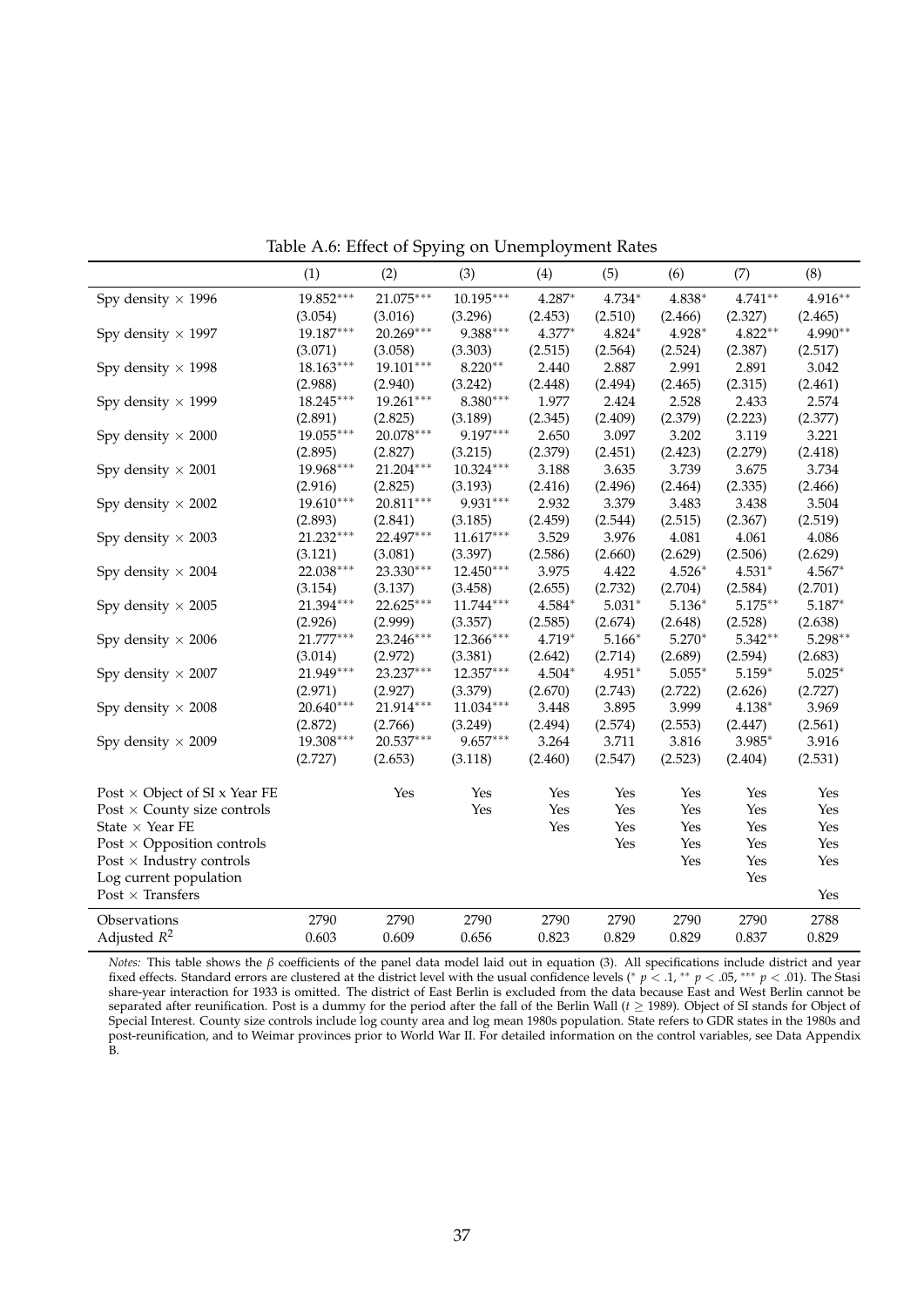Table A.6: Effect of Spying on Unemployment Rates

| | (1) | (2) | (3) | (4) | (5) | (6) | (7) | (8) |
|---|---|---|---|---|---|---|---|---|
| Spy density × 1996 | 19.852*** | 21.075*** | 10.195*** | 4.287* | 4.734* | 4.838* | 4.741** | 4.916** |
| | (3.054) | (3.016) | (3.296) | (2.453) | (2.510) | (2.466) | (2.327) | (2.465) |
| Spy density × 1997 | 19.187*** | 20.269*** | 9.388*** | 4.377* | 4.824* | 4.928* | 4.822** | 4.990** |
| | (3.071) | (3.058) | (3.303) | (2.515) | (2.564) | (2.524) | (2.387) | (2.517) |
| Spy density × 1998 | 18.163*** | 19.101*** | 8.220** | 2.440 | 2.887 | 2.991 | 2.891 | 3.042 |
| | (2.988) | (2.940) | (3.242) | (2.448) | (2.494) | (2.465) | (2.315) | (2.461) |
| Spy density × 1999 | 18.245*** | 19.261*** | 8.380*** | 1.977 | 2.424 | 2.528 | 2.433 | 2.574 |
| | (2.891) | (2.825) | (3.189) | (2.345) | (2.409) | (2.379) | (2.223) | (2.377) |
| Spy density × 2000 | 19.055*** | 20.078*** | 9.197*** | 2.650 | 3.097 | 3.202 | 3.119 | 3.221 |
| | (2.895) | (2.827) | (3.215) | (2.379) | (2.451) | (2.423) | (2.279) | (2.418) |
| Spy density × 2001 | 19.968*** | 21.204*** | 10.324*** | 3.188 | 3.635 | 3.739 | 3.675 | 3.734 |
| | (2.916) | (2.825) | (3.193) | (2.416) | (2.496) | (2.464) | (2.335) | (2.466) |
| Spy density × 2002 | 19.610*** | 20.811*** | 9.931*** | 2.932 | 3.379 | 3.483 | 3.438 | 3.504 |
| | (2.893) | (2.841) | (3.185) | (2.459) | (2.544) | (2.515) | (2.367) | (2.519) |
| Spy density × 2003 | 21.232*** | 22.497*** | 11.617*** | 3.529 | 3.976 | 4.081 | 4.061 | 4.086 |
| | (3.121) | (3.081) | (3.397) | (2.586) | (2.660) | (2.629) | (2.506) | (2.629) |
| Spy density × 2004 | 22.038*** | 23.330*** | 12.450*** | 3.975 | 4.422 | 4.526* | 4.531* | 4.567* |
| | (3.154) | (3.137) | (3.458) | (2.655) | (2.732) | (2.704) | (2.584) | (2.701) |
| Spy density × 2005 | 21.394*** | 22.625*** | 11.744*** | 4.584* | 5.031* | 5.136* | 5.175** | 5.187* |
| | (2.926) | (2.999) | (3.357) | (2.585) | (2.674) | (2.648) | (2.528) | (2.638) |
| Spy density × 2006 | 21.777*** | 23.246*** | 12.366*** | 4.719* | 5.166* | 5.270* | 5.342** | 5.298** |
| | (3.014) | (2.972) | (3.381) | (2.642) | (2.714) | (2.689) | (2.594) | (2.683) |
| Spy density × 2007 | 21.949*** | 23.237*** | 12.357*** | 4.504* | 4.951* | 5.055* | 5.159* | 5.025* |
| | (2.971) | (2.927) | (3.379) | (2.670) | (2.743) | (2.722) | (2.626) | (2.727) |
| Spy density × 2008 | 20.640*** | 21.914*** | 11.034*** | 3.448 | 3.895 | 3.999 | 4.138* | 3.969 |
| | (2.872) | (2.766) | (3.249) | (2.494) | (2.574) | (2.553) | (2.447) | (2.561) |
| Spy density × 2009 | 19.308*** | 20.537*** | 9.657*** | 3.264 | 3.711 | 3.816 | 3.985* | 3.916 |
| | (2.727) | (2.653) | (3.118) | (2.460) | (2.547) | (2.523) | (2.404) | (2.531) |
| Post × Object of SI x Year FE | | Yes | Yes | Yes | Yes | Yes | Yes | Yes |
| Post × County size controls | | | Yes | Yes | Yes | Yes | Yes | Yes |
| State × Year FE | | | | Yes | Yes | Yes | Yes | Yes |
| Post × Opposition controls | | | | | Yes | Yes | Yes | Yes |
| Post × Industry controls | | | | | | Yes | Yes | Yes |
| Log current population | | | | | | | Yes | |
| Post × Transfers | | | | | | | | Yes |
| Observations | 2790 | 2790 | 2790 | 2790 | 2790 | 2790 | 2790 | 2788 |
| Adjusted $R^2$ | 0.603 | 0.609 | 0.656 | 0.823 | 0.829 | 0.829 | 0.837 | 0.829 |

*Notes:* This table shows the $\beta$ coefficients of the panel data model laid out in equation (3). All specifications include district and year fixed effects. Standard errors are clustered at the district level with the usual confidence levels (* $p < .1$, ** $p < .05$, *** $p < .01$). The Stasi share-year interaction for 1933 is omitted. The district of East Berlin is excluded from the data because East and West Berlin cannot be separated after reunification. Post is a dummy for the period after the fall of the Berlin Wall ($t \geq 1989$). Object of SI stands for Object of Special Interest. County size controls include log county area and log mean 1980s population. State refers to GDR states in the 1980s and post-reunification, and to Weimar provinces prior to World War II. For detailed information on the control variables, see Data Appendix B.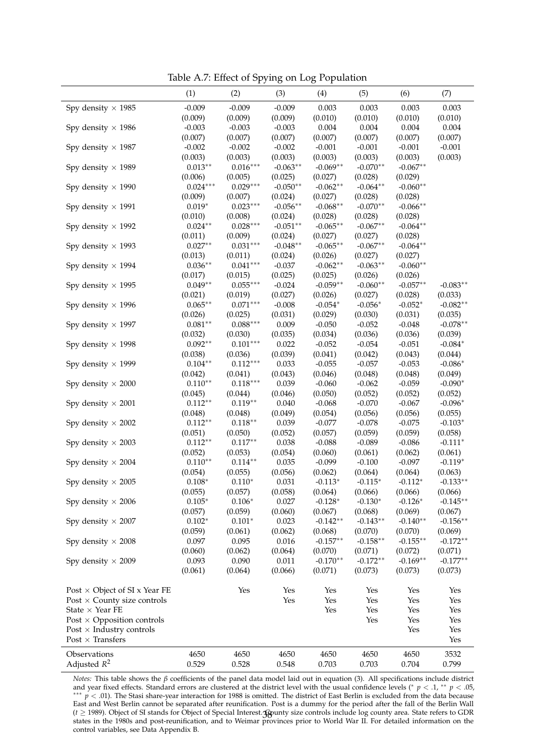Table A.7: Effect of Spying on Log Population

| | (1) | (2) | (3) | (4) | (5) | (6) | (7) |
|---|---|---|---|---|---|---|---|
| Spy density × 1985 | -0.009 | -0.009 | -0.009 | 0.003 | 0.003 | 0.003 | 0.003 |
| | (0.009) | (0.009) | (0.009) | (0.010) | (0.010) | (0.010) | (0.010) |
| Spy density × 1986 | -0.003 | -0.003 | -0.003 | 0.004 | 0.004 | 0.004 | 0.004 |
| | (0.007) | (0.007) | (0.007) | (0.007) | (0.007) | (0.007) | (0.007) |
| Spy density × 1987 | -0.002 | -0.002 | -0.002 | -0.001 | -0.001 | -0.001 | -0.001 |
| | (0.003) | (0.003) | (0.003) | (0.003) | (0.003) | (0.003) | (0.003) |
| Spy density × 1989 | $0.013^{**}$ | $0.016^{***}$ | $-0.063^{**}$ | $-0.069^{**}$ | $-0.070^{**}$ | $-0.067^{**}$ | |
| | (0.006) | (0.005) | (0.025) | (0.027) | (0.028) | (0.029) | |
| Spy density × 1990 | $0.024^{***}$ | $0.029^{***}$ | $-0.050^{**}$ | $-0.062^{**}$ | $-0.064^{**}$ | $-0.060^{**}$ | |
| | (0.009) | (0.007) | (0.024) | (0.027) | (0.028) | (0.028) | |
| Spy density × 1991 | $0.019^{*}$ | $0.023^{***}$ | $-0.056^{**}$ | $-0.068^{**}$ | $-0.070^{**}$ | $-0.066^{**}$ | |
| | (0.010) | (0.008) | (0.024) | (0.028) | (0.028) | (0.028) | |
| Spy density × 1992 | $0.024^{**}$ | $0.028^{***}$ | $-0.051^{**}$ | $-0.065^{**}$ | $-0.067^{**}$ | $-0.064^{**}$ | |
| | (0.011) | (0.009) | (0.024) | (0.027) | (0.027) | (0.028) | |
| Spy density × 1993 | $0.027^{**}$ | $0.031^{***}$ | $-0.048^{**}$ | $-0.065^{**}$ | $-0.067^{**}$ | $-0.064^{**}$ | |
| | (0.013) | (0.011) | (0.024) | (0.026) | (0.027) | (0.027) | |
| Spy density × 1994 | $0.036^{**}$ | $0.041^{***}$ | -0.037 | $-0.062^{**}$ | $-0.063^{**}$ | $-0.060^{**}$ | |
| | (0.017) | (0.015) | (0.025) | (0.025) | (0.026) | (0.026) | |
| Spy density × 1995 | $0.049^{**}$ | $0.055^{***}$ | -0.024 | $-0.059^{**}$ | $-0.060^{**}$ | $-0.057^{**}$ | $-0.083^{**}$ |
| | (0.021) | (0.019) | (0.027) | (0.026) | (0.027) | (0.028) | (0.033) |
| Spy density × 1996 | $0.065^{**}$ | $0.071^{***}$ | -0.008 | $-0.054^{*}$ | $-0.056^{*}$ | $-0.052^{*}$ | $-0.082^{**}$ |
| | (0.026) | (0.025) | (0.031) | (0.029) | (0.030) | (0.031) | (0.035) |
| Spy density × 1997 | $0.081^{**}$ | $0.088^{***}$ | 0.009 | -0.050 | -0.052 | -0.048 | $-0.078^{**}$ |
| | (0.032) | (0.030) | (0.035) | (0.034) | (0.036) | (0.036) | (0.039) |
| Spy density × 1998 | $0.092^{**}$ | $0.101^{***}$ | 0.022 | -0.052 | -0.054 | -0.051 | $-0.084^{*}$ |
| | (0.038) | (0.036) | (0.039) | (0.041) | (0.042) | (0.043) | (0.044) |
| Spy density × 1999 | $0.104^{**}$ | $0.112^{***}$ | 0.033 | -0.055 | -0.057 | -0.053 | $-0.086^{*}$ |
| | (0.042) | (0.041) | (0.043) | (0.046) | (0.048) | (0.048) | (0.049) |
| Spy density × 2000 | $0.110^{**}$ | $0.118^{***}$ | 0.039 | -0.060 | -0.062 | -0.059 | $-0.090^{*}$ |
| | (0.045) | (0.044) | (0.046) | (0.050) | (0.052) | (0.052) | (0.052) |
| Spy density × 2001 | $0.112^{**}$ | $0.119^{**}$ | 0.040 | -0.068 | -0.070 | -0.067 | $-0.096^{*}$ |
| | (0.048) | (0.048) | (0.049) | (0.054) | (0.056) | (0.056) | (0.055) |
| Spy density × 2002 | $0.112^{**}$ | $0.118^{**}$ | 0.039 | -0.077 | -0.078 | -0.075 | $-0.103^{*}$ |
| | (0.051) | (0.050) | (0.052) | (0.057) | (0.059) | (0.059) | (0.058) |
| Spy density × 2003 | $0.112^{**}$ | $0.117^{**}$ | 0.038 | -0.088 | -0.089 | -0.086 | $-0.111^{*}$ |
| | (0.052) | (0.053) | (0.054) | (0.060) | (0.061) | (0.062) | (0.061) |
| Spy density × 2004 | $0.110^{**}$ | $0.114^{**}$ | 0.035 | -0.099 | -0.100 | -0.097 | $-0.119^{*}$ |
| | (0.054) | (0.055) | (0.056) | (0.062) | (0.064) | (0.064) | (0.063) |
| Spy density × 2005 | $0.108^{*}$ | $0.110^{*}$ | 0.031 | $-0.113^{*}$ | $-0.115^{*}$ | $-0.112^{*}$ | $-0.133^{**}$ |
| | (0.055) | (0.057) | (0.058) | (0.064) | (0.066) | (0.066) | (0.066) |
| Spy density × 2006 | $0.105^{*}$ | $0.106^{*}$ | 0.027 | $-0.128^{*}$ | $-0.130^{*}$ | $-0.126^{*}$ | $-0.145^{**}$ |
| | (0.057) | (0.059) | (0.060) | (0.067) | (0.068) | (0.069) | (0.067) |
| Spy density × 2007 | $0.102^{*}$ | $0.101^{*}$ | 0.023 | $-0.142^{**}$ | $-0.143^{**}$ | $-0.140^{**}$ | $-0.156^{**}$ |
| | (0.059) | (0.061) | (0.062) | (0.068) | (0.070) | (0.070) | (0.069) |
| Spy density × 2008 | 0.097 | 0.095 | 0.016 | $-0.157^{**}$ | $-0.158^{**}$ | $-0.155^{**}$ | $-0.172^{**}$ |
| | (0.060) | (0.062) | (0.064) | (0.070) | (0.071) | (0.072) | (0.071) |
| Spy density × 2009 | 0.093 | 0.090 | 0.011 | $-0.170^{**}$ | $-0.172^{**}$ | $-0.169^{**}$ | $-0.177^{**}$ |
| | (0.061) | (0.064) | (0.066) | (0.071) | (0.073) | (0.073) | (0.073) |
| Post × Object of SI x Year FE | | Yes | Yes | Yes | Yes | Yes | Yes |
| Post × County size controls | | | Yes | Yes | Yes | Yes | Yes |
| State × Year FE | | | | Yes | Yes | Yes | Yes |
| Post × Opposition controls | | | | | Yes | Yes | Yes |
| Post × Industry controls | | | | | | Yes | Yes |
| Post × Transfers | | | | | | | Yes |
| Observations | 4650 | 4650 | 4650 | 4650 | 4650 | 4650 | 3532 |
| Adjusted $R^2$ | 0.529 | 0.528 | 0.548 | 0.703 | 0.703 | 0.704 | 0.799 |

*Notes:* This table shows the $\beta$ coefficients of the panel data model laid out in equation (3). All specifications include district and year fixed effects. Standard errors are clustered at the district level with the usual confidence levels ($^{*}$ $p < .1$, $^{**}$ $p < .05$, $^{***}$ $p < .01$). The Stasi share-year interaction for 1988 is omitted. The district of East Berlin is excluded from the data because East and West Berlin cannot be separated after reunification. Post is a dummy for the period after the fall of the Berlin Wall ($t \geq 1989$). Object of SI stands for Object of Special Interest. County size controls include log county area. State refers to GDR states in the 1980s and post-reunification, and to Weimar provinces prior to World War II. For detailed information on the control variables, see Data Appendix B.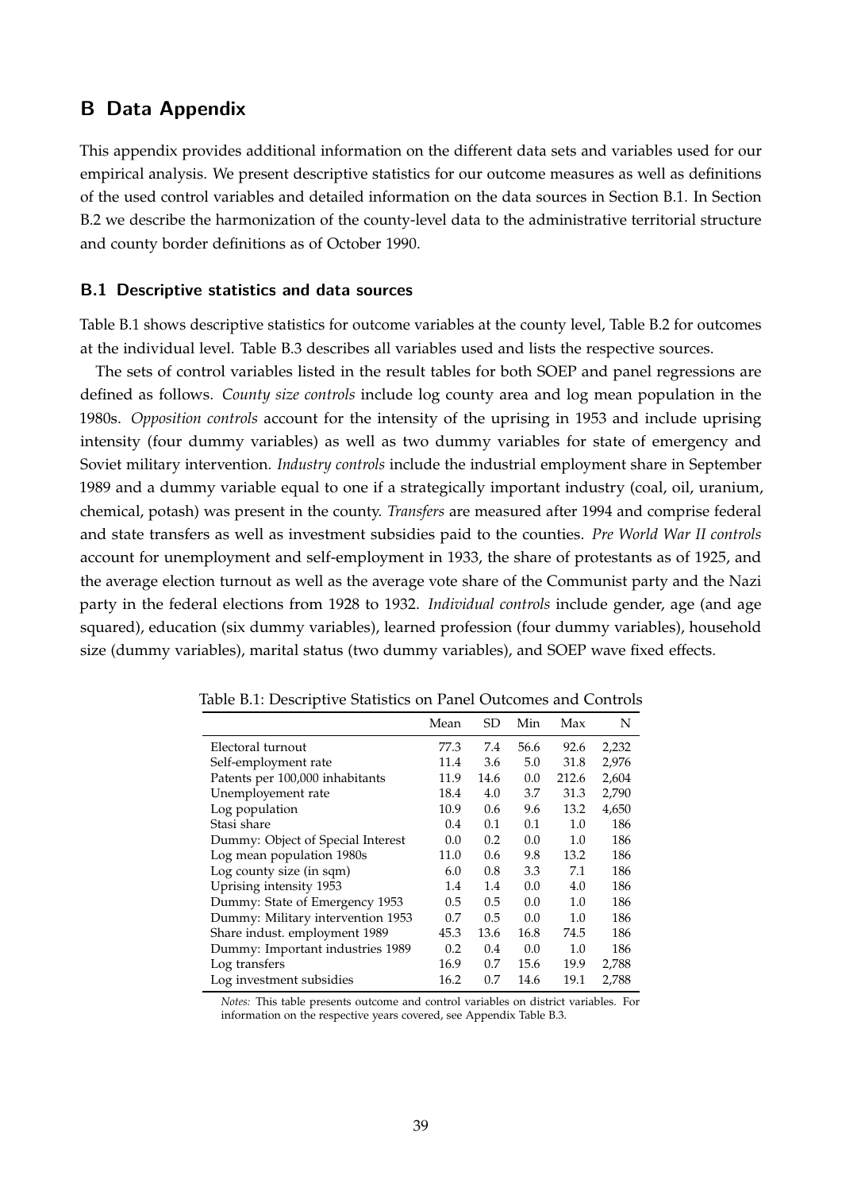# B Data Appendix

This appendix provides additional information on the different data sets and variables used for our empirical analysis. We present descriptive statistics for our outcome measures as well as definitions of the used control variables and detailed information on the data sources in Section B.1. In Section B.2 we describe the harmonization of the county-level data to the administrative territorial structure and county border definitions as of October 1990.

## B.1 Descriptive statistics and data sources

Table B.1 shows descriptive statistics for outcome variables at the county level, Table B.2 for outcomes at the individual level. Table B.3 describes all variables used and lists the respective sources.

The sets of control variables listed in the result tables for both SOEP and panel regressions are defined as follows. *County size controls* include log county area and log mean population in the 1980s. *Opposition controls* account for the intensity of the uprising in 1953 and include uprising intensity (four dummy variables) as well as two dummy variables for state of emergency and Soviet military intervention. *Industry controls* include the industrial employment share in September 1989 and a dummy variable equal to one if a strategically important industry (coal, oil, uranium, chemical, potash) was present in the county. *Transfers* are measured after 1994 and comprise federal and state transfers as well as investment subsidies paid to the counties. *Pre World War II controls* account for unemployment and self-employment in 1933, the share of protestants as of 1925, and the average election turnout as well as the average vote share of the Communist party and the Nazi party in the federal elections from 1928 to 1932. *Individual controls* include gender, age (and age squared), education (six dummy variables), learned profession (four dummy variables), household size (dummy variables), marital status (two dummy variables), and SOEP wave fixed effects.

Table B.1: Descriptive Statistics on Panel Outcomes and Controls

| | Mean | SD | Min | Max | N |
|---|---|---|---|---|---|
| Electoral turnout | 77.3 | 7.4 | 56.6 | 92.6 | 2,232 |
| Self-employment rate | 11.4 | 3.6 | 5.0 | 31.8 | 2,976 |
| Patents per 100,000 inhabitants | 11.9 | 14.6 | 0.0 | 212.6 | 2,604 |
| Unemployement rate | 18.4 | 4.0 | 3.7 | 31.3 | 2,790 |
| Log population | 10.9 | 0.6 | 9.6 | 13.2 | 4,650 |
| Stasi share | 0.4 | 0.1 | 0.1 | 1.0 | 186 |
| Dummy: Object of Special Interest | 0.0 | 0.2 | 0.0 | 1.0 | 186 |
| Log mean population 1980s | 11.0 | 0.6 | 9.8 | 13.2 | 186 |
| Log county size (in sqm) | 6.0 | 0.8 | 3.3 | 7.1 | 186 |
| Uprising intensity 1953 | 1.4 | 1.4 | 0.0 | 4.0 | 186 |
| Dummy: State of Emergency 1953 | 0.5 | 0.5 | 0.0 | 1.0 | 186 |
| Dummy: Military intervention 1953 | 0.7 | 0.5 | 0.0 | 1.0 | 186 |
| Share indust. employment 1989 | 45.3 | 13.6 | 16.8 | 74.5 | 186 |
| Dummy: Important industries 1989 | 0.2 | 0.4 | 0.0 | 1.0 | 186 |
| Log transfers | 16.9 | 0.7 | 15.6 | 19.9 | 2,788 |
| Log investment subsidies | 16.2 | 0.7 | 14.6 | 19.1 | 2,788 |

*Notes:* This table presents outcome and control variables on district variables. For information on the respective years covered, see Appendix Table B.3.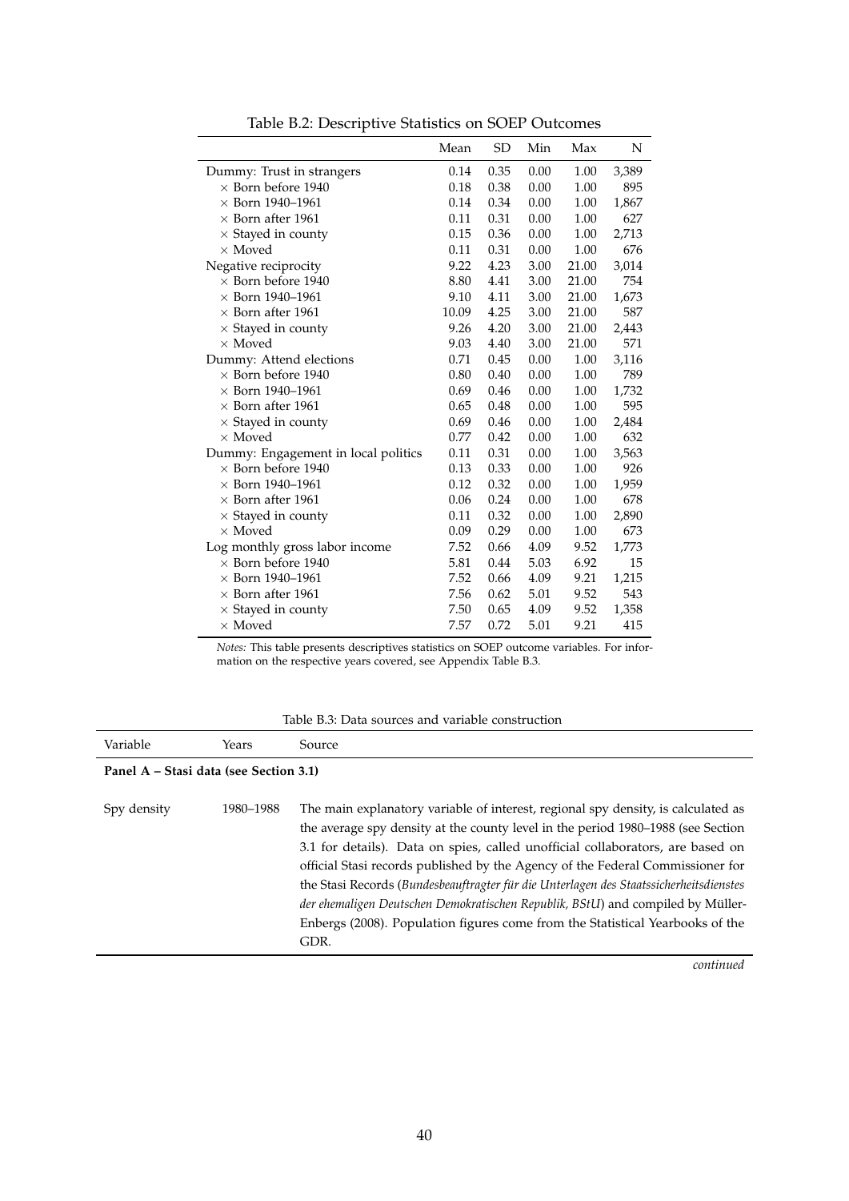Table B.2: Descriptive Statistics on SOEP Outcomes

| | Mean | SD | Min | Max | N |
|---|---|---|---|---|---|
| Dummy: Trust in strangers | 0.14 | 0.35 | 0.00 | 1.00 | 3,389 |
| × Born before 1940 | 0.18 | 0.38 | 0.00 | 1.00 | 895 |
| × Born 1940–1961 | 0.14 | 0.34 | 0.00 | 1.00 | 1,867 |
| × Born after 1961 | 0.11 | 0.31 | 0.00 | 1.00 | 627 |
| × Stayed in county | 0.15 | 0.36 | 0.00 | 1.00 | 2,713 |
| × Moved | 0.11 | 0.31 | 0.00 | 1.00 | 676 |
| Negative reciprocity | 9.22 | 4.23 | 3.00 | 21.00 | 3,014 |
| × Born before 1940 | 8.80 | 4.41 | 3.00 | 21.00 | 754 |
| × Born 1940–1961 | 9.10 | 4.11 | 3.00 | 21.00 | 1,673 |
| × Born after 1961 | 10.09 | 4.25 | 3.00 | 21.00 | 587 |
| × Stayed in county | 9.26 | 4.20 | 3.00 | 21.00 | 2,443 |
| × Moved | 9.03 | 4.40 | 3.00 | 21.00 | 571 |
| Dummy: Attend elections | 0.71 | 0.45 | 0.00 | 1.00 | 3,116 |
| × Born before 1940 | 0.80 | 0.40 | 0.00 | 1.00 | 789 |
| × Born 1940–1961 | 0.69 | 0.46 | 0.00 | 1.00 | 1,732 |
| × Born after 1961 | 0.65 | 0.48 | 0.00 | 1.00 | 595 |
| × Stayed in county | 0.69 | 0.46 | 0.00 | 1.00 | 2,484 |
| × Moved | 0.77 | 0.42 | 0.00 | 1.00 | 632 |
| Dummy: Engagement in local politics | 0.11 | 0.31 | 0.00 | 1.00 | 3,563 |
| × Born before 1940 | 0.13 | 0.33 | 0.00 | 1.00 | 926 |
| × Born 1940–1961 | 0.12 | 0.32 | 0.00 | 1.00 | 1,959 |
| × Born after 1961 | 0.06 | 0.24 | 0.00 | 1.00 | 678 |
| × Stayed in county | 0.11 | 0.32 | 0.00 | 1.00 | 2,890 |
| × Moved | 0.09 | 0.29 | 0.00 | 1.00 | 673 |
| Log monthly gross labor income | 7.52 | 0.66 | 4.09 | 9.52 | 1,773 |
| × Born before 1940 | 5.81 | 0.44 | 5.03 | 6.92 | 15 |
| × Born 1940–1961 | 7.52 | 0.66 | 4.09 | 9.21 | 1,215 |
| × Born after 1961 | 7.56 | 0.62 | 5.01 | 9.52 | 543 |
| × Stayed in county | 7.50 | 0.65 | 4.09 | 9.52 | 1,358 |
| × Moved | 7.57 | 0.72 | 5.01 | 9.21 | 415 |

*Notes:* This table presents descriptives statistics on SOEP outcome variables. For information on the respective years covered, see Appendix Table B.3.

Table B.3: Data sources and variable construction

| Variable | Years | Source |
|---|---|---|
| **Panel A – Stasi data (see Section 3.1)** | | |
| Spy density | 1980–1988 | The main explanatory variable of interest, regional spy density, is calculated as the average spy density at the county level in the period 1980–1988 (see Section 3.1 for details). Data on spies, called unofficial collaborators, are based on official Stasi records published by the Agency of the Federal Commissioner for the Stasi Records (*Bundesbeauftragter für die Unterlagen des Staatssicherheitsdienstes der ehemaligen Deutschen Demokratischen Republik, BStU*) and compiled by Müller-Enbergs (2008). Population figures come from the Statistical Yearbooks of the GDR. |

*continued*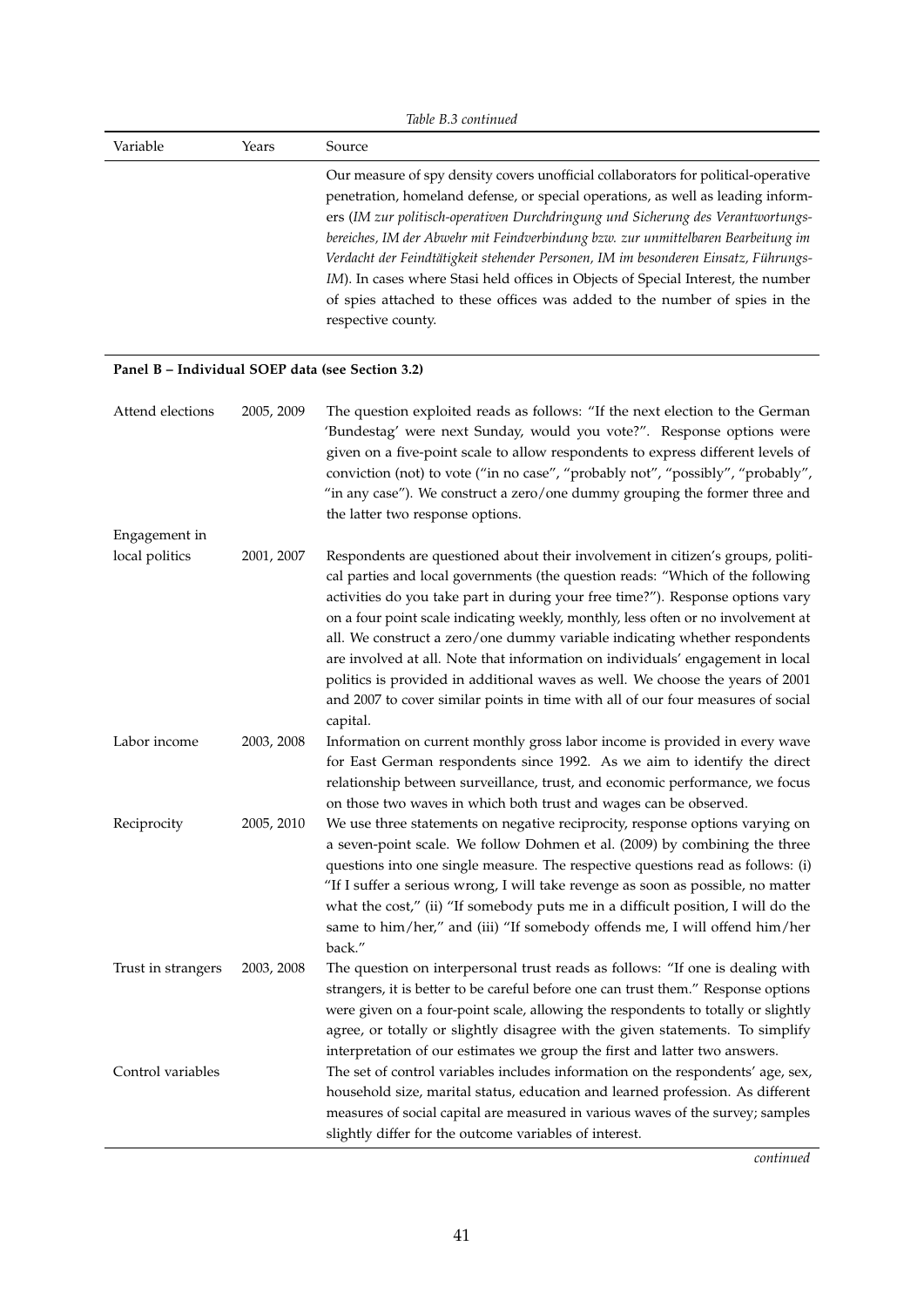*Table B.3 continued*

| Variable | Years | Source |
|---|---|---|
| | | Our measure of spy density covers unofficial collaborators for political-operative penetration, homeland defense, or special operations, as well as leading informers (*IM zur politisch-operativen Durchdringung und Sicherung des Verantwortungsbereiches, IM der Abwehr mit Feindverbindung bzw. zur unmittelbaren Bearbeitung im Verdacht der Feindtätigkeit stehender Personen, IM im besonderen Einsatz, Führungs-IM*). In cases where Stasi held offices in Objects of Special Interest, the number of spies attached to these offices was added to the number of spies in the respective county. |
| **Panel B – Individual SOEP data (see Section 3.2)** | | |
| Attend elections | 2005, 2009 | The question exploited reads as follows: "If the next election to the German 'Bundestag' were next Sunday, would you vote?". Response options were given on a five-point scale to allow respondents to express different levels of conviction (not) to vote ("in no case", "probably not", "possibly", "probably", "in any case"). We construct a zero/one dummy grouping the former three and the latter two response options. |
| Engagement in local politics | 2001, 2007 | Respondents are questioned about their involvement in citizen's groups, political parties and local governments (the question reads: "Which of the following activities do you take part in during your free time?"). Response options vary on a four point scale indicating weekly, monthly, less often or no involvement at all. We construct a zero/one dummy variable indicating whether respondents are involved at all. Note that information on individuals' engagement in local politics is provided in additional waves as well. We choose the years of 2001 and 2007 to cover similar points in time with all of our four measures of social capital. |
| Labor income | 2003, 2008 | Information on current monthly gross labor income is provided in every wave for East German respondents since 1992. As we aim to identify the direct relationship between surveillance, trust, and economic performance, we focus on those two waves in which both trust and wages can be observed. |
| Reciprocity | 2005, 2010 | We use three statements on negative reciprocity, response options varying on a seven-point scale. We follow Dohmen et al. (2009) by combining the three questions into one single measure. The respective questions read as follows: (i) "If I suffer a serious wrong, I will take revenge as soon as possible, no matter what the cost," (ii) "If somebody puts me in a difficult position, I will do the same to him/her," and (iii) "If somebody offends me, I will offend him/her back." |
| Trust in strangers | 2003, 2008 | The question on interpersonal trust reads as follows: "If one is dealing with strangers, it is better to be careful before one can trust them." Response options were given on a four-point scale, allowing the respondents to totally or slightly agree, or totally or slightly disagree with the given statements. To simplify interpretation of our estimates we group the first and latter two answers. |
| Control variables | | The set of control variables includes information on the respondents' age, sex, household size, marital status, education and learned profession. As different measures of social capital are measured in various waves of the survey; samples slightly differ for the outcome variables of interest. |

*continued*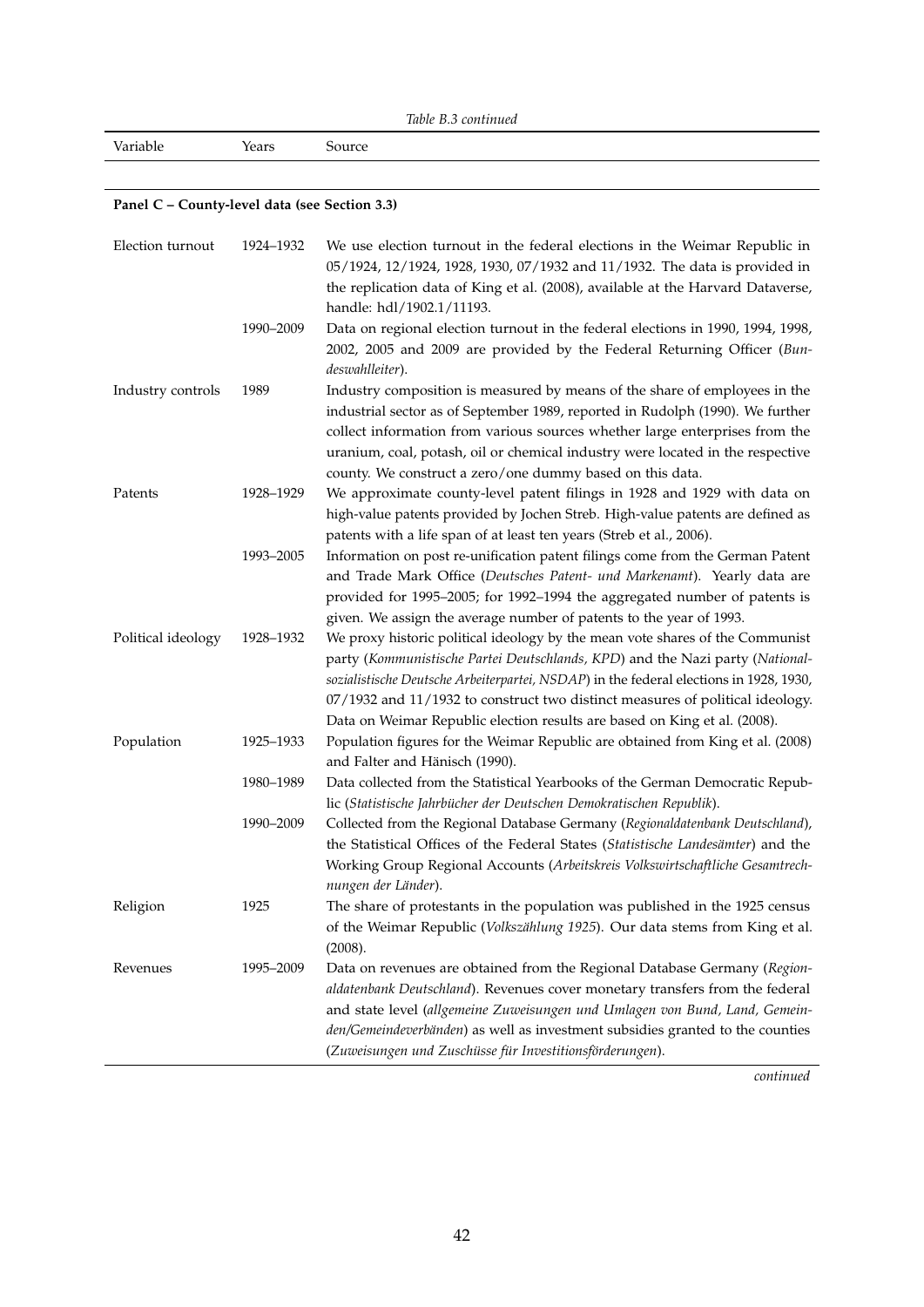*Table B.3 continued*

| Variable | Years | Source |
|---|---|---|
| **Panel C – County-level data (see Section 3.3)** | | |
| Election turnout | 1924–1932 | We use election turnout in the federal elections in the Weimar Republic in 05/1924, 12/1924, 1928, 1930, 07/1932 and 11/1932. The data is provided in the replication data of King et al. (2008), available at the Harvard Dataverse, handle: hdl/1902.1/11193. |
| | 1990–2009 | Data on regional election turnout in the federal elections in 1990, 1994, 1998, 2002, 2005 and 2009 are provided by the Federal Returning Officer (*Bundeswahlleiter*). |
| Industry controls | 1989 | Industry composition is measured by means of the share of employees in the industrial sector as of September 1989, reported in Rudolph (1990). We further collect information from various sources whether large enterprises from the uranium, coal, potash, oil or chemical industry were located in the respective county. We construct a zero/one dummy based on this data. |
| Patents | 1928–1929 | We approximate county-level patent filings in 1928 and 1929 with data on high-value patents provided by Jochen Streb. High-value patents are defined as patents with a life span of at least ten years (Streb et al., 2006). |
| | 1993–2005 | Information on post re-unification patent filings come from the German Patent and Trade Mark Office (*Deutsches Patent- und Markenamt*). Yearly data are provided for 1995–2005; for 1992–1994 the aggregated number of patents is given. We assign the average number of patents to the year of 1993. |
| Political ideology | 1928–1932 | We proxy historic political ideology by the mean vote shares of the Communist party (*Kommunistische Partei Deutschlands, KPD*) and the Nazi party (*Nationalsozialistische Deutsche Arbeiterpartei, NSDAP*) in the federal elections in 1928, 1930, 07/1932 and 11/1932 to construct two distinct measures of political ideology. Data on Weimar Republic election results are based on King et al. (2008). |
| Population | 1925–1933 | Population figures for the Weimar Republic are obtained from King et al. (2008) and Falter and Hänisch (1990). |
| | 1980–1989 | Data collected from the Statistical Yearbooks of the German Democratic Republic (*Statistische Jahrbücher der Deutschen Demokratischen Republik*). |
| | 1990–2009 | Collected from the Regional Database Germany (*Regionaldatenbank Deutschland*), the Statistical Offices of the Federal States (*Statistische Landesämter*) and the Working Group Regional Accounts (*Arbeitskreis Volkswirtschaftliche Gesamtrechnungen der Länder*). |
| Religion | 1925 | The share of protestants in the population was published in the 1925 census of the Weimar Republic (*Volkszählung 1925*). Our data stems from King et al. (2008). |
| Revenues | 1995–2009 | Data on revenues are obtained from the Regional Database Germany (*Regionaldatenbank Deutschland*). Revenues cover monetary transfers from the federal and state level (*allgemeine Zuweisungen und Umlagen von Bund, Land, Gemeinden/Gemeindeverbänden*) as well as investment subsidies granted to the counties (*Zuweisungen und Zuschüsse für Investitionsförderungen*). |

*continued*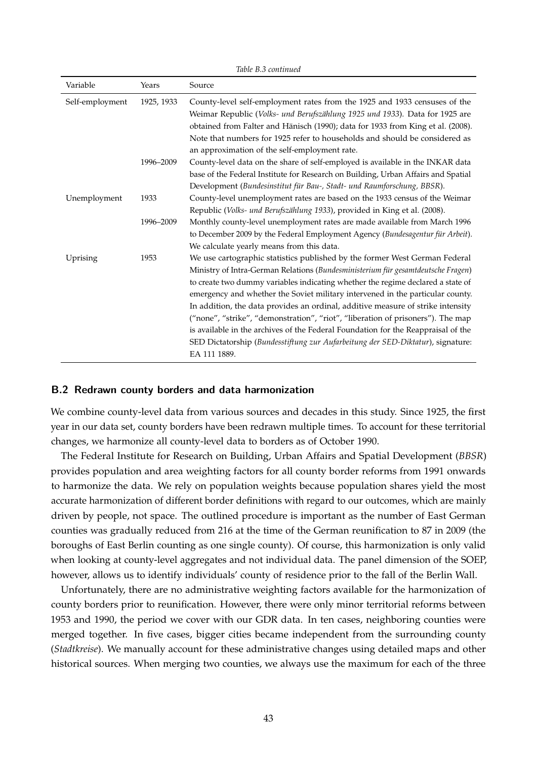*Table B.3 continued*

| Variable | Years | Source |
|---|---|---|
| Self-employment | 1925, 1933 | County-level self-employment rates from the 1925 and 1933 censuses of the Weimar Republic (*Volks- und Berufszählung 1925 und 1933*). Data for 1925 are obtained from Falter and Hänisch (1990); data for 1933 from King et al. (2008). Note that numbers for 1925 refer to households and should be considered as an approximation of the self-employment rate. |
| | 1996–2009 | County-level data on the share of self-employed is available in the INKAR data base of the Federal Institute for Research on Building, Urban Affairs and Spatial Development (*Bundesinstitut für Bau-, Stadt- und Raumforschung, BBSR*). |
| Unemployment | 1933 | County-level unemployment rates are based on the 1933 census of the Weimar Republic (*Volks- und Berufszählung 1933*), provided in King et al. (2008). |
| | 1996–2009 | Monthly county-level unemployment rates are made available from March 1996 to December 2009 by the Federal Employment Agency (*Bundesagentur für Arbeit*). We calculate yearly means from this data. |
| Uprising | 1953 | We use cartographic statistics published by the former West German Federal Ministry of Intra-German Relations (*Bundesministerium für gesamtdeutsche Fragen*) to create two dummy variables indicating whether the regime declared a state of emergency and whether the Soviet military intervened in the particular county. In addition, the data provides an ordinal, additive measure of strike intensity ("none", "strike", "demonstration", "riot", "liberation of prisoners"). The map is available in the archives of the Federal Foundation for the Reappraisal of the SED Dictatorship (*Bundesstiftung zur Aufarbeitung der SED-Diktatur*), signature: EA 111 1889. |

### B.2 Redrawn county borders and data harmonization

We combine county-level data from various sources and decades in this study. Since 1925, the first year in our data set, county borders have been redrawn multiple times. To account for these territorial changes, we harmonize all county-level data to borders as of October 1990.

The Federal Institute for Research on Building, Urban Affairs and Spatial Development (*BBSR*) provides population and area weighting factors for all county border reforms from 1991 onwards to harmonize the data. We rely on population weights because population shares yield the most accurate harmonization of different border definitions with regard to our outcomes, which are mainly driven by people, not space. The outlined procedure is important as the number of East German counties was gradually reduced from 216 at the time of the German reunification to 87 in 2009 (the boroughs of East Berlin counting as one single county). Of course, this harmonization is only valid when looking at county-level aggregates and not individual data. The panel dimension of the SOEP, however, allows us to identify individuals' county of residence prior to the fall of the Berlin Wall.

Unfortunately, there are no administrative weighting factors available for the harmonization of county borders prior to reunification. However, there were only minor territorial reforms between 1953 and 1990, the period we cover with our GDR data. In ten cases, neighboring counties were merged together. In five cases, bigger cities became independent from the surrounding county (*Stadtkreise*). We manually account for these administrative changes using detailed maps and other historical sources. When merging two counties, we always use the maximum for each of the three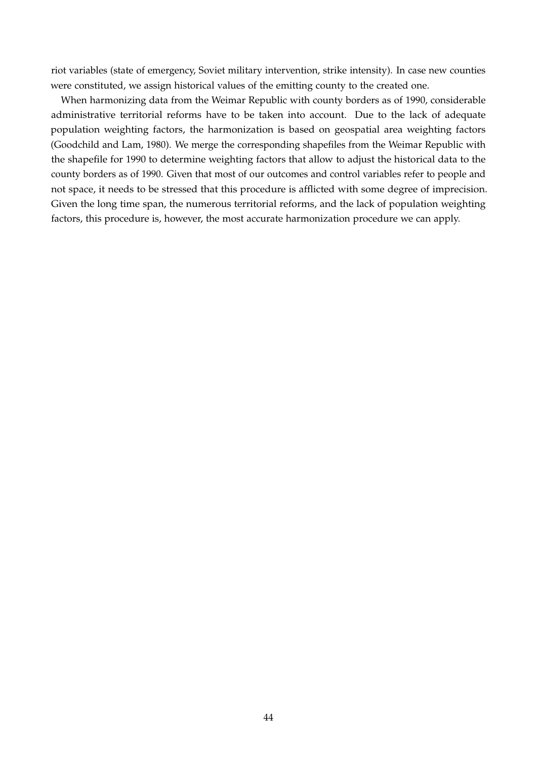riot variables (state of emergency, Soviet military intervention, strike intensity). In case new counties were constituted, we assign historical values of the emitting county to the created one.

When harmonizing data from the Weimar Republic with county borders as of 1990, considerable administrative territorial reforms have to be taken into account. Due to the lack of adequate population weighting factors, the harmonization is based on geospatial area weighting factors (Goodchild and Lam, 1980). We merge the corresponding shapefiles from the Weimar Republic with the shapefile for 1990 to determine weighting factors that allow to adjust the historical data to the county borders as of 1990. Given that most of our outcomes and control variables refer to people and not space, it needs to be stressed that this procedure is afflicted with some degree of imprecision. Given the long time span, the numerous territorial reforms, and the lack of population weighting factors, this procedure is, however, the most accurate harmonization procedure we can apply.